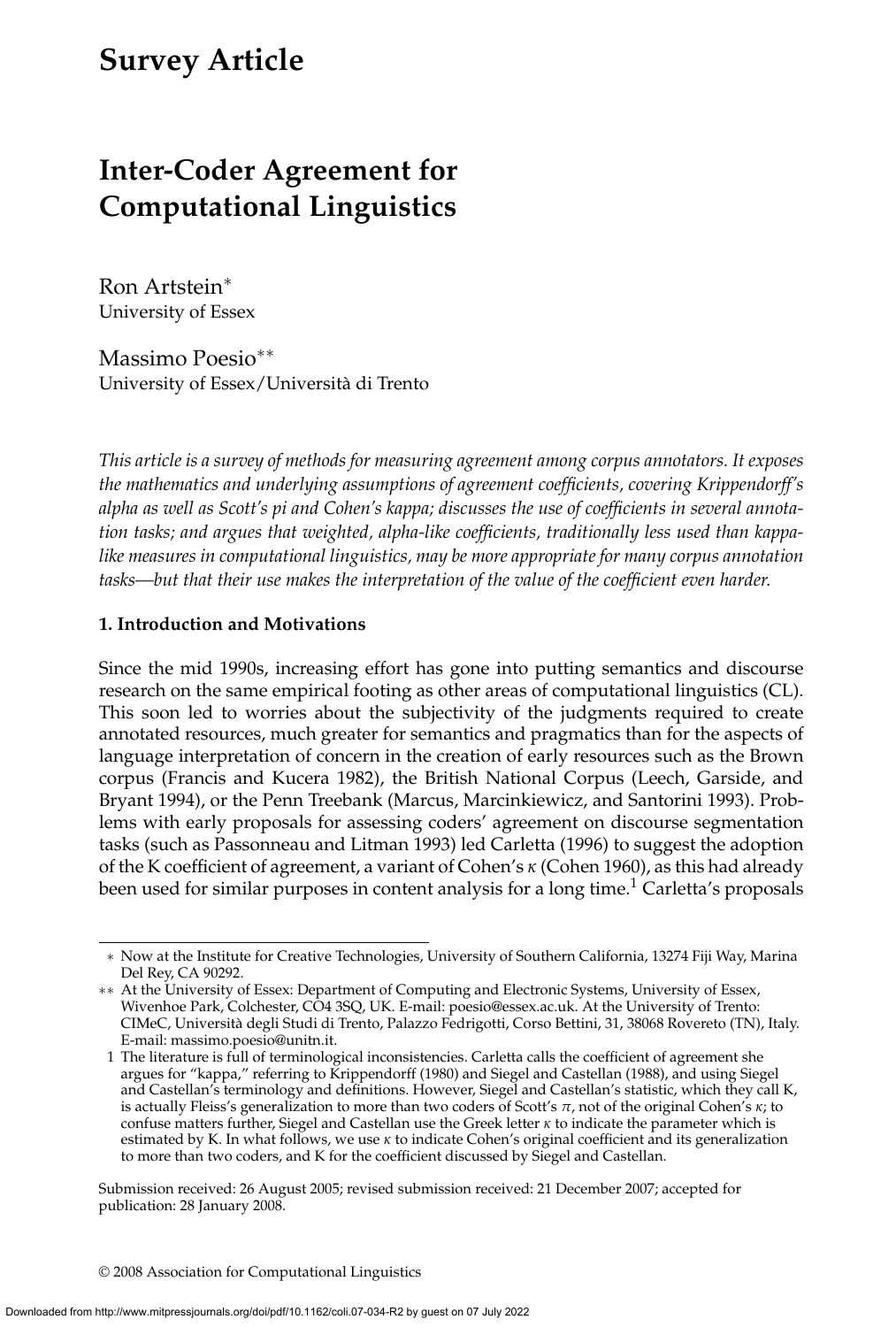# Survey Article

## Inter-Coder Agreement for Computational Linguistics

Ron Artstein*
University of Essex

Massimo Poesio**
University of Essex/Università di Trento

*This article is a survey of methods for measuring agreement among corpus annotators. It exposes the mathematics and underlying assumptions of agreement coefficients, covering Krippendorff's alpha as well as Scott's pi and Cohen's kappa; discusses the use of coefficients in several annotation tasks; and argues that weighted, alpha-like coefficients, traditionally less used than kappa-like measures in computational linguistics, may be more appropriate for many corpus annotation tasks—but that their use makes the interpretation of the value of the coefficient even harder.*

### 1. Introduction and Motivations

Since the mid 1990s, increasing effort has gone into putting semantics and discourse research on the same empirical footing as other areas of computational linguistics (CL). This soon led to worries about the subjectivity of the judgments required to create annotated resources, much greater for semantics and pragmatics than for the aspects of language interpretation of concern in the creation of early resources such as the Brown corpus (Francis and Kucera 1982), the British National Corpus (Leech, Garside, and Bryant 1994), or the Penn Treebank (Marcus, Marcinkiewicz, and Santorini 1993). Problems with early proposals for assessing coders' agreement on discourse segmentation tasks (such as Passonneau and Litman 1993) led Carletta (1996) to suggest the adoption of the K coefficient of agreement, a variant of Cohen's $\kappa$ (Cohen 1960), as this had already been used for similar purposes in content analysis for a long time.[1] Carletta's proposals

---

* Now at the Institute for Creative Technologies, University of Southern California, 13274 Fiji Way, Marina Del Rey, CA 90292.

** At the University of Essex: Department of Computing and Electronic Systems, University of Essex, Wivenhoe Park, Colchester, CO4 3SQ, UK. E-mail: poesio@essex.ac.uk. At the University of Trento: CIMeC, Università degli Studi di Trento, Palazzo Fedrigotti, Corso Bettini, 31, 38068 Rovereto (TN), Italy. E-mail: massimo.poesio@unitn.it.

1 The literature is full of terminological inconsistencies. Carletta calls the coefficient of agreement she argues for "kappa," referring to Krippendorff (1980) and Siegel and Castellan (1988), and using Siegel and Castellan's terminology and definitions. However, Siegel and Castellan's statistic, which they call K, is actually Fleiss's generalization to more than two coders of Scott's $\pi$, not of the original Cohen's $\kappa$; to confuse matters further, Siegel and Castellan use the Greek letter $\kappa$ to indicate the parameter which is estimated by K. In what follows, we use $\kappa$ to indicate Cohen's original coefficient and its generalization to more than two coders, and K for the coefficient discussed by Siegel and Castellan.

Submission received: 26 August 2005; revised submission received: 21 December 2007; accepted for publication: 28 January 2008.

© 2008 Association for Computational Linguistics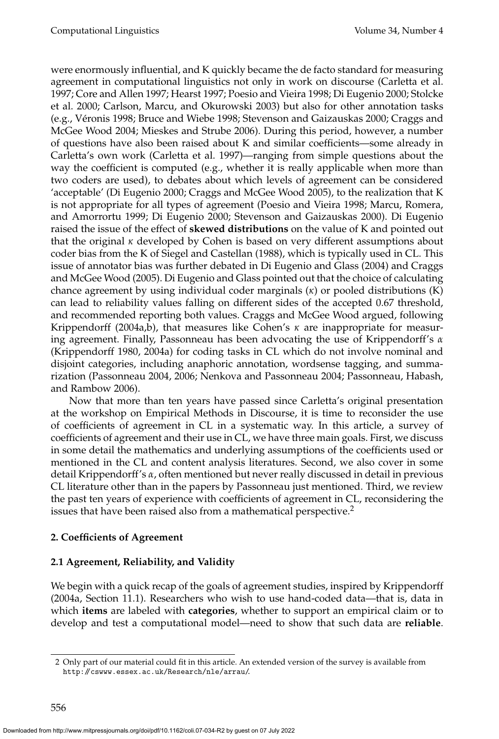were enormously influential, and K quickly became the de facto standard for measuring agreement in computational linguistics not only in work on discourse (Carletta et al. 1997; Core and Allen 1997; Hearst 1997; Poesio and Vieira 1998; Di Eugenio 2000; Stolcke et al. 2000; Carlson, Marcu, and Okurowski 2003) but also for other annotation tasks (e.g., Véronis 1998; Bruce and Wiebe 1998; Stevenson and Gaizauskas 2000; Craggs and McGee Wood 2004; Mieskes and Strube 2006). During this period, however, a number of questions have also been raised about K and similar coefficients—some already in Carletta's own work (Carletta et al. 1997)—ranging from simple questions about the way the coefficient is computed (e.g., whether it is really applicable when more than two coders are used), to debates about which levels of agreement can be considered 'acceptable' (Di Eugenio 2000; Craggs and McGee Wood 2005), to the realization that K is not appropriate for all types of agreement (Poesio and Vieira 1998; Marcu, Romera, and Amorrortu 1999; Di Eugenio 2000; Stevenson and Gaizauskas 2000). Di Eugenio raised the issue of the effect of **skewed distributions** on the value of K and pointed out that the original $\kappa$ developed by Cohen is based on very different assumptions about coder bias from the K of Siegel and Castellan (1988), which is typically used in CL. This issue of annotator bias was further debated in Di Eugenio and Glass (2004) and Craggs and McGee Wood (2005). Di Eugenio and Glass pointed out that the choice of calculating chance agreement by using individual coder marginals ($\kappa$) or pooled distributions (K) can lead to reliability values falling on different sides of the accepted 0.67 threshold, and recommended reporting both values. Craggs and McGee Wood argued, following Krippendorff (2004a,b), that measures like Cohen's $\kappa$ are inappropriate for measuring agreement. Finally, Passonneau has been advocating the use of Krippendorff's $\alpha$ (Krippendorff 1980, 2004a) for coding tasks in CL which do not involve nominal and disjoint categories, including anaphoric annotation, wordsense tagging, and summarization (Passonneau 2004, 2006; Nenkova and Passonneau 2004; Passonneau, Habash, and Rambow 2006).

Now that more than ten years have passed since Carletta's original presentation at the workshop on Empirical Methods in Discourse, it is time to reconsider the use of coefficients of agreement in CL in a systematic way. In this article, a survey of coefficients of agreement and their use in CL, we have three main goals. First, we discuss in some detail the mathematics and underlying assumptions of the coefficients used or mentioned in the CL and content analysis literatures. Second, we also cover in some detail Krippendorff's $\alpha$, often mentioned but never really discussed in detail in previous CL literature other than in the papers by Passonneau just mentioned. Third, we review the past ten years of experience with coefficients of agreement in CL, reconsidering the issues that have been raised also from a mathematical perspective.[2]

## 2. Coefficients of Agreement

### 2.1 Agreement, Reliability, and Validity

We begin with a quick recap of the goals of agreement studies, inspired by Krippendorff (2004a, Section 11.1). Researchers who wish to use hand-coded data—that is, data in which **items** are labeled with **categories**, whether to support an empirical claim or to develop and test a computational model—need to show that such data are **reliable**.

---

2 Only part of our material could fit in this article. An extended version of the survey is available from http://cswww.essex.ac.uk/Research/nle/arrau/.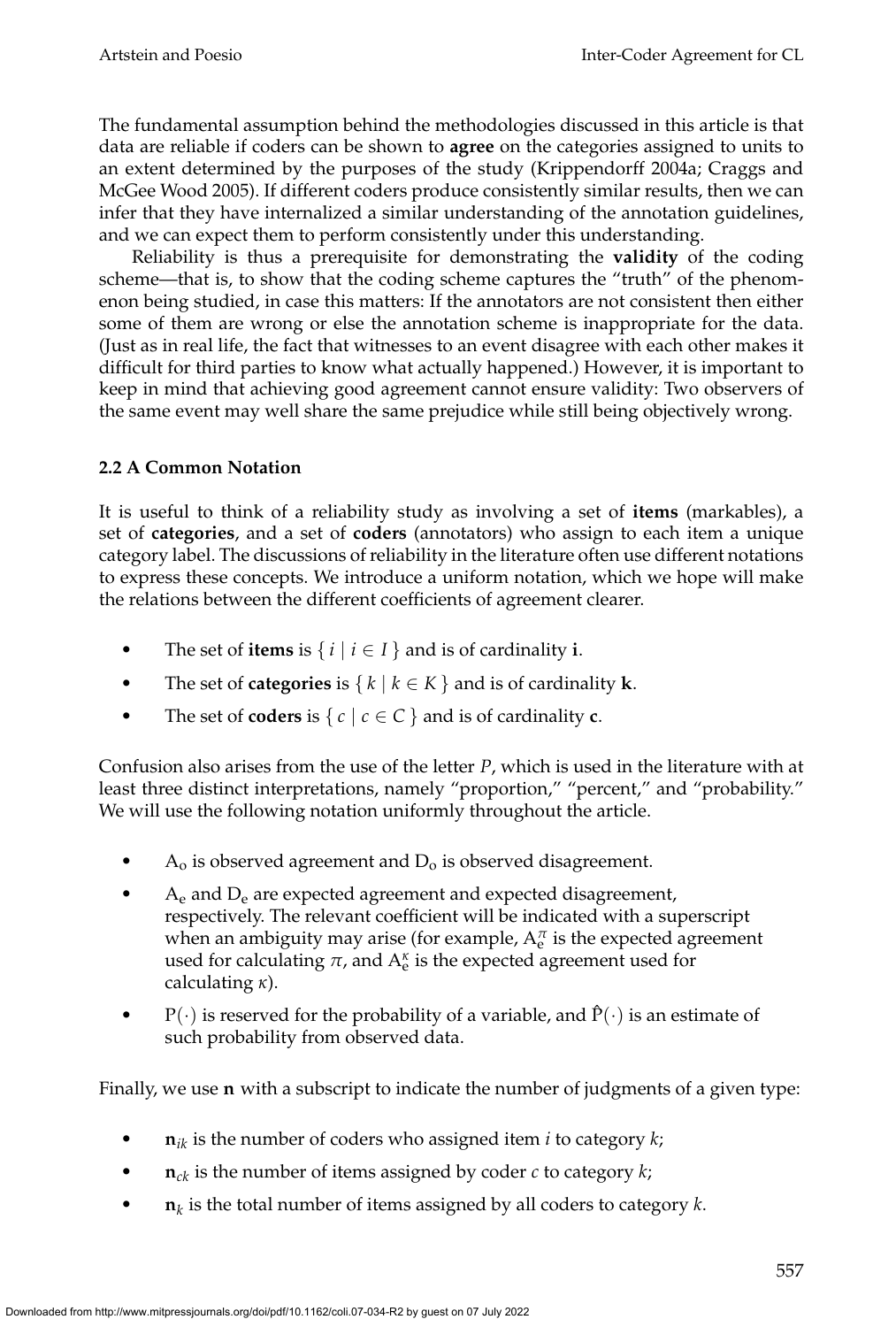The fundamental assumption behind the methodologies discussed in this article is that data are reliable if coders can be shown to **agree** on the categories assigned to units to an extent determined by the purposes of the study (Krippendorff 2004a; Craggs and McGee Wood 2005). If different coders produce consistently similar results, then we can infer that they have internalized a similar understanding of the annotation guidelines, and we can expect them to perform consistently under this understanding.

Reliability is thus a prerequisite for demonstrating the **validity** of the coding scheme—that is, to show that the coding scheme captures the "truth" of the phenomenon being studied, in case this matters: If the annotators are not consistent then either some of them are wrong or else the annotation scheme is inappropriate for the data. (Just as in real life, the fact that witnesses to an event disagree with each other makes it difficult for third parties to know what actually happened.) However, it is important to keep in mind that achieving good agreement cannot ensure validity: Two observers of the same event may well share the same prejudice while still being objectively wrong.

### 2.2 A Common Notation

It is useful to think of a reliability study as involving a set of **items** (markables), a set of **categories**, and a set of **coders** (annotators) who assign to each item a unique category label. The discussions of reliability in the literature often use different notations to express these concepts. We introduce a uniform notation, which we hope will make the relations between the different coefficients of agreement clearer.

- The set of **items** is $\{ i \mid i \in I \}$ and is of cardinality $\mathbf{i}$.
- The set of **categories** is $\{ k \mid k \in K \}$ and is of cardinality $\mathbf{k}$.
- The set of **coders** is $\{ c \mid c \in C \}$ and is of cardinality $\mathbf{c}$.

Confusion also arises from the use of the letter $P$, which is used in the literature with at least three distinct interpretations, namely "proportion," "percent," and "probability." We will use the following notation uniformly throughout the article.

- $\mathrm{A_o}$ is observed agreement and $\mathrm{D_o}$ is observed disagreement.
- $\mathrm{A_e}$ and $\mathrm{D_e}$ are expected agreement and expected disagreement, respectively. The relevant coefficient will be indicated with a superscript when an ambiguity may arise (for example, $\mathrm{A_e^{\pi}}$ is the expected agreement used for calculating $\pi$, and $\mathrm{A_e^{\kappa}}$ is the expected agreement used for calculating $\kappa$).
- $\mathrm{P}(\cdot)$ is reserved for the probability of a variable, and $\hat{\mathrm{P}}(\cdot)$ is an estimate of such probability from observed data.

Finally, we use $\mathbf{n}$ with a subscript to indicate the number of judgments of a given type:

- $\mathbf{n}_{ik}$ is the number of coders who assigned item $i$ to category $k$;
- $\mathbf{n}_{ck}$ is the number of items assigned by coder $c$ to category $k$;
- $\mathbf{n}_{k}$ is the total number of items assigned by all coders to category $k$.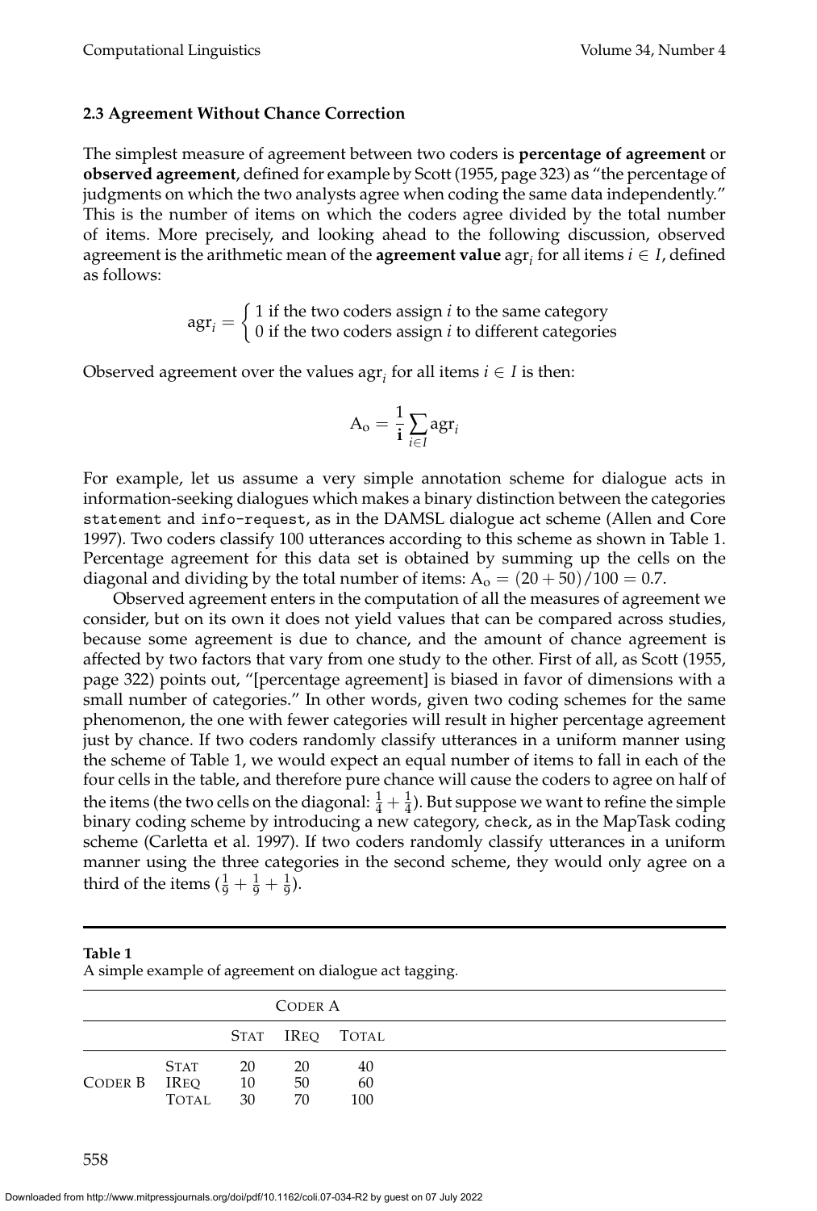### 2.3 Agreement Without Chance Correction

The simplest measure of agreement between two coders is **percentage of agreement** or **observed agreement**, defined for example by Scott (1955, page 323) as "the percentage of judgments on which the two analysts agree when coding the same data independently." This is the number of items on which the coders agree divided by the total number of items. More precisely, and looking ahead to the following discussion, observed agreement is the arithmetic mean of the **agreement value** $\text{agr}_i$ for all items $i \in I$, defined as follows:

$$\text{agr}_i = \begin{cases} 1 \text{ if the two coders assign } i \text{ to the same category} \\ 0 \text{ if the two coders assign } i \text{ to different categories} \end{cases}$$

Observed agreement over the values $\text{agr}_i$ for all items $i \in I$ is then:

$$\text{A}_\text{o} = \frac{1}{\mathbf{i}} \sum_{i \in I} \text{agr}_i$$

For example, let us assume a very simple annotation scheme for dialogue acts in information-seeking dialogues which makes a binary distinction between the categories `statement` and `info-request`, as in the DAMSL dialogue act scheme (Allen and Core 1997). Two coders classify 100 utterances according to this scheme as shown in Table 1. Percentage agreement for this data set is obtained by summing up the cells on the diagonal and dividing by the total number of items: $\text{A}_\text{o} = (20 + 50)/100 = 0.7$.

Observed agreement enters in the computation of all the measures of agreement we consider, but on its own it does not yield values that can be compared across studies, because some agreement is due to chance, and the amount of chance agreement is affected by two factors that vary from one study to the other. First of all, as Scott (1955, page 322) points out, "[percentage agreement] is biased in favor of dimensions with a small number of categories." In other words, given two coding schemes for the same phenomenon, the one with fewer categories will result in higher percentage agreement just by chance. If two coders randomly classify utterances in a uniform manner using the scheme of Table 1, we would expect an equal number of items to fall in each of the four cells in the table, and therefore pure chance will cause the coders to agree on half of the items (the two cells on the diagonal: $\frac{1}{4} + \frac{1}{4}$). But suppose we want to refine the simple binary coding scheme by introducing a new category, `check`, as in the MapTask coding scheme (Carletta et al. 1997). If two coders randomly classify utterances in a uniform manner using the three categories in the second scheme, they would only agree on a third of the items ($\frac{1}{9} + \frac{1}{9} + \frac{1}{9}$).

**Table 1**
A simple example of agreement on dialogue act tagging.

| | | Coder A | | |
|---|---|---|---|---|
| | | Stat | IReq | Total |
| Coder B | Stat | 20 | 20 | 40 |
| | IReq | 10 | 50 | 60 |
| | Total | 30 | 70 | 100 |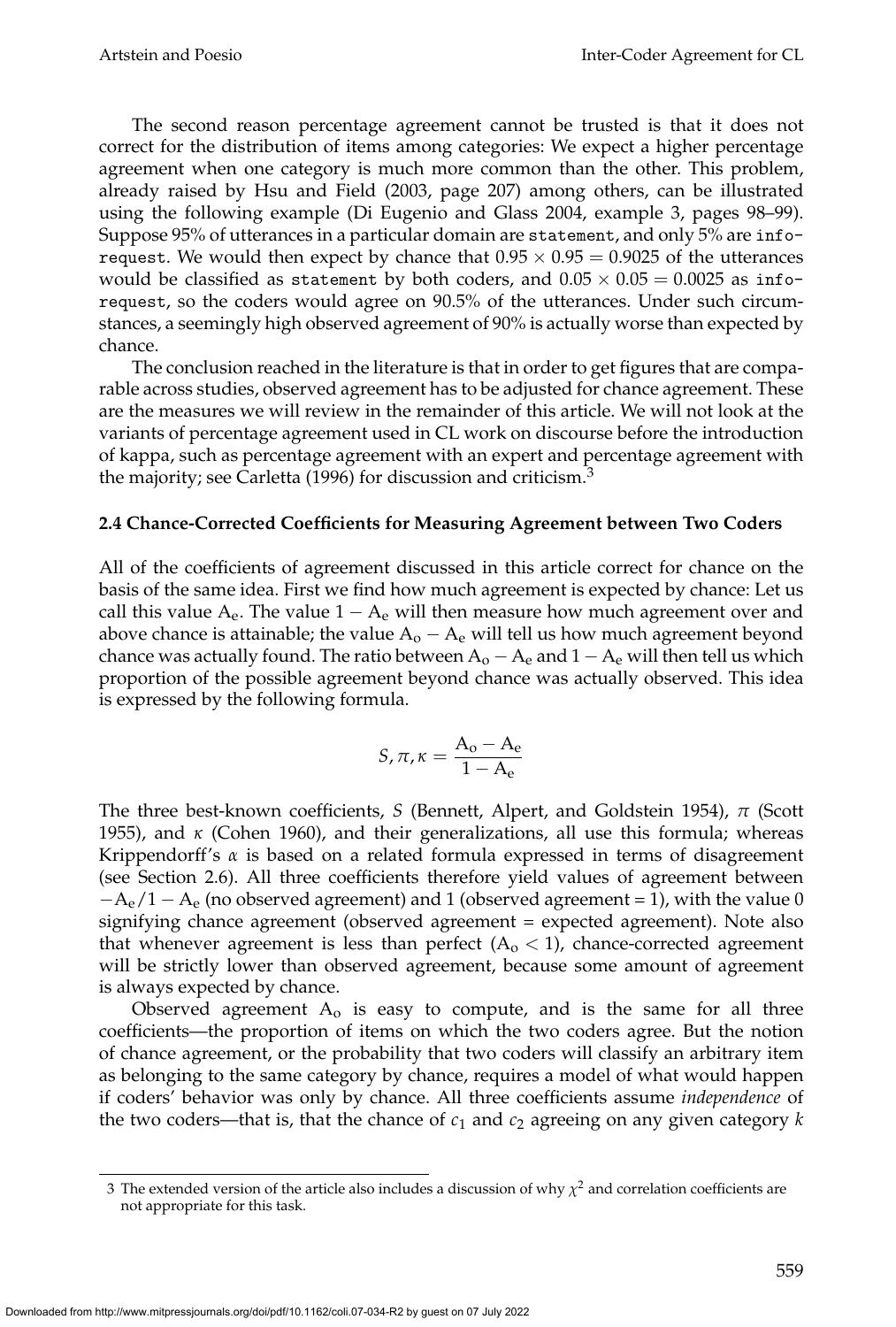The second reason percentage agreement cannot be trusted is that it does not correct for the distribution of items among categories: We expect a higher percentage agreement when one category is much more common than the other. This problem, already raised by Hsu and Field (2003, page 207) among others, can be illustrated using the following example (Di Eugenio and Glass 2004, example 3, pages 98–99). Suppose 95% of utterances in a particular domain are `statement`, and only 5% are `info-request`. We would then expect by chance that $0.95 \times 0.95 = 0.9025$ of the utterances would be classified as `statement` by both coders, and $0.05 \times 0.05 = 0.0025$ as `info-request`, so the coders would agree on 90.5% of the utterances. Under such circumstances, a seemingly high observed agreement of 90% is actually worse than expected by chance.

The conclusion reached in the literature is that in order to get figures that are comparable across studies, observed agreement has to be adjusted for chance agreement. These are the measures we will review in the remainder of this article. We will not look at the variants of percentage agreement used in CL work on discourse before the introduction of kappa, such as percentage agreement with an expert and percentage agreement with the majority; see Carletta (1996) for discussion and criticism.[3]

### 2.4 Chance-Corrected Coefficients for Measuring Agreement between Two Coders

All of the coefficients of agreement discussed in this article correct for chance on the basis of the same idea. First we find how much agreement is expected by chance: Let us call this value $\mathrm{A_e}$. The value $1 - \mathrm{A_e}$ will then measure how much agreement over and above chance is attainable; the value $\mathrm{A_o} - \mathrm{A_e}$ will tell us how much agreement beyond chance was actually found. The ratio between $\mathrm{A_o} - \mathrm{A_e}$ and $1 - \mathrm{A_e}$ will then tell us which proportion of the possible agreement beyond chance was actually observed. This idea is expressed by the following formula.

$$S, \pi, \kappa = \frac{\mathrm{A_o} - \mathrm{A_e}}{1 - \mathrm{A_e}}$$

The three best-known coefficients, $S$ (Bennett, Alpert, and Goldstein 1954), $\pi$ (Scott 1955), and $\kappa$ (Cohen 1960), and their generalizations, all use this formula; whereas Krippendorff's $\alpha$ is based on a related formula expressed in terms of disagreement (see Section 2.6). All three coefficients therefore yield values of agreement between $-\mathrm{A_e}/1 - \mathrm{A_e}$ (no observed agreement) and 1 (observed agreement = 1), with the value 0 signifying chance agreement (observed agreement = expected agreement). Note also that whenever agreement is less than perfect ($\mathrm{A_o} < 1$), chance-corrected agreement will be strictly lower than observed agreement, because some amount of agreement is always expected by chance.

Observed agreement $\mathrm{A_o}$ is easy to compute, and is the same for all three coefficients—the proportion of items on which the two coders agree. But the notion of chance agreement, or the probability that two coders will classify an arbitrary item as belonging to the same category by chance, requires a model of what would happen if coders' behavior was only by chance. All three coefficients assume *independence* of the two coders—that is, that the chance of $c_1$ and $c_2$ agreeing on any given category $k$

[3] The extended version of the article also includes a discussion of why $\chi^2$ and correlation coefficients are not appropriate for this task.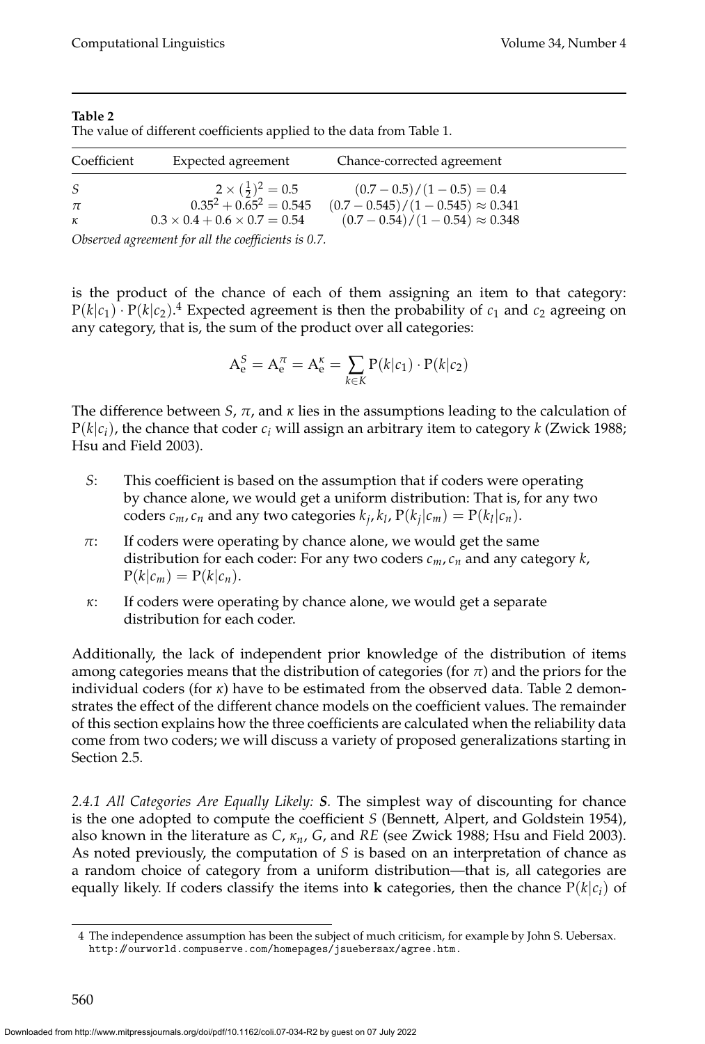**Table 2**
The value of different coefficients applied to the data from Table 1.

| Coefficient | Expected agreement | Chance-corrected agreement |
|---|---|---|
| $S$ | $2 \times (\frac{1}{2})^2 = 0.5$ | $(0.7 - 0.5)/(1 - 0.5) = 0.4$ |
| $\pi$ | $0.35^2 + 0.65^2 = 0.545$ | $(0.7 - 0.545)/(1 - 0.545) \approx 0.341$ |
| $\kappa$ | $0.3 \times 0.4 + 0.6 \times 0.7 = 0.54$ | $(0.7 - 0.54)/(1 - 0.54) \approx 0.348$ |

*Observed agreement for all the coefficients is 0.7.*

is the product of the chance of each of them assigning an item to that category: $\mathrm{P}(k|c_1) \cdot \mathrm{P}(k|c_2)$.[4] Expected agreement is then the probability of $c_1$ and $c_2$ agreeing on any category, that is, the sum of the product over all categories:

$$\mathrm{A}_\mathrm{e}^S = \mathrm{A}_\mathrm{e}^\pi = \mathrm{A}_\mathrm{e}^\kappa = \sum_{k \in K} \mathrm{P}(k|c_1) \cdot \mathrm{P}(k|c_2)$$

The difference between $S$, $\pi$, and $\kappa$ lies in the assumptions leading to the calculation of $\mathrm{P}(k|c_i)$, the chance that coder $c_i$ will assign an arbitrary item to category $k$ (Zwick 1988; Hsu and Field 2003).

- $S$: This coefficient is based on the assumption that if coders were operating by chance alone, we would get a uniform distribution: That is, for any two coders $c_m, c_n$ and any two categories $k_j, k_l$, $\mathrm{P}(k_j|c_m) = \mathrm{P}(k_l|c_n)$.
- $\pi$: If coders were operating by chance alone, we would get the same distribution for each coder: For any two coders $c_m, c_n$ and any category $k$, $\mathrm{P}(k|c_m) = \mathrm{P}(k|c_n)$.
- $\kappa$: If coders were operating by chance alone, we would get a separate distribution for each coder.

Additionally, the lack of independent prior knowledge of the distribution of items among categories means that the distribution of categories (for $\pi$) and the priors for the individual coders (for $\kappa$) have to be estimated from the observed data. Table 2 demonstrates the effect of the different chance models on the coefficient values. The remainder of this section explains how the three coefficients are calculated when the reliability data come from two coders; we will discuss a variety of proposed generalizations starting in Section 2.5.

*2.4.1 All Categories Are Equally Likely:* ***S***. The simplest way of discounting for chance is the one adopted to compute the coefficient $S$ (Bennett, Alpert, and Goldstein 1954), also known in the literature as $C$, $\kappa_n$, $G$, and $RE$ (see Zwick 1988; Hsu and Field 2003). As noted previously, the computation of $S$ is based on an interpretation of chance as a random choice of category from a uniform distribution—that is, all categories are equally likely. If coders classify the items into $\mathbf{k}$ categories, then the chance $\mathrm{P}(k|c_i)$ of

4 The independence assumption has been the subject of much criticism, for example by John S. Uebersax. http://ourworld.compuserve.com/homepages/jsuebersax/agree.htm.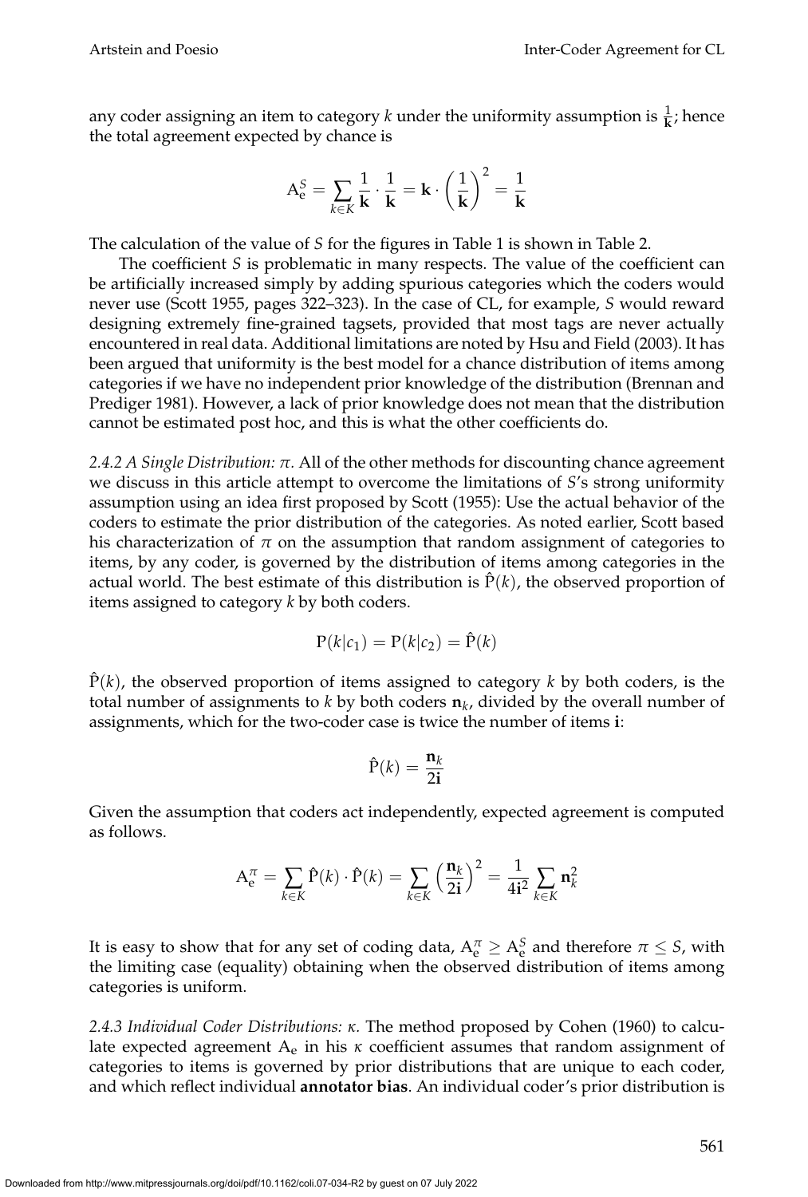any coder assigning an item to category $k$ under the uniformity assumption is $\frac{1}{\mathbf{k}}$; hence the total agreement expected by chance is

$$\mathrm{A}_{\mathrm{e}}^{S} = \sum_{k \in K} \frac{1}{\mathbf{k}} \cdot \frac{1}{\mathbf{k}} = \mathbf{k} \cdot \left(\frac{1}{\mathbf{k}}\right)^2 = \frac{1}{\mathbf{k}}$$

The calculation of the value of $S$ for the figures in Table 1 is shown in Table 2.

The coefficient $S$ is problematic in many respects. The value of the coefficient can be artificially increased simply by adding spurious categories which the coders would never use (Scott 1955, pages 322–323). In the case of CL, for example, $S$ would reward designing extremely fine-grained tagsets, provided that most tags are never actually encountered in real data. Additional limitations are noted by Hsu and Field (2003). It has been argued that uniformity is the best model for a chance distribution of items among categories if we have no independent prior knowledge of the distribution (Brennan and Prediger 1981). However, a lack of prior knowledge does not mean that the distribution cannot be estimated post hoc, and this is what the other coefficients do.

*2.4.2 A Single Distribution: $\pi$.* All of the other methods for discounting chance agreement we discuss in this article attempt to overcome the limitations of $S$'s strong uniformity assumption using an idea first proposed by Scott (1955): Use the actual behavior of the coders to estimate the prior distribution of the categories. As noted earlier, Scott based his characterization of $\pi$ on the assumption that random assignment of categories to items, by any coder, is governed by the distribution of items among categories in the actual world. The best estimate of this distribution is $\hat{\mathrm{P}}(k)$, the observed proportion of items assigned to category $k$ by both coders.

$$\mathrm{P}(k|c_1) = \mathrm{P}(k|c_2) = \hat{\mathrm{P}}(k)$$

$\hat{\mathrm{P}}(k)$, the observed proportion of items assigned to category $k$ by both coders, is the total number of assignments to $k$ by both coders $\mathbf{n}_k$, divided by the overall number of assignments, which for the two-coder case is twice the number of items $\mathbf{i}$:

$$\hat{\mathrm{P}}(k) = \frac{\mathbf{n}_k}{2\mathbf{i}}$$

Given the assumption that coders act independently, expected agreement is computed as follows.

$$\mathrm{A}_{\mathrm{e}}^{\pi} = \sum_{k \in K} \hat{\mathrm{P}}(k) \cdot \hat{\mathrm{P}}(k) = \sum_{k \in K} \left(\frac{\mathbf{n}_k}{2\mathbf{i}}\right)^2 = \frac{1}{4\mathbf{i}^2} \sum_{k \in K} \mathbf{n}_k^2$$

It is easy to show that for any set of coding data, $\mathrm{A}_{\mathrm{e}}^{\pi} \geq \mathrm{A}_{\mathrm{e}}^{S}$ and therefore $\pi \leq S$, with the limiting case (equality) obtaining when the observed distribution of items among categories is uniform.

*2.4.3 Individual Coder Distributions: $\kappa$.* The method proposed by Cohen (1960) to calculate expected agreement $\mathrm{A}_{\mathrm{e}}$ in his $\kappa$ coefficient assumes that random assignment of categories to items is governed by prior distributions that are unique to each coder, and which reflect individual **annotator bias**. An individual coder's prior distribution is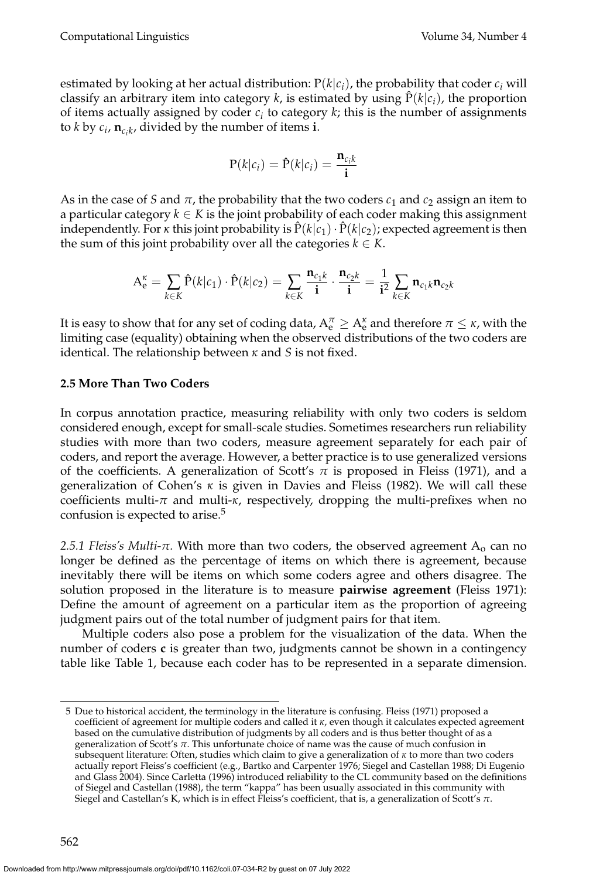estimated by looking at her actual distribution: $\mathrm{P}(k|c_i)$, the probability that coder $c_i$ will classify an arbitrary item into category $k$, is estimated by using $\hat{\mathrm{P}}(k|c_i)$, the proportion of items actually assigned by coder $c_i$ to category $k$; this is the number of assignments to $k$ by $c_i$, $\mathbf{n}_{c_i k}$, divided by the number of items $\mathbf{i}$.

$$\mathrm{P}(k|c_i) = \hat{\mathrm{P}}(k|c_i) = \frac{\mathbf{n}_{c_i k}}{\mathbf{i}}$$

As in the case of $S$ and $\pi$, the probability that the two coders $c_1$ and $c_2$ assign an item to a particular category $k \in K$ is the joint probability of each coder making this assignment independently. For $\kappa$ this joint probability is $\hat{\mathrm{P}}(k|c_1) \cdot \hat{\mathrm{P}}(k|c_2)$; expected agreement is then the sum of this joint probability over all the categories $k \in K$.

$$\mathrm{A}_{\mathrm{e}}^{\kappa} = \sum_{k \in K} \hat{\mathrm{P}}(k|c_1) \cdot \hat{\mathrm{P}}(k|c_2) = \sum_{k \in K} \frac{\mathbf{n}_{c_1 k}}{\mathbf{i}} \cdot \frac{\mathbf{n}_{c_2 k}}{\mathbf{i}} = \frac{1}{\mathbf{i}^2} \sum_{k \in K} \mathbf{n}_{c_1 k} \mathbf{n}_{c_2 k}$$

It is easy to show that for any set of coding data, $\mathrm{A}_{\mathrm{e}}^{\pi} \geq \mathrm{A}_{\mathrm{e}}^{\kappa}$ and therefore $\pi \leq \kappa$, with the limiting case (equality) obtaining when the observed distributions of the two coders are identical. The relationship between $\kappa$ and $S$ is not fixed.

### 2.5 More Than Two Coders

In corpus annotation practice, measuring reliability with only two coders is seldom considered enough, except for small-scale studies. Sometimes researchers run reliability studies with more than two coders, measure agreement separately for each pair of coders, and report the average. However, a better practice is to use generalized versions of the coefficients. A generalization of Scott's $\pi$ is proposed in Fleiss (1971), and a generalization of Cohen's $\kappa$ is given in Davies and Fleiss (1982). We will call these coefficients multi-$\pi$ and multi-$\kappa$, respectively, dropping the multi-prefixes when no confusion is expected to arise.[5]

*2.5.1 Fleiss's Multi-$\pi$.* With more than two coders, the observed agreement $\mathrm{A}_{\mathrm{o}}$ can no longer be defined as the percentage of items on which there is agreement, because inevitably there will be items on which some coders agree and others disagree. The solution proposed in the literature is to measure **pairwise agreement** (Fleiss 1971): Define the amount of agreement on a particular item as the proportion of agreeing judgment pairs out of the total number of judgment pairs for that item.

Multiple coders also pose a problem for the visualization of the data. When the number of coders $\mathbf{c}$ is greater than two, judgments cannot be shown in a contingency table like Table 1, because each coder has to be represented in a separate dimension.

---

5 Due to historical accident, the terminology in the literature is confusing. Fleiss (1971) proposed a coefficient of agreement for multiple coders and called it $\kappa$, even though it calculates expected agreement based on the cumulative distribution of judgments by all coders and is thus better thought of as a generalization of Scott's $\pi$. This unfortunate choice of name was the cause of much confusion in subsequent literature: Often, studies which claim to give a generalization of $\kappa$ to more than two coders actually report Fleiss's coefficient (e.g., Bartko and Carpenter 1976; Siegel and Castellan 1988; Di Eugenio and Glass 2004). Since Carletta (1996) introduced reliability to the CL community based on the definitions of Siegel and Castellan (1988), the term "kappa" has been usually associated in this community with Siegel and Castellan's K, which is in effect Fleiss's coefficient, that is, a generalization of Scott's $\pi$.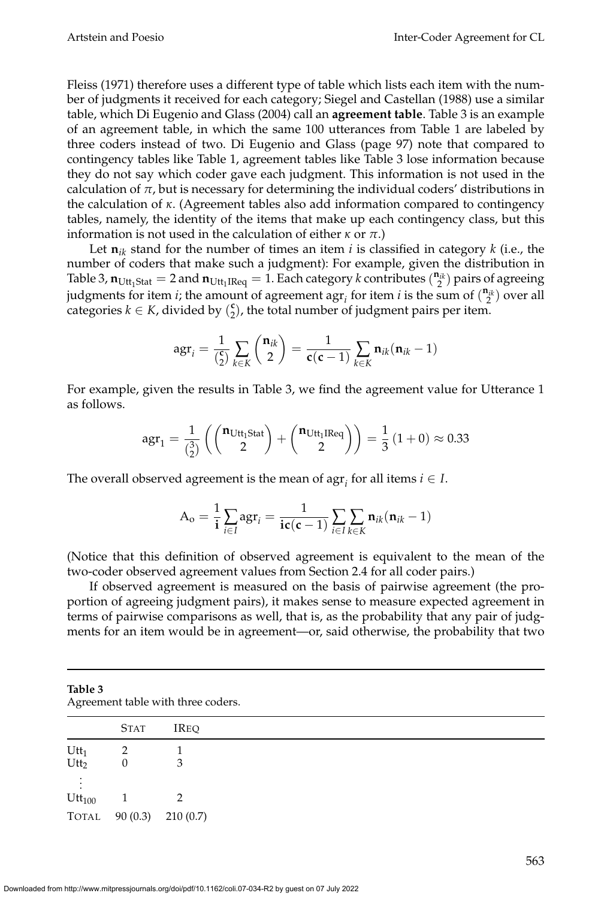Fleiss (1971) therefore uses a different type of table which lists each item with the number of judgments it received for each category; Siegel and Castellan (1988) use a similar table, which Di Eugenio and Glass (2004) call an **agreement table**. Table 3 is an example of an agreement table, in which the same 100 utterances from Table 1 are labeled by three coders instead of two. Di Eugenio and Glass (page 97) note that compared to contingency tables like Table 1, agreement tables like Table 3 lose information because they do not say which coder gave each judgment. This information is not used in the calculation of $\pi$, but is necessary for determining the individual coders' distributions in the calculation of $\kappa$. (Agreement tables also add information compared to contingency tables, namely, the identity of the items that make up each contingency class, but this information is not used in the calculation of either $\kappa$ or $\pi$.)

Let $\mathbf{n}_{ik}$ stand for the number of times an item $i$ is classified in category $k$ (i.e., the number of coders that make such a judgment): For example, given the distribution in Table 3, $\mathbf{n}_{\mathrm{Utt}_1\mathrm{Stat}} = 2$ and $\mathbf{n}_{\mathrm{Utt}_1\mathrm{IReq}} = 1$. Each category $k$ contributes $\binom{\mathbf{n}_{ik}}{2}$ pairs of agreeing judgments for item $i$; the amount of agreement $\mathrm{agr}_i$ for item $i$ is the sum of $\binom{\mathbf{n}_{ik}}{2}$ over all categories $k \in K$, divided by $\binom{\mathbf{c}}{2}$, the total number of judgment pairs per item.

$$\mathrm{agr}_i = \frac{1}{\binom{\mathbf{c}}{2}} \sum_{k \in K} \binom{\mathbf{n}_{ik}}{2} = \frac{1}{\mathbf{c}(\mathbf{c}-1)} \sum_{k \in K} \mathbf{n}_{ik}(\mathbf{n}_{ik} - 1)$$

For example, given the results in Table 3, we find the agreement value for Utterance 1 as follows.

$$\mathrm{agr}_1 = \frac{1}{\binom{3}{2}} \left( \binom{\mathbf{n}_{\mathrm{Utt}_1\mathrm{Stat}}}{2} + \binom{\mathbf{n}_{\mathrm{Utt}_1\mathrm{IReq}}}{2} \right) = \frac{1}{3}\,(1 + 0) \approx 0.33$$

The overall observed agreement is the mean of $\mathrm{agr}_i$ for all items $i \in I$.

$$\mathrm{A_o} = \frac{1}{\mathbf{i}} \sum_{i \in I} \mathrm{agr}_i = \frac{1}{\mathbf{ic}(\mathbf{c}-1)} \sum_{i \in I} \sum_{k \in K} \mathbf{n}_{ik}(\mathbf{n}_{ik} - 1)$$

(Notice that this definition of observed agreement is equivalent to the mean of the two-coder observed agreement values from Section 2.4 for all coder pairs.)

If observed agreement is measured on the basis of pairwise agreement (the proportion of agreeing judgment pairs), it makes sense to measure expected agreement in terms of pairwise comparisons as well, that is, as the probability that any pair of judgments for an item would be in agreement—or, said otherwise, the probability that two

**Table 3**
Agreement table with three coders.

| | STAT | IREQ |
|---|---|---|
| $\mathrm{Utt}_1$ | 2 | 1 |
| $\mathrm{Utt}_2$ | 0 | 3 |
| ⋮ | | |
| $\mathrm{Utt}_{100}$ | 1 | 2 |
| TOTAL | 90 (0.3) | 210 (0.7) |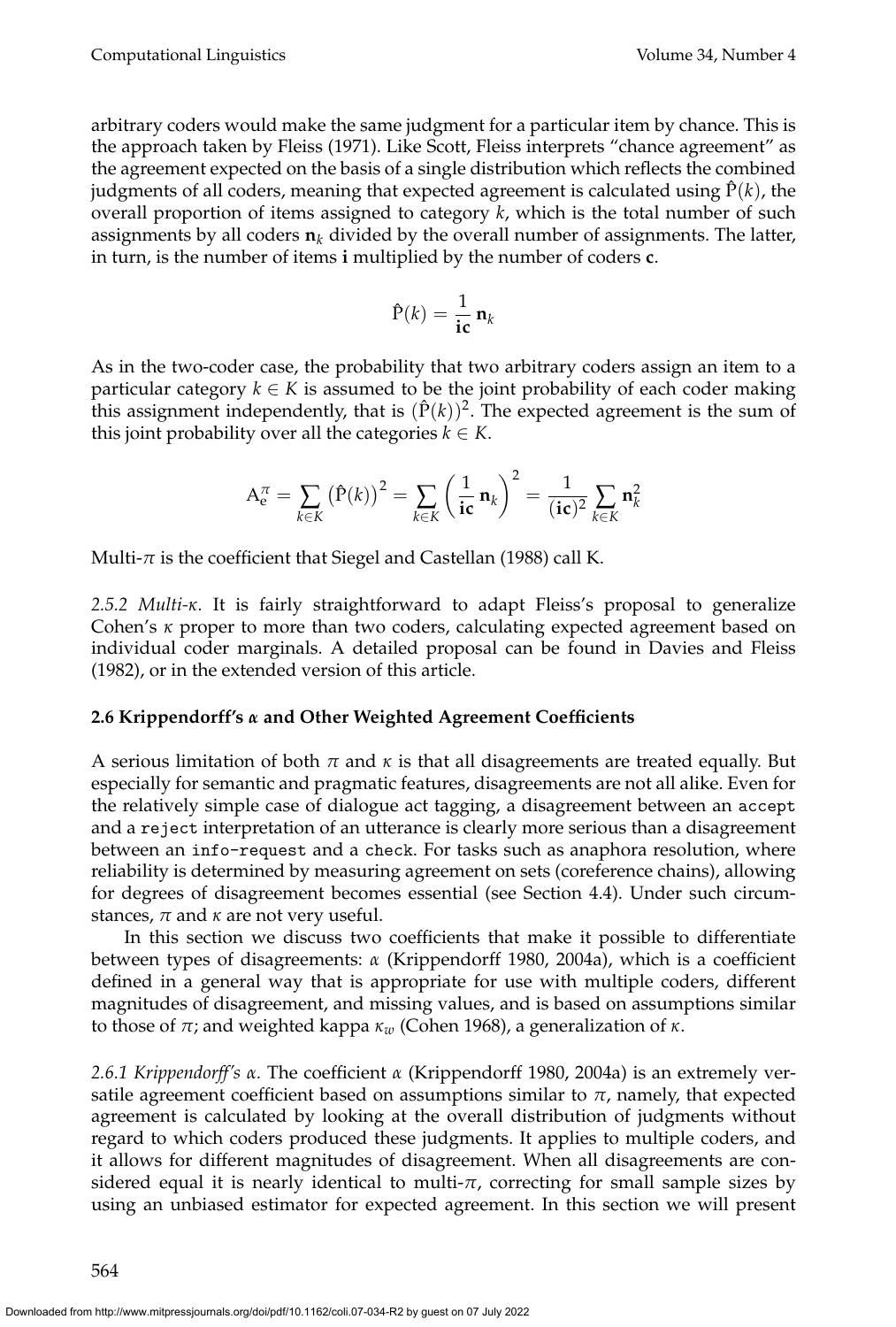arbitrary coders would make the same judgment for a particular item by chance. This is the approach taken by Fleiss (1971). Like Scott, Fleiss interprets "chance agreement" as the agreement expected on the basis of a single distribution which reflects the combined judgments of all coders, meaning that expected agreement is calculated using $\hat{\text{P}}(k)$, the overall proportion of items assigned to category $k$, which is the total number of such assignments by all coders $\mathbf{n}_k$ divided by the overall number of assignments. The latter, in turn, is the number of items $\mathbf{i}$ multiplied by the number of coders $\mathbf{c}$.

$$\hat{\text{P}}(k) = \frac{1}{\mathbf{ic}}\,\mathbf{n}_k$$

As in the two-coder case, the probability that two arbitrary coders assign an item to a particular category $k \in K$ is assumed to be the joint probability of each coder making this assignment independently, that is $(\hat{\text{P}}(k))^2$. The expected agreement is the sum of this joint probability over all the categories $k \in K$.

$$\text{A}_\text{e}^\pi = \sum_{k \in K} \left(\hat{\text{P}}(k)\right)^2 = \sum_{k \in K} \left(\frac{1}{\mathbf{ic}}\,\mathbf{n}_k\right)^2 = \frac{1}{(\mathbf{ic})^2} \sum_{k \in K} \mathbf{n}_k^2$$

Multi-$\pi$ is the coefficient that Siegel and Castellan (1988) call K.

*2.5.2 Multi-$\kappa$.* It is fairly straightforward to adapt Fleiss's proposal to generalize Cohen's $\kappa$ proper to more than two coders, calculating expected agreement based on individual coder marginals. A detailed proposal can be found in Davies and Fleiss (1982), or in the extended version of this article.

### 2.6 Krippendorff's $\alpha$ and Other Weighted Agreement Coefficients

A serious limitation of both $\pi$ and $\kappa$ is that all disagreements are treated equally. But especially for semantic and pragmatic features, disagreements are not all alike. Even for the relatively simple case of dialogue act tagging, a disagreement between an `accept` and a `reject` interpretation of an utterance is clearly more serious than a disagreement between an `info-request` and a `check`. For tasks such as anaphora resolution, where reliability is determined by measuring agreement on sets (coreference chains), allowing for degrees of disagreement becomes essential (see Section 4.4). Under such circumstances, $\pi$ and $\kappa$ are not very useful.

In this section we discuss two coefficients that make it possible to differentiate between types of disagreements: $\alpha$ (Krippendorff 1980, 2004a), which is a coefficient defined in a general way that is appropriate for use with multiple coders, different magnitudes of disagreement, and missing values, and is based on assumptions similar to those of $\pi$; and weighted kappa $\kappa_w$ (Cohen 1968), a generalization of $\kappa$.

*2.6.1 Krippendorff's $\alpha$.* The coefficient $\alpha$ (Krippendorff 1980, 2004a) is an extremely versatile agreement coefficient based on assumptions similar to $\pi$, namely, that expected agreement is calculated by looking at the overall distribution of judgments without regard to which coders produced these judgments. It applies to multiple coders, and it allows for different magnitudes of disagreement. When all disagreements are considered equal it is nearly identical to multi-$\pi$, correcting for small sample sizes by using an unbiased estimator for expected agreement. In this section we will present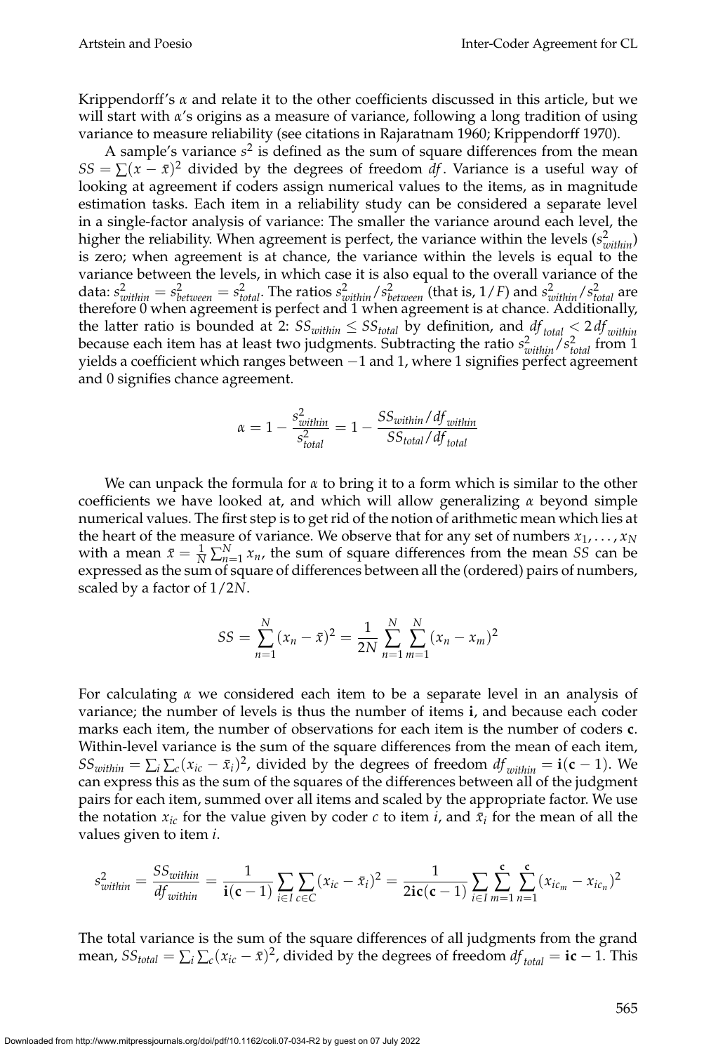Krippendorff's $\alpha$ and relate it to the other coefficients discussed in this article, but we will start with $\alpha$'s origins as a measure of variance, following a long tradition of using variance to measure reliability (see citations in Rajaratnam 1960; Krippendorff 1970).

A sample's variance $s^2$ is defined as the sum of square differences from the mean $SS = \sum(x - \bar{x})^2$ divided by the degrees of freedom $df$. Variance is a useful way of looking at agreement if coders assign numerical values to the items, as in magnitude estimation tasks. Each item in a reliability study can be considered a separate level in a single-factor analysis of variance: The smaller the variance around each level, the higher the reliability. When agreement is perfect, the variance within the levels ($s^2_{within}$) is zero; when agreement is at chance, the variance within the levels is equal to the variance between the levels, in which case it is also equal to the overall variance of the data: $s^2_{within} = s^2_{between} = s^2_{total}$. The ratios $s^2_{within}/s^2_{between}$ (that is, $1/F$) and $s^2_{within}/s^2_{total}$ are therefore 0 when agreement is perfect and 1 when agreement is at chance. Additionally, the latter ratio is bounded at 2: $SS_{within} \leq SS_{total}$ by definition, and $df_{total} < 2\, df_{within}$ because each item has at least two judgments. Subtracting the ratio $s^2_{within}/s^2_{total}$ from 1 yields a coefficient which ranges between $-1$ and 1, where 1 signifies perfect agreement and 0 signifies chance agreement.

$$\alpha = 1 - \frac{s^2_{within}}{s^2_{total}} = 1 - \frac{SS_{within}/df_{within}}{SS_{total}/df_{total}}$$

We can unpack the formula for $\alpha$ to bring it to a form which is similar to the other coefficients we have looked at, and which will allow generalizing $\alpha$ beyond simple numerical values. The first step is to get rid of the notion of arithmetic mean which lies at the heart of the measure of variance. We observe that for any set of numbers $x_1, \ldots, x_N$ with a mean $\bar{x} = \frac{1}{N}\sum_{n=1}^{N} x_n$, the sum of square differences from the mean $SS$ can be expressed as the sum of square of differences between all the (ordered) pairs of numbers, scaled by a factor of $1/2N$.

$$SS = \sum_{n=1}^{N}(x_n - \bar{x})^2 = \frac{1}{2N}\sum_{n=1}^{N}\sum_{m=1}^{N}(x_n - x_m)^2$$

For calculating $\alpha$ we considered each item to be a separate level in an analysis of variance; the number of levels is thus the number of items $\mathbf{i}$, and because each coder marks each item, the number of observations for each item is the number of coders $\mathbf{c}$. Within-level variance is the sum of the square differences from the mean of each item, $SS_{within} = \sum_i \sum_c (x_{ic} - \bar{x}_i)^2$, divided by the degrees of freedom $df_{within} = \mathbf{i}(\mathbf{c} - 1)$. We can express this as the sum of the squares of the differences between all of the judgment pairs for each item, summed over all items and scaled by the appropriate factor. We use the notation $x_{ic}$ for the value given by coder $c$ to item $i$, and $\bar{x}_i$ for the mean of all the values given to item $i$.

$$s^2_{within} = \frac{SS_{within}}{df_{within}} = \frac{1}{\mathbf{i}(\mathbf{c}-1)}\sum_{i \in I}\sum_{c \in C}(x_{ic} - \bar{x}_i)^2 = \frac{1}{2\mathbf{i}\mathbf{c}(\mathbf{c}-1)}\sum_{i \in I}\sum_{m=1}^{\mathbf{c}}\sum_{n=1}^{\mathbf{c}}(x_{ic_m} - x_{ic_n})^2$$

The total variance is the sum of the square differences of all judgments from the grand mean, $SS_{total} = \sum_i \sum_c (x_{ic} - \bar{x})^2$, divided by the degrees of freedom $df_{total} = \mathbf{ic} - 1$. This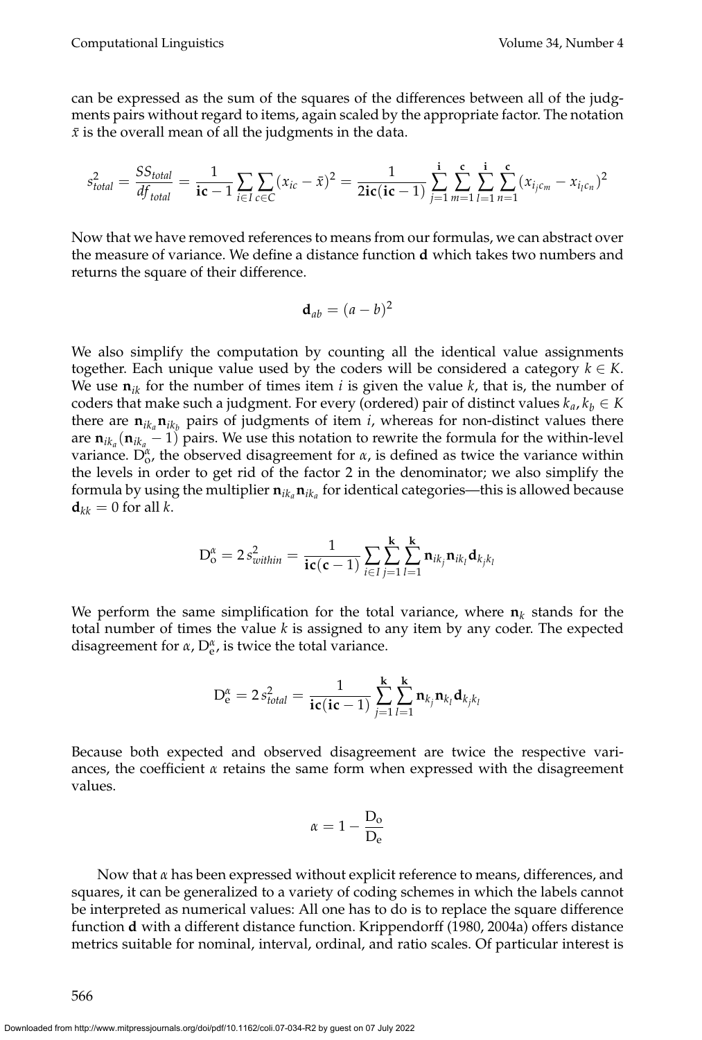can be expressed as the sum of the squares of the differences between all of the judgments pairs without regard to items, again scaled by the appropriate factor. The notation $\bar{x}$ is the overall mean of all the judgments in the data.

$$s^2_{total} = \frac{SS_{total}}{df_{total}} = \frac{1}{\mathbf{ic}-1}\sum_{i \in I}\sum_{c \in C}(x_{ic} - \bar{x})^2 = \frac{1}{2\mathbf{ic}(\mathbf{ic}-1)}\sum_{j=1}^{\mathbf{i}}\sum_{m=1}^{\mathbf{c}}\sum_{l=1}^{\mathbf{i}}\sum_{n=1}^{\mathbf{c}}(x_{i_jc_m} - x_{i_lc_n})^2$$

Now that we have removed references to means from our formulas, we can abstract over the measure of variance. We define a distance function $\mathbf{d}$ which takes two numbers and returns the square of their difference.

$$\mathbf{d}_{ab} = (a - b)^2$$

We also simplify the computation by counting all the identical value assignments together. Each unique value used by the coders will be considered a category $k \in K$. We use $\mathbf{n}_{ik}$ for the number of times item $i$ is given the value $k$, that is, the number of coders that make such a judgment. For every (ordered) pair of distinct values $k_a, k_b \in K$ there are $\mathbf{n}_{ik_a}\mathbf{n}_{ik_b}$ pairs of judgments of item $i$, whereas for non-distinct values there are $\mathbf{n}_{ik_a}(\mathbf{n}_{ik_a} - 1)$ pairs. We use this notation to rewrite the formula for the within-level variance. $\mathrm{D}^{\alpha}_{\mathrm{o}}$, the observed disagreement for $\alpha$, is defined as twice the variance within the levels in order to get rid of the factor 2 in the denominator; we also simplify the formula by using the multiplier $\mathbf{n}_{ik_a}\mathbf{n}_{ik_a}$ for identical categories—this is allowed because $\mathbf{d}_{kk} = 0$ for all $k$.

$$\mathrm{D}^{\alpha}_{\mathrm{o}} = 2\,s^2_{within} = \frac{1}{\mathbf{ic}(\mathbf{c}-1)}\sum_{i \in I}\sum_{j=1}^{\mathbf{k}}\sum_{l=1}^{\mathbf{k}}\mathbf{n}_{ik_j}\mathbf{n}_{ik_l}\mathbf{d}_{k_jk_l}$$

We perform the same simplification for the total variance, where $\mathbf{n}_k$ stands for the total number of times the value $k$ is assigned to any item by any coder. The expected disagreement for $\alpha$, $\mathrm{D}^{\alpha}_{\mathrm{e}}$, is twice the total variance.

$$\mathrm{D}^{\alpha}_{\mathrm{e}} = 2\,s^2_{total} = \frac{1}{\mathbf{ic}(\mathbf{ic}-1)}\sum_{j=1}^{\mathbf{k}}\sum_{l=1}^{\mathbf{k}}\mathbf{n}_{k_j}\mathbf{n}_{k_l}\mathbf{d}_{k_jk_l}$$

Because both expected and observed disagreement are twice the respective variances, the coefficient $\alpha$ retains the same form when expressed with the disagreement values.

$$\alpha = 1 - \frac{\mathrm{D}_{\mathrm{o}}}{\mathrm{D}_{\mathrm{e}}}$$

Now that $\alpha$ has been expressed without explicit reference to means, differences, and squares, it can be generalized to a variety of coding schemes in which the labels cannot be interpreted as numerical values: All one has to do is to replace the square difference function $\mathbf{d}$ with a different distance function. Krippendorff (1980, 2004a) offers distance metrics suitable for nominal, interval, ordinal, and ratio scales. Of particular interest is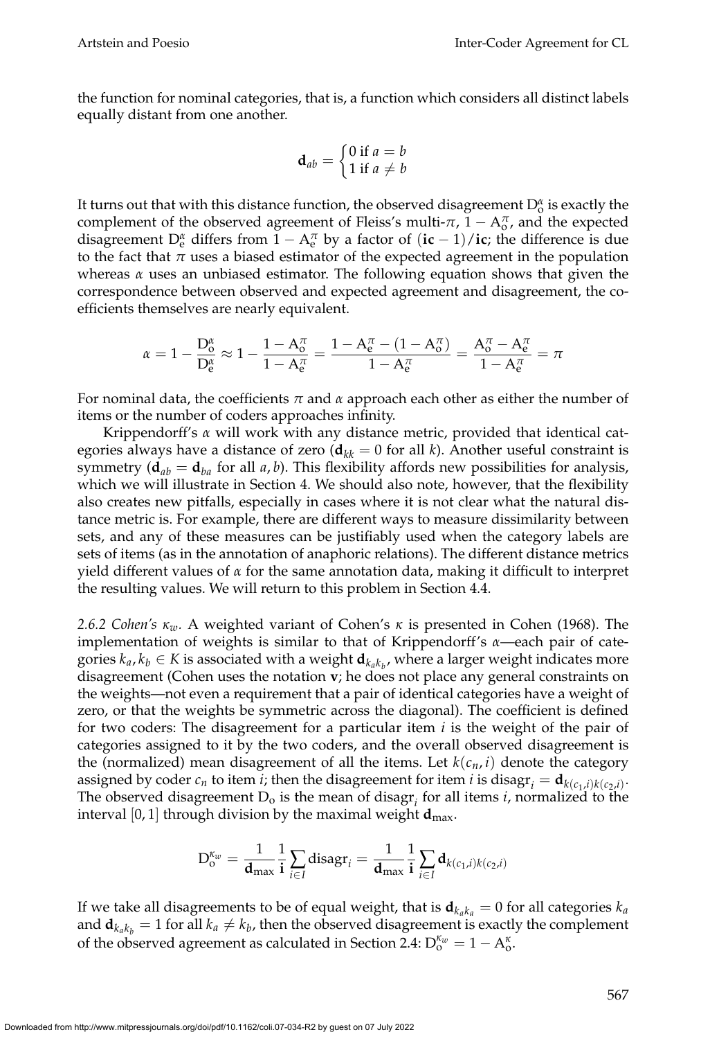the function for nominal categories, that is, a function which considers all distinct labels equally distant from one another.

$$\mathbf{d}_{ab} = \begin{cases} 0 \text{ if } a = b \\ 1 \text{ if } a \neq b \end{cases}$$

It turns out that with this distance function, the observed disagreement $\mathrm{D}_\mathrm{o}^\alpha$ is exactly the complement of the observed agreement of Fleiss's multi-$\pi$, $1 - \mathrm{A}_\mathrm{o}^\pi$, and the expected disagreement $\mathrm{D}_\mathrm{e}^\alpha$ differs from $1 - \mathrm{A}_\mathrm{e}^\pi$ by a factor of $(\mathbf{ic} - 1)/\mathbf{ic}$; the difference is due to the fact that $\pi$ uses a biased estimator of the expected agreement in the population whereas $\alpha$ uses an unbiased estimator. The following equation shows that given the correspondence between observed and expected agreement and disagreement, the coefficients themselves are nearly equivalent.

$$\alpha = 1 - \frac{\mathrm{D}_\mathrm{o}^\alpha}{\mathrm{D}_\mathrm{e}^\alpha} \approx 1 - \frac{1 - \mathrm{A}_\mathrm{o}^\pi}{1 - \mathrm{A}_\mathrm{e}^\pi} = \frac{1 - \mathrm{A}_\mathrm{e}^\pi - (1 - \mathrm{A}_\mathrm{o}^\pi)}{1 - \mathrm{A}_\mathrm{e}^\pi} = \frac{\mathrm{A}_\mathrm{o}^\pi - \mathrm{A}_\mathrm{e}^\pi}{1 - \mathrm{A}_\mathrm{e}^\pi} = \pi$$

For nominal data, the coefficients $\pi$ and $\alpha$ approach each other as either the number of items or the number of coders approaches infinity.

Krippendorff's $\alpha$ will work with any distance metric, provided that identical categories always have a distance of zero ($\mathbf{d}_{kk} = 0$ for all $k$). Another useful constraint is symmetry ($\mathbf{d}_{ab} = \mathbf{d}_{ba}$ for all $a, b$). This flexibility affords new possibilities for analysis, which we will illustrate in Section 4. We should also note, however, that the flexibility also creates new pitfalls, especially in cases where it is not clear what the natural distance metric is. For example, there are different ways to measure dissimilarity between sets, and any of these measures can be justifiably used when the category labels are sets of items (as in the annotation of anaphoric relations). The different distance metrics yield different values of $\alpha$ for the same annotation data, making it difficult to interpret the resulting values. We will return to this problem in Section 4.4.

*2.6.2 Cohen's $\kappa_w$.* A weighted variant of Cohen's $\kappa$ is presented in Cohen (1968). The implementation of weights is similar to that of Krippendorff's $\alpha$—each pair of categories $k_a, k_b \in K$ is associated with a weight $\mathbf{d}_{k_a k_b}$, where a larger weight indicates more disagreement (Cohen uses the notation $\mathbf{v}$; he does not place any general constraints on the weights—not even a requirement that a pair of identical categories have a weight of zero, or that the weights be symmetric across the diagonal). The coefficient is defined for two coders: The disagreement for a particular item $i$ is the weight of the pair of categories assigned to it by the two coders, and the overall observed disagreement is the (normalized) mean disagreement of all the items. Let $k(c_n, i)$ denote the category assigned by coder $c_n$ to item $i$; then the disagreement for item $i$ is $\mathrm{disagr}_i = \mathbf{d}_{k(c_1,i)k(c_2,i)}$. The observed disagreement $\mathrm{D}_\mathrm{o}$ is the mean of $\mathrm{disagr}_i$ for all items $i$, normalized to the interval $[0, 1]$ through division by the maximal weight $\mathbf{d}_{\max}$.

$$\mathrm{D}_\mathrm{o}^{\kappa_w} = \frac{1}{\mathbf{d}_{\max}} \frac{1}{\mathbf{i}} \sum_{i \in I} \mathrm{disagr}_i = \frac{1}{\mathbf{d}_{\max}} \frac{1}{\mathbf{i}} \sum_{i \in I} \mathbf{d}_{k(c_1,i)k(c_2,i)}$$

If we take all disagreements to be of equal weight, that is $\mathbf{d}_{k_a k_a} = 0$ for all categories $k_a$ and $\mathbf{d}_{k_a k_b} = 1$ for all $k_a \neq k_b$, then the observed disagreement is exactly the complement of the observed agreement as calculated in Section 2.4: $\mathrm{D}_\mathrm{o}^{\kappa_w} = 1 - \mathrm{A}_\mathrm{o}^\kappa$.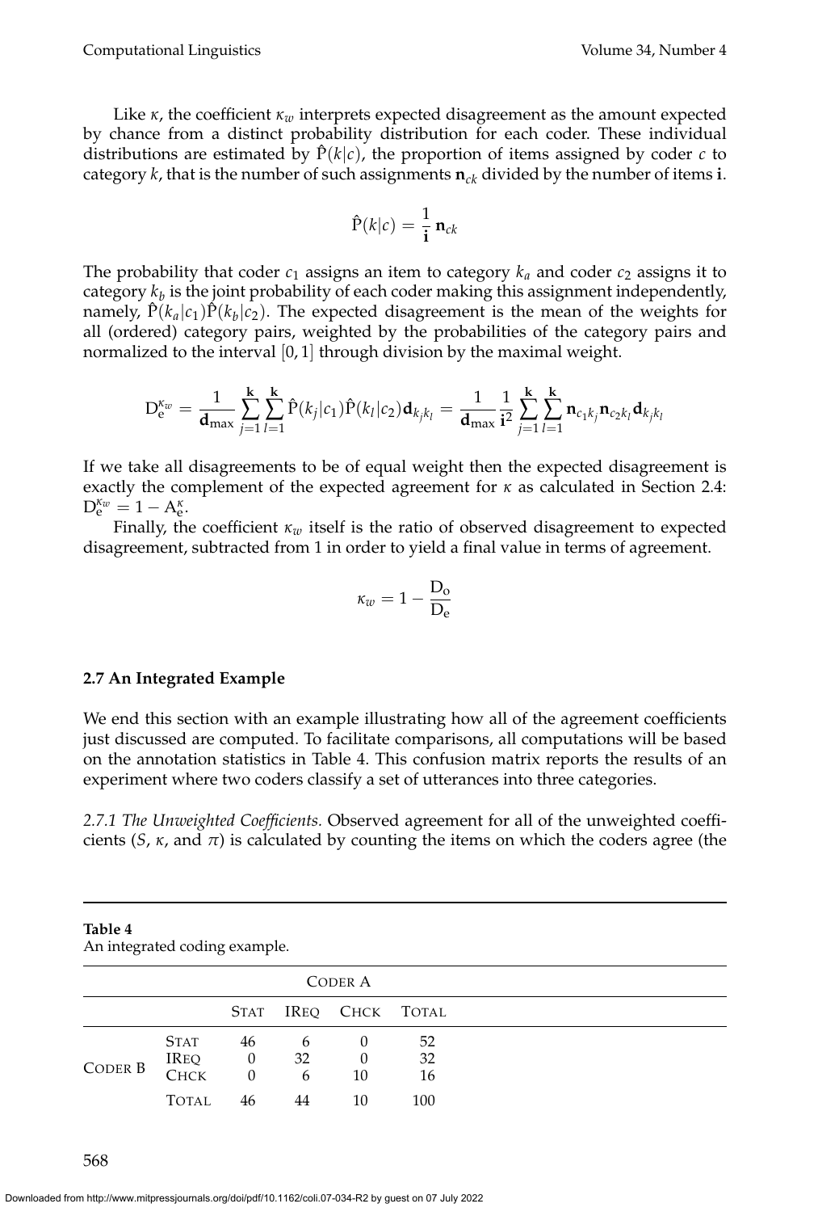Like $\kappa$, the coefficient $\kappa_w$ interprets expected disagreement as the amount expected by chance from a distinct probability distribution for each coder. These individual distributions are estimated by $\hat{\mathrm{P}}(k|c)$, the proportion of items assigned by coder $c$ to category $k$, that is the number of such assignments $\mathbf{n}_{ck}$ divided by the number of items $\mathbf{i}$.

$$\hat{\mathrm{P}}(k|c) = \frac{1}{\mathbf{i}}\,\mathbf{n}_{ck}$$

The probability that coder $c_1$ assigns an item to category $k_a$ and coder $c_2$ assigns it to category $k_b$ is the joint probability of each coder making this assignment independently, namely, $\hat{\mathrm{P}}(k_a|c_1)\hat{\mathrm{P}}(k_b|c_2)$. The expected disagreement is the mean of the weights for all (ordered) category pairs, weighted by the probabilities of the category pairs and normalized to the interval $[0, 1]$ through division by the maximal weight.

$$\mathrm{D}_{\mathrm{e}}^{\kappa_w} = \frac{1}{\mathbf{d}_{\max}} \sum_{j=1}^{\mathbf{k}} \sum_{l=1}^{\mathbf{k}} \hat{\mathrm{P}}(k_j|c_1)\hat{\mathrm{P}}(k_l|c_2)\mathbf{d}_{k_j k_l} = \frac{1}{\mathbf{d}_{\max}} \frac{1}{\mathbf{i}^2} \sum_{j=1}^{\mathbf{k}} \sum_{l=1}^{\mathbf{k}} \mathbf{n}_{c_1 k_j} \mathbf{n}_{c_2 k_l} \mathbf{d}_{k_j k_l}$$

If we take all disagreements to be of equal weight then the expected disagreement is exactly the complement of the expected agreement for $\kappa$ as calculated in Section 2.4: $\mathrm{D}_{\mathrm{e}}^{\kappa_w} = 1 - \mathrm{A}_{\mathrm{e}}^{\kappa}$.

Finally, the coefficient $\kappa_w$ itself is the ratio of observed disagreement to expected disagreement, subtracted from 1 in order to yield a final value in terms of agreement.

$$\kappa_w = 1 - \frac{\mathrm{D_o}}{\mathrm{D_e}}$$

### 2.7 An Integrated Example

We end this section with an example illustrating how all of the agreement coefficients just discussed are computed. To facilitate comparisons, all computations will be based on the annotation statistics in Table 4. This confusion matrix reports the results of an experiment where two coders classify a set of utterances into three categories.

*2.7.1 The Unweighted Coefficients.* Observed agreement for all of the unweighted coefficients ($S$, $\kappa$, and $\pi$) is calculated by counting the items on which the coders agree (the

**Table 4**
An integrated coding example.

| | | CODER A | | | |
|---|---|---|---|---|---|
| | | STAT | IREQ | CHCK | TOTAL |
| CODER B | STAT | 46 | 6 | 0 | 52 |
| | IREQ | 0 | 32 | 0 | 32 |
| | CHCK | 0 | 6 | 10 | 16 |
| | TOTAL | 46 | 44 | 10 | 100 |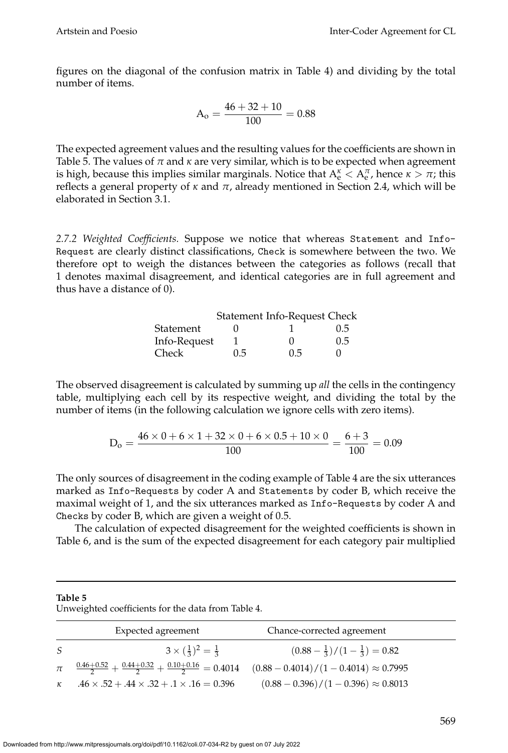figures on the diagonal of the confusion matrix in Table 4) and dividing by the total number of items.

$$A_o = \frac{46 + 32 + 10}{100} = 0.88$$

The expected agreement values and the resulting values for the coefficients are shown in Table 5. The values of $\pi$ and $\kappa$ are very similar, which is to be expected when agreement is high, because this implies similar marginals. Notice that $A_e^\kappa < A_e^\pi$, hence $\kappa > \pi$; this reflects a general property of $\kappa$ and $\pi$, already mentioned in Section 2.4, which will be elaborated in Section 3.1.

*2.7.2 Weighted Coefficients.* Suppose we notice that whereas `Statement` and `Info-Request` are clearly distinct classifications, `Check` is somewhere between the two. We therefore opt to weigh the distances between the categories as follows (recall that 1 denotes maximal disagreement, and identical categories are in full agreement and thus have a distance of 0).

| | Statement | Info-Request | Check |
|---|---|---|---|
| Statement | 0 | 1 | 0.5 |
| Info-Request | 1 | 0 | 0.5 |
| Check | 0.5 | 0.5 | 0 |

The observed disagreement is calculated by summing up *all* the cells in the contingency table, multiplying each cell by its respective weight, and dividing the total by the number of items (in the following calculation we ignore cells with zero items).

$$D_o = \frac{46 \times 0 + 6 \times 1 + 32 \times 0 + 6 \times 0.5 + 10 \times 0}{100} = \frac{6 + 3}{100} = 0.09$$

The only sources of disagreement in the coding example of Table 4 are the six utterances marked as `Info-Requests` by coder A and `Statements` by coder B, which receive the maximal weight of 1, and the six utterances marked as `Info-Requests` by coder A and `Checks` by coder B, which are given a weight of 0.5.

The calculation of expected disagreement for the weighted coefficients is shown in Table 6, and is the sum of the expected disagreement for each category pair multiplied

**Table 5**
Unweighted coefficients for the data from Table 4.

| | Expected agreement | Chance-corrected agreement |
|---|---|---|
| $S$ | $3 \times (\frac{1}{3})^2 = \frac{1}{3}$ | $(0.88 - \frac{1}{3})/(1 - \frac{1}{3}) = 0.82$ |
| $\pi$ | $\frac{0.46+0.52}{2} + \frac{0.44+0.32}{2} + \frac{0.10+0.16}{2} = 0.4014$ | $(0.88 - 0.4014)/(1 - 0.4014) \approx 0.7995$ |
| $\kappa$ | $.46 \times .52 + .44 \times .32 + .1 \times .16 = 0.396$ | $(0.88 - 0.396)/(1 - 0.396) \approx 0.8013$ |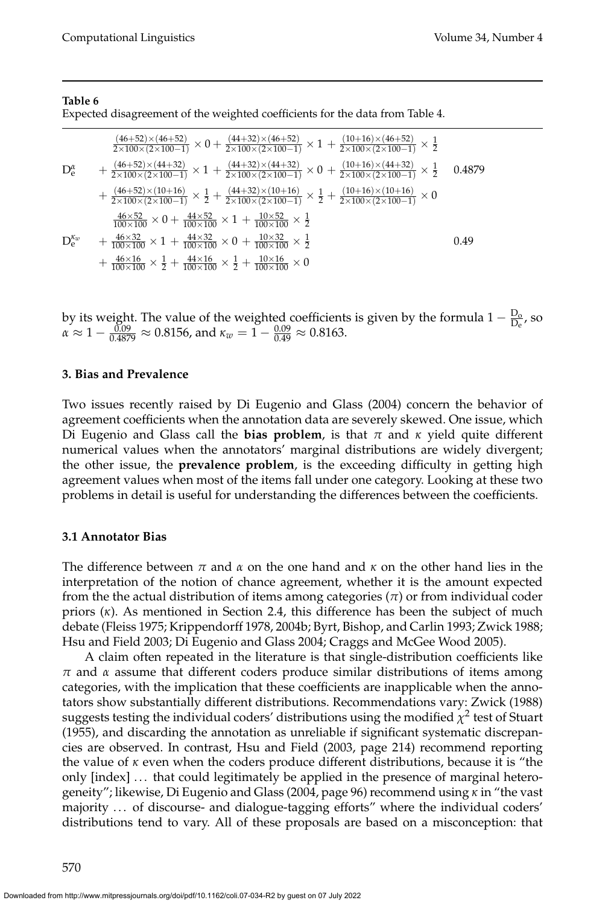**Table 6**
Expected disagreement of the weighted coefficients for the data from Table 4.

| | | |
|---|---|---|
| $D_e^\alpha$ | $\frac{(46+52)\times(46+52)}{2\times100\times(2\times100-1)}\times 0 + \frac{(44+32)\times(46+52)}{2\times100\times(2\times100-1)}\times 1 + \frac{(10+16)\times(46+52)}{2\times100\times(2\times100-1)}\times \frac{1}{2}$ $+ \frac{(46+52)\times(44+32)}{2\times100\times(2\times100-1)}\times 1 + \frac{(44+32)\times(44+32)}{2\times100\times(2\times100-1)}\times 0 + \frac{(10+16)\times(44+32)}{2\times100\times(2\times100-1)}\times \frac{1}{2}$ $+ \frac{(46+52)\times(10+16)}{2\times100\times(2\times100-1)}\times \frac{1}{2} + \frac{(44+32)\times(10+16)}{2\times100\times(2\times100-1)}\times \frac{1}{2} + \frac{(10+16)\times(10+16)}{2\times100\times(2\times100-1)}\times 0$ | 0.4879 |
| $D_e^{\kappa_w}$ | $\frac{46\times52}{100\times100}\times 0 + \frac{44\times52}{100\times100}\times 1 + \frac{10\times52}{100\times100}\times \frac{1}{2}$ $+ \frac{46\times32}{100\times100}\times 1 + \frac{44\times32}{100\times100}\times 0 + \frac{10\times32}{100\times100}\times \frac{1}{2}$ $+ \frac{46\times16}{100\times100}\times \frac{1}{2} + \frac{44\times16}{100\times100}\times \frac{1}{2} + \frac{10\times16}{100\times100}\times 0$ | 0.49 |

by its weight. The value of the weighted coefficients is given by the formula $1 - \frac{D_o}{D_e}$, so $\alpha \approx 1 - \frac{0.09}{0.4879} \approx 0.8156$, and $\kappa_w = 1 - \frac{0.09}{0.49} \approx 0.8163$.

## 3. Bias and Prevalence

Two issues recently raised by Di Eugenio and Glass (2004) concern the behavior of agreement coefficients when the annotation data are severely skewed. One issue, which Di Eugenio and Glass call the **bias problem**, is that $\pi$ and $\kappa$ yield quite different numerical values when the annotators' marginal distributions are widely divergent; the other issue, the **prevalence problem**, is the exceeding difficulty in getting high agreement values when most of the items fall under one category. Looking at these two problems in detail is useful for understanding the differences between the coefficients.

### 3.1 Annotator Bias

The difference between $\pi$ and $\alpha$ on the one hand and $\kappa$ on the other hand lies in the interpretation of the notion of chance agreement, whether it is the amount expected from the the actual distribution of items among categories ($\pi$) or from individual coder priors ($\kappa$). As mentioned in Section 2.4, this difference has been the subject of much debate (Fleiss 1975; Krippendorff 1978, 2004b; Byrt, Bishop, and Carlin 1993; Zwick 1988; Hsu and Field 2003; Di Eugenio and Glass 2004; Craggs and McGee Wood 2005).

A claim often repeated in the literature is that single-distribution coefficients like $\pi$ and $\alpha$ assume that different coders produce similar distributions of items among categories, with the implication that these coefficients are inapplicable when the annotators show substantially different distributions. Recommendations vary: Zwick (1988) suggests testing the individual coders' distributions using the modified $\chi^2$ test of Stuart (1955), and discarding the annotation as unreliable if significant systematic discrepancies are observed. In contrast, Hsu and Field (2003, page 214) recommend reporting the value of $\kappa$ even when the coders produce different distributions, because it is "the only [index] ... that could legitimately be applied in the presence of marginal heterogeneity"; likewise, Di Eugenio and Glass (2004, page 96) recommend using $\kappa$ in "the vast majority ... of discourse- and dialogue-tagging efforts" where the individual coders' distributions tend to vary. All of these proposals are based on a misconception: that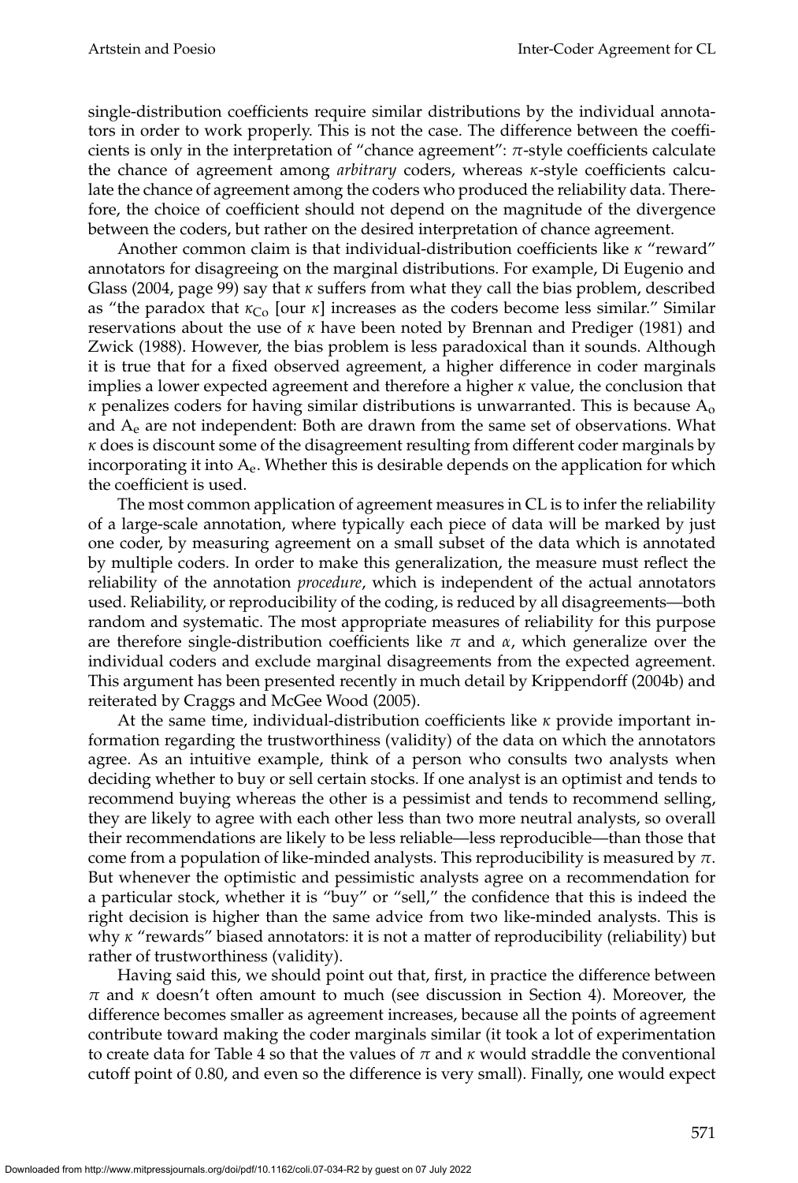single-distribution coefficients require similar distributions by the individual annotators in order to work properly. This is not the case. The difference between the coefficients is only in the interpretation of "chance agreement": $\pi$-style coefficients calculate the chance of agreement among *arbitrary* coders, whereas $\kappa$-style coefficients calculate the chance of agreement among the coders who produced the reliability data. Therefore, the choice of coefficient should not depend on the magnitude of the divergence between the coders, but rather on the desired interpretation of chance agreement.

Another common claim is that individual-distribution coefficients like $\kappa$ "reward" annotators for disagreeing on the marginal distributions. For example, Di Eugenio and Glass (2004, page 99) say that $\kappa$ suffers from what they call the bias problem, described as "the paradox that $\kappa_{\mathrm{Co}}$ [our $\kappa$] increases as the coders become less similar." Similar reservations about the use of $\kappa$ have been noted by Brennan and Prediger (1981) and Zwick (1988). However, the bias problem is less paradoxical than it sounds. Although it is true that for a fixed observed agreement, a higher difference in coder marginals implies a lower expected agreement and therefore a higher $\kappa$ value, the conclusion that $\kappa$ penalizes coders for having similar distributions is unwarranted. This is because $\mathrm{A_o}$ and $\mathrm{A_e}$ are not independent: Both are drawn from the same set of observations. What $\kappa$ does is discount some of the disagreement resulting from different coder marginals by incorporating it into $\mathrm{A_e}$. Whether this is desirable depends on the application for which the coefficient is used.

The most common application of agreement measures in CL is to infer the reliability of a large-scale annotation, where typically each piece of data will be marked by just one coder, by measuring agreement on a small subset of the data which is annotated by multiple coders. In order to make this generalization, the measure must reflect the reliability of the annotation *procedure*, which is independent of the actual annotators used. Reliability, or reproducibility of the coding, is reduced by all disagreements—both random and systematic. The most appropriate measures of reliability for this purpose are therefore single-distribution coefficients like $\pi$ and $\alpha$, which generalize over the individual coders and exclude marginal disagreements from the expected agreement. This argument has been presented recently in much detail by Krippendorff (2004b) and reiterated by Craggs and McGee Wood (2005).

At the same time, individual-distribution coefficients like $\kappa$ provide important information regarding the trustworthiness (validity) of the data on which the annotators agree. As an intuitive example, think of a person who consults two analysts when deciding whether to buy or sell certain stocks. If one analyst is an optimist and tends to recommend buying whereas the other is a pessimist and tends to recommend selling, they are likely to agree with each other less than two more neutral analysts, so overall their recommendations are likely to be less reliable—less reproducible—than those that come from a population of like-minded analysts. This reproducibility is measured by $\pi$. But whenever the optimistic and pessimistic analysts agree on a recommendation for a particular stock, whether it is "buy" or "sell," the confidence that this is indeed the right decision is higher than the same advice from two like-minded analysts. This is why $\kappa$ "rewards" biased annotators: it is not a matter of reproducibility (reliability) but rather of trustworthiness (validity).

Having said this, we should point out that, first, in practice the difference between $\pi$ and $\kappa$ doesn't often amount to much (see discussion in Section 4). Moreover, the difference becomes smaller as agreement increases, because all the points of agreement contribute toward making the coder marginals similar (it took a lot of experimentation to create data for Table 4 so that the values of $\pi$ and $\kappa$ would straddle the conventional cutoff point of 0.80, and even so the difference is very small). Finally, one would expect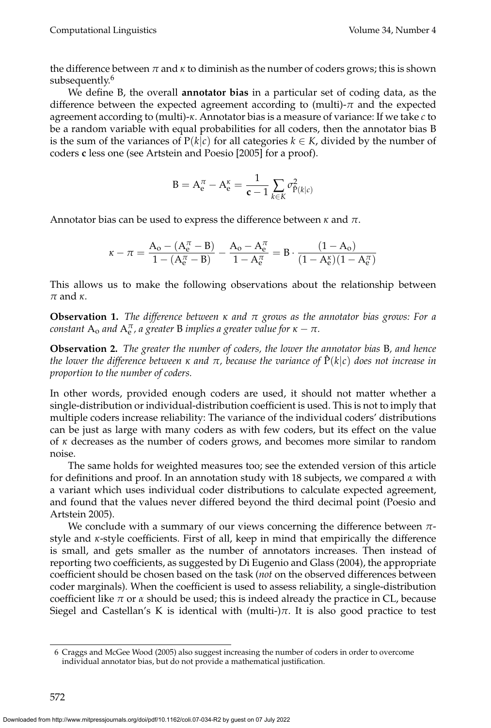the difference between $\pi$ and $\kappa$ to diminish as the number of coders grows; this is shown subsequently.[6]

We define B, the overall **annotator bias** in a particular set of coding data, as the difference between the expected agreement according to (multi)-$\pi$ and the expected agreement according to (multi)-$\kappa$. Annotator bias is a measure of variance: If we take $c$ to be a random variable with equal probabilities for all coders, then the annotator bias B is the sum of the variances of $P(k|c)$ for all categories $k \in K$, divided by the number of coders **c** less one (see Artstein and Poesio [2005] for a proof).

$$\mathrm{B} = \mathrm{A}_{\mathrm{e}}^{\pi} - \mathrm{A}_{\mathrm{e}}^{\kappa} = \frac{1}{\mathbf{c} - 1} \sum_{k \in K} \sigma^2_{\hat{\mathrm{P}}(k|c)}$$

Annotator bias can be used to express the difference between $\kappa$ and $\pi$.

$$\kappa - \pi = \frac{\mathrm{A}_{\mathrm{o}} - (\mathrm{A}_{\mathrm{e}}^{\pi} - \mathrm{B})}{1 - (\mathrm{A}_{\mathrm{e}}^{\pi} - \mathrm{B})} - \frac{\mathrm{A}_{\mathrm{o}} - \mathrm{A}_{\mathrm{e}}^{\pi}}{1 - \mathrm{A}_{\mathrm{e}}^{\pi}} = \mathrm{B} \cdot \frac{(1 - \mathrm{A}_{\mathrm{o}})}{(1 - \mathrm{A}_{\mathrm{e}}^{\kappa})(1 - \mathrm{A}_{\mathrm{e}}^{\pi})}$$

This allows us to make the following observations about the relationship between $\pi$ and $\kappa$.

**Observation 1.** *The difference between $\kappa$ and $\pi$ grows as the annotator bias grows: For a constant $\mathrm{A}_{\mathrm{o}}$ and $\mathrm{A}_{\mathrm{e}}^{\pi}$, a greater B implies a greater value for $\kappa - \pi$.*

**Observation 2.** *The greater the number of coders, the lower the annotator bias B, and hence the lower the difference between $\kappa$ and $\pi$, because the variance of $\hat{\mathrm{P}}(k|c)$ does not increase in proportion to the number of coders.*

In other words, provided enough coders are used, it should not matter whether a single-distribution or individual-distribution coefficient is used. This is not to imply that multiple coders increase reliability: The variance of the individual coders' distributions can be just as large with many coders as with few coders, but its effect on the value of $\kappa$ decreases as the number of coders grows, and becomes more similar to random noise.

The same holds for weighted measures too; see the extended version of this article for definitions and proof. In an annotation study with 18 subjects, we compared $\alpha$ with a variant which uses individual coder distributions to calculate expected agreement, and found that the values never differed beyond the third decimal point (Poesio and Artstein 2005).

We conclude with a summary of our views concerning the difference between $\pi$-style and $\kappa$-style coefficients. First of all, keep in mind that empirically the difference is small, and gets smaller as the number of annotators increases. Then instead of reporting two coefficients, as suggested by Di Eugenio and Glass (2004), the appropriate coefficient should be chosen based on the task (*not* on the observed differences between coder marginals). When the coefficient is used to assess reliability, a single-distribution coefficient like $\pi$ or $\alpha$ should be used; this is indeed already the practice in CL, because Siegel and Castellan's K is identical with (multi-)$\pi$. It is also good practice to test

6 Craggs and McGee Wood (2005) also suggest increasing the number of coders in order to overcome individual annotator bias, but do not provide a mathematical justification.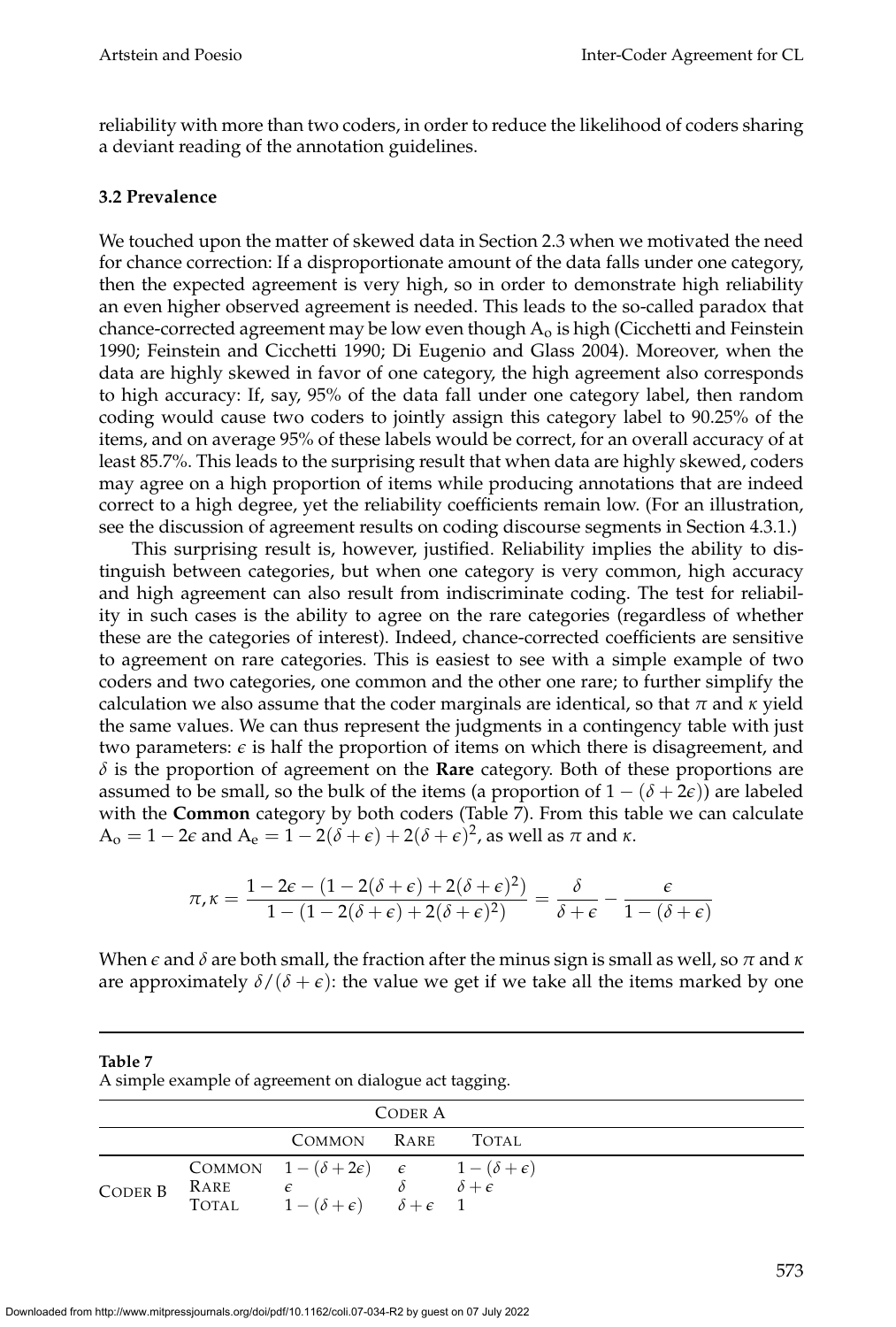reliability with more than two coders, in order to reduce the likelihood of coders sharing a deviant reading of the annotation guidelines.

### 3.2 Prevalence

We touched upon the matter of skewed data in Section 2.3 when we motivated the need for chance correction: If a disproportionate amount of the data falls under one category, then the expected agreement is very high, so in order to demonstrate high reliability an even higher observed agreement is needed. This leads to the so-called paradox that chance-corrected agreement may be low even though $A_o$ is high (Cicchetti and Feinstein 1990; Feinstein and Cicchetti 1990; Di Eugenio and Glass 2004). Moreover, when the data are highly skewed in favor of one category, the high agreement also corresponds to high accuracy: If, say, 95% of the data fall under one category label, then random coding would cause two coders to jointly assign this category label to 90.25% of the items, and on average 95% of these labels would be correct, for an overall accuracy of at least 85.7%. This leads to the surprising result that when data are highly skewed, coders may agree on a high proportion of items while producing annotations that are indeed correct to a high degree, yet the reliability coefficients remain low. (For an illustration, see the discussion of agreement results on coding discourse segments in Section 4.3.1.)

This surprising result is, however, justified. Reliability implies the ability to distinguish between categories, but when one category is very common, high accuracy and high agreement can also result from indiscriminate coding. The test for reliability in such cases is the ability to agree on the rare categories (regardless of whether these are the categories of interest). Indeed, chance-corrected coefficients are sensitive to agreement on rare categories. This is easiest to see with a simple example of two coders and two categories, one common and the other one rare; to further simplify the calculation we also assume that the coder marginals are identical, so that $\pi$ and $\kappa$ yield the same values. We can thus represent the judgments in a contingency table with just two parameters: $\epsilon$ is half the proportion of items on which there is disagreement, and $\delta$ is the proportion of agreement on the **Rare** category. Both of these proportions are assumed to be small, so the bulk of the items (a proportion of $1 - (\delta + 2\epsilon)$) are labeled with the **Common** category by both coders (Table 7). From this table we can calculate $A_o = 1 - 2\epsilon$ and $A_e = 1 - 2(\delta + \epsilon) + 2(\delta + \epsilon)^2$, as well as $\pi$ and $\kappa$.

$$\pi, \kappa = \frac{1 - 2\epsilon - (1 - 2(\delta + \epsilon) + 2(\delta + \epsilon)^2)}{1 - (1 - 2(\delta + \epsilon) + 2(\delta + \epsilon)^2)} = \frac{\delta}{\delta + \epsilon} - \frac{\epsilon}{1 - (\delta + \epsilon)}$$

When $\epsilon$ and $\delta$ are both small, the fraction after the minus sign is small as well, so $\pi$ and $\kappa$ are approximately $\delta/(\delta + \epsilon)$: the value we get if we take all the items marked by one

**Table 7**
A simple example of agreement on dialogue act tagging.

| | | Coder A | | |
|---|---|---|---|---|
| | | Common | Rare | Total |
| Coder B | Common | $1 - (\delta + 2\epsilon)$ | $\epsilon$ | $1 - (\delta + \epsilon)$ |
| | Rare | $\epsilon$ | $\delta$ | $\delta + \epsilon$ |
| | Total | $1 - (\delta + \epsilon)$ | $\delta + \epsilon$ | 1 |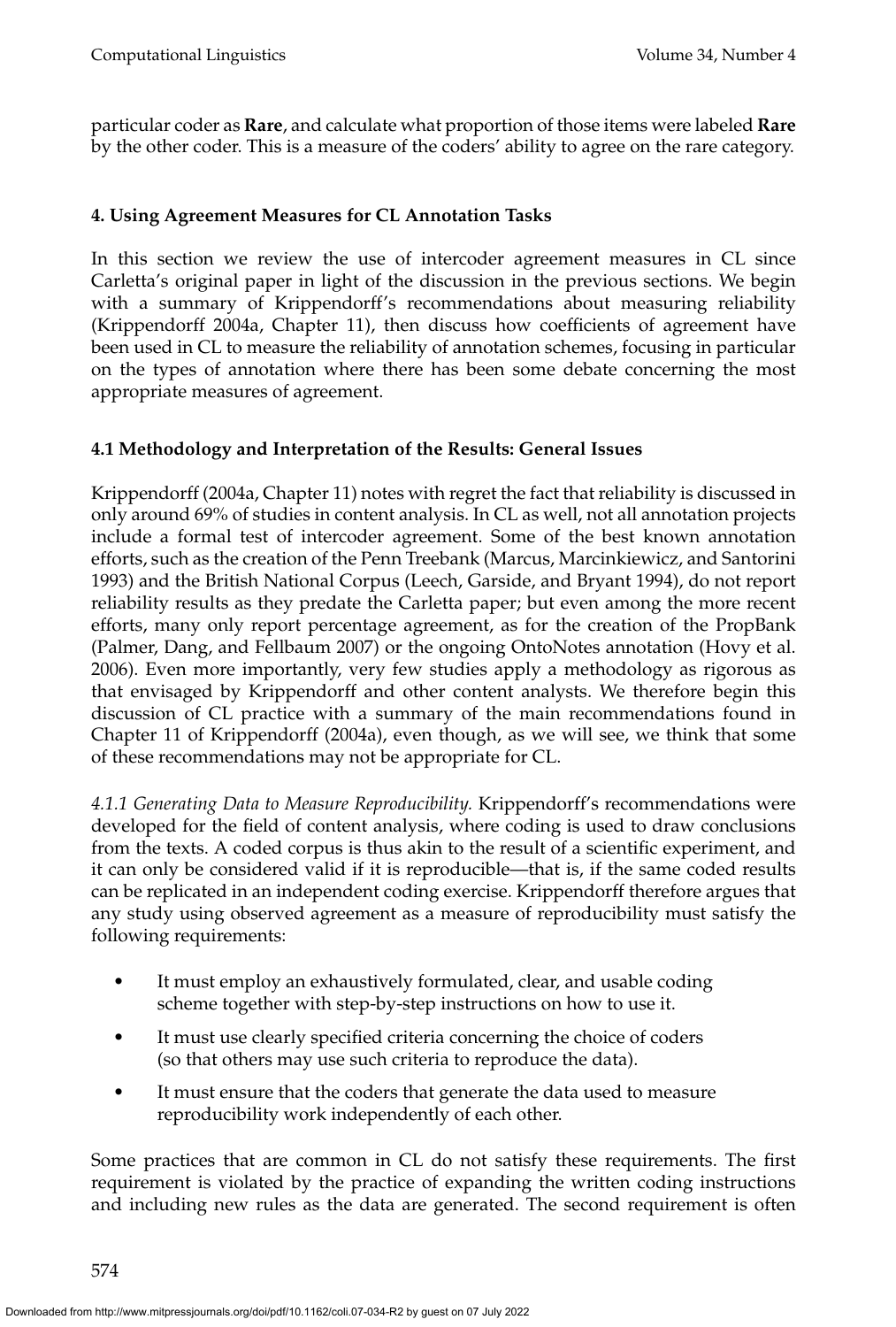particular coder as **Rare**, and calculate what proportion of those items were labeled **Rare** by the other coder. This is a measure of the coders' ability to agree on the rare category.

## 4. Using Agreement Measures for CL Annotation Tasks

In this section we review the use of intercoder agreement measures in CL since Carletta's original paper in light of the discussion in the previous sections. We begin with a summary of Krippendorff's recommendations about measuring reliability (Krippendorff 2004a, Chapter 11), then discuss how coefficients of agreement have been used in CL to measure the reliability of annotation schemes, focusing in particular on the types of annotation where there has been some debate concerning the most appropriate measures of agreement.

### 4.1 Methodology and Interpretation of the Results: General Issues

Krippendorff (2004a, Chapter 11) notes with regret the fact that reliability is discussed in only around 69% of studies in content analysis. In CL as well, not all annotation projects include a formal test of intercoder agreement. Some of the best known annotation efforts, such as the creation of the Penn Treebank (Marcus, Marcinkiewicz, and Santorini 1993) and the British National Corpus (Leech, Garside, and Bryant 1994), do not report reliability results as they predate the Carletta paper; but even among the more recent efforts, many only report percentage agreement, as for the creation of the PropBank (Palmer, Dang, and Fellbaum 2007) or the ongoing OntoNotes annotation (Hovy et al. 2006). Even more importantly, very few studies apply a methodology as rigorous as that envisaged by Krippendorff and other content analysts. We therefore begin this discussion of CL practice with a summary of the main recommendations found in Chapter 11 of Krippendorff (2004a), even though, as we will see, we think that some of these recommendations may not be appropriate for CL.

*4.1.1 Generating Data to Measure Reproducibility.* Krippendorff's recommendations were developed for the field of content analysis, where coding is used to draw conclusions from the texts. A coded corpus is thus akin to the result of a scientific experiment, and it can only be considered valid if it is reproducible—that is, if the same coded results can be replicated in an independent coding exercise. Krippendorff therefore argues that any study using observed agreement as a measure of reproducibility must satisfy the following requirements:

- It must employ an exhaustively formulated, clear, and usable coding scheme together with step-by-step instructions on how to use it.
- It must use clearly specified criteria concerning the choice of coders (so that others may use such criteria to reproduce the data).
- It must ensure that the coders that generate the data used to measure reproducibility work independently of each other.

Some practices that are common in CL do not satisfy these requirements. The first requirement is violated by the practice of expanding the written coding instructions and including new rules as the data are generated. The second requirement is often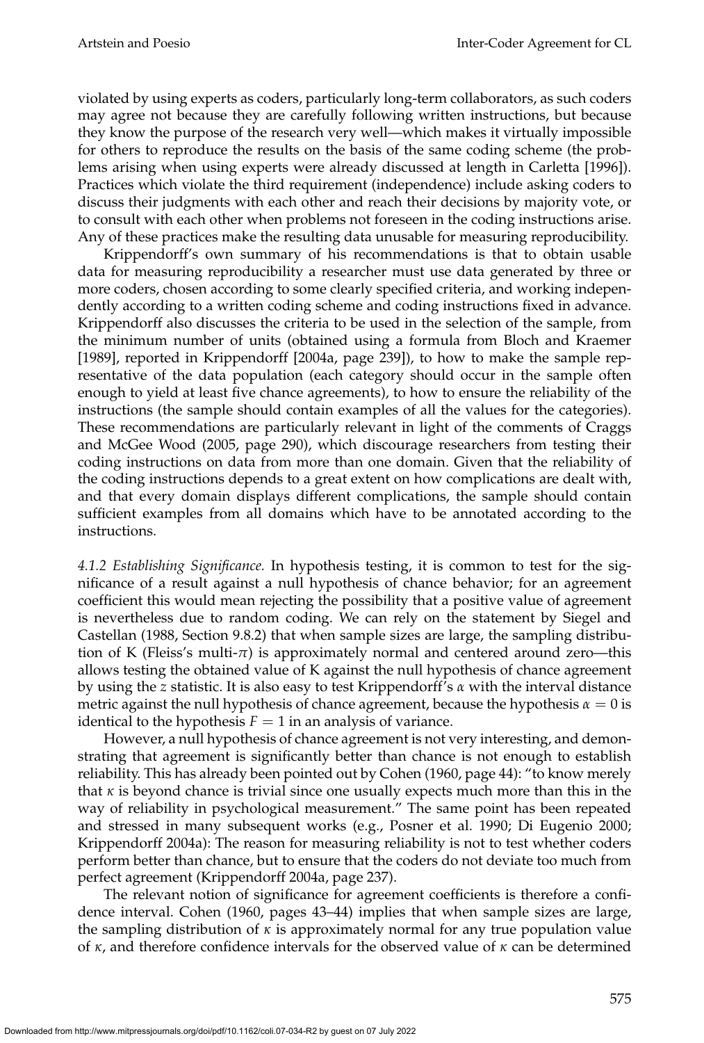violated by using experts as coders, particularly long-term collaborators, as such coders may agree not because they are carefully following written instructions, but because they know the purpose of the research very well—which makes it virtually impossible for others to reproduce the results on the basis of the same coding scheme (the problems arising when using experts were already discussed at length in Carletta [1996]). Practices which violate the third requirement (independence) include asking coders to discuss their judgments with each other and reach their decisions by majority vote, or to consult with each other when problems not foreseen in the coding instructions arise. Any of these practices make the resulting data unusable for measuring reproducibility.

Krippendorff's own summary of his recommendations is that to obtain usable data for measuring reproducibility a researcher must use data generated by three or more coders, chosen according to some clearly specified criteria, and working independently according to a written coding scheme and coding instructions fixed in advance. Krippendorff also discusses the criteria to be used in the selection of the sample, from the minimum number of units (obtained using a formula from Bloch and Kraemer [1989], reported in Krippendorff [2004a, page 239]), to how to make the sample representative of the data population (each category should occur in the sample often enough to yield at least five chance agreements), to how to ensure the reliability of the instructions (the sample should contain examples of all the values for the categories). These recommendations are particularly relevant in light of the comments of Craggs and McGee Wood (2005, page 290), which discourage researchers from testing their coding instructions on data from more than one domain. Given that the reliability of the coding instructions depends to a great extent on how complications are dealt with, and that every domain displays different complications, the sample should contain sufficient examples from all domains which have to be annotated according to the instructions.

*4.1.2 Establishing Significance.* In hypothesis testing, it is common to test for the significance of a result against a null hypothesis of chance behavior; for an agreement coefficient this would mean rejecting the possibility that a positive value of agreement is nevertheless due to random coding. We can rely on the statement by Siegel and Castellan (1988, Section 9.8.2) that when sample sizes are large, the sampling distribution of K (Fleiss's multi-$\pi$) is approximately normal and centered around zero—this allows testing the obtained value of K against the null hypothesis of chance agreement by using the $z$ statistic. It is also easy to test Krippendorff's $\alpha$ with the interval distance metric against the null hypothesis of chance agreement, because the hypothesis $\alpha = 0$ is identical to the hypothesis $F = 1$ in an analysis of variance.

However, a null hypothesis of chance agreement is not very interesting, and demonstrating that agreement is significantly better than chance is not enough to establish reliability. This has already been pointed out by Cohen (1960, page 44): "to know merely that $\kappa$ is beyond chance is trivial since one usually expects much more than this in the way of reliability in psychological measurement." The same point has been repeated and stressed in many subsequent works (e.g., Posner et al. 1990; Di Eugenio 2000; Krippendorff 2004a): The reason for measuring reliability is not to test whether coders perform better than chance, but to ensure that the coders do not deviate too much from perfect agreement (Krippendorff 2004a, page 237).

The relevant notion of significance for agreement coefficients is therefore a confidence interval. Cohen (1960, pages 43–44) implies that when sample sizes are large, the sampling distribution of $\kappa$ is approximately normal for any true population value of $\kappa$, and therefore confidence intervals for the observed value of $\kappa$ can be determined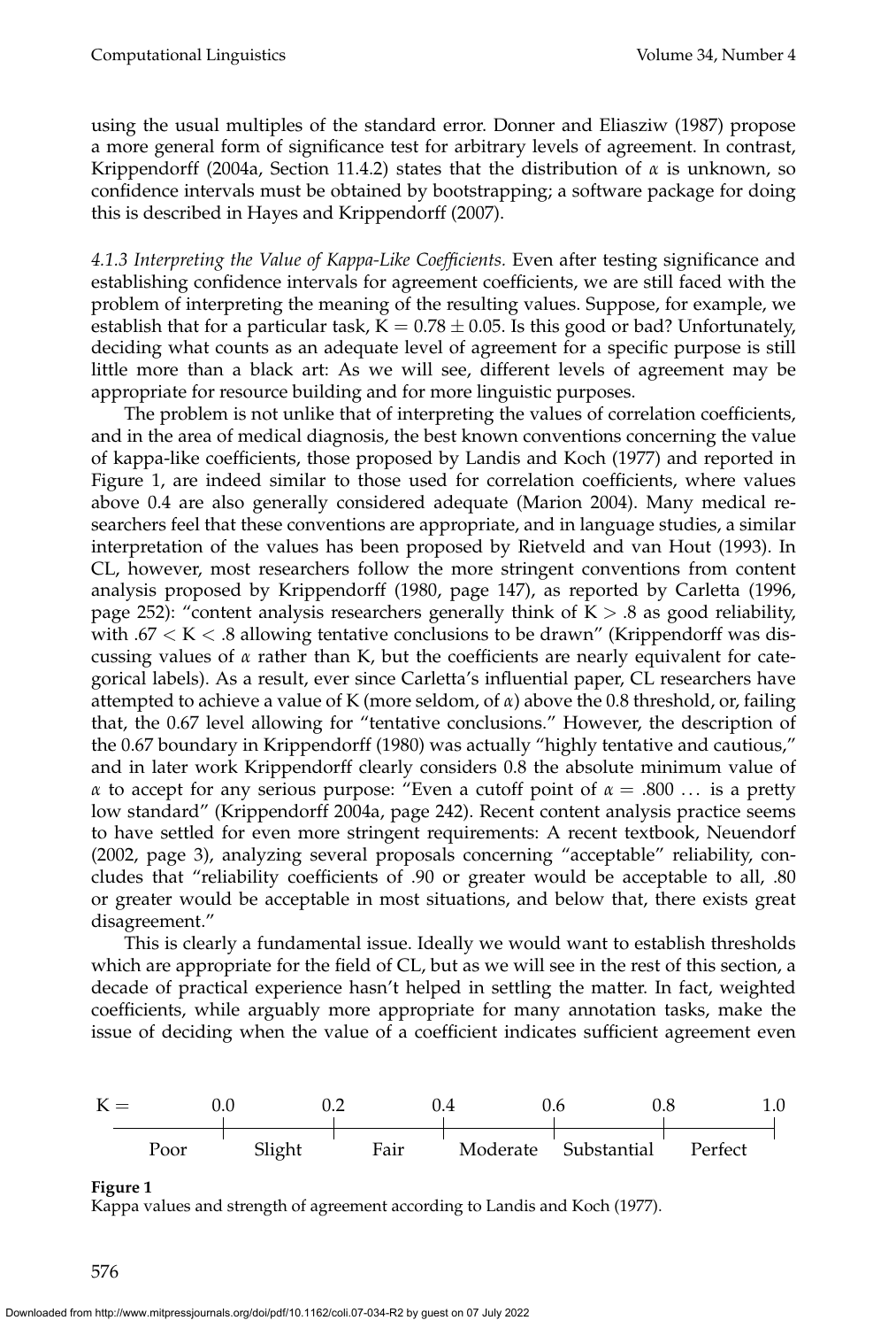using the usual multiples of the standard error. Donner and Eliasziw (1987) propose a more general form of significance test for arbitrary levels of agreement. In contrast, Krippendorff (2004a, Section 11.4.2) states that the distribution of $\alpha$ is unknown, so confidence intervals must be obtained by bootstrapping; a software package for doing this is described in Hayes and Krippendorff (2007).

*4.1.3 Interpreting the Value of Kappa-Like Coefficients.* Even after testing significance and establishing confidence intervals for agreement coefficients, we are still faced with the problem of interpreting the meaning of the resulting values. Suppose, for example, we establish that for a particular task, $K = 0.78 \pm 0.05$. Is this good or bad? Unfortunately, deciding what counts as an adequate level of agreement for a specific purpose is still little more than a black art: As we will see, different levels of agreement may be appropriate for resource building and for more linguistic purposes.

The problem is not unlike that of interpreting the values of correlation coefficients, and in the area of medical diagnosis, the best known conventions concerning the value of kappa-like coefficients, those proposed by Landis and Koch (1977) and reported in Figure 1, are indeed similar to those used for correlation coefficients, where values above 0.4 are also generally considered adequate (Marion 2004). Many medical researchers feel that these conventions are appropriate, and in language studies, a similar interpretation of the values has been proposed by Rietveld and van Hout (1993). In CL, however, most researchers follow the more stringent conventions from content analysis proposed by Krippendorff (1980, page 147), as reported by Carletta (1996, page 252): "content analysis researchers generally think of $K > .8$ as good reliability, with $.67 < K < .8$ allowing tentative conclusions to be drawn" (Krippendorff was discussing values of $\alpha$ rather than K, but the coefficients are nearly equivalent for categorical labels). As a result, ever since Carletta's influential paper, CL researchers have attempted to achieve a value of K (more seldom, of $\alpha$) above the 0.8 threshold, or, failing that, the 0.67 level allowing for "tentative conclusions." However, the description of the 0.67 boundary in Krippendorff (1980) was actually "highly tentative and cautious," and in later work Krippendorff clearly considers 0.8 the absolute minimum value of $\alpha$ to accept for any serious purpose: "Even a cutoff point of $\alpha = .800$ ... is a pretty low standard" (Krippendorff 2004a, page 242). Recent content analysis practice seems to have settled for even more stringent requirements: A recent textbook, Neuendorf (2002, page 3), analyzing several proposals concerning "acceptable" reliability, concludes that "reliability coefficients of .90 or greater would be acceptable to all, .80 or greater would be acceptable in most situations, and below that, there exists great disagreement."

This is clearly a fundamental issue. Ideally we would want to establish thresholds which are appropriate for the field of CL, but as we will see in the rest of this section, a decade of practical experience hasn't helped in settling the matter. In fact, weighted coefficients, while arguably more appropriate for many annotation tasks, make the issue of deciding when the value of a coefficient indicates sufficient agreement even

| K = | 0.0 | 0.2 | 0.4 | 0.6 | 0.8 | 1.0 |
|---|---|---|---|---|---|---|
| Poor | Slight | Fair | Moderate | Substantial | Perfect | |

**Figure 1**
Kappa values and strength of agreement according to Landis and Koch (1977).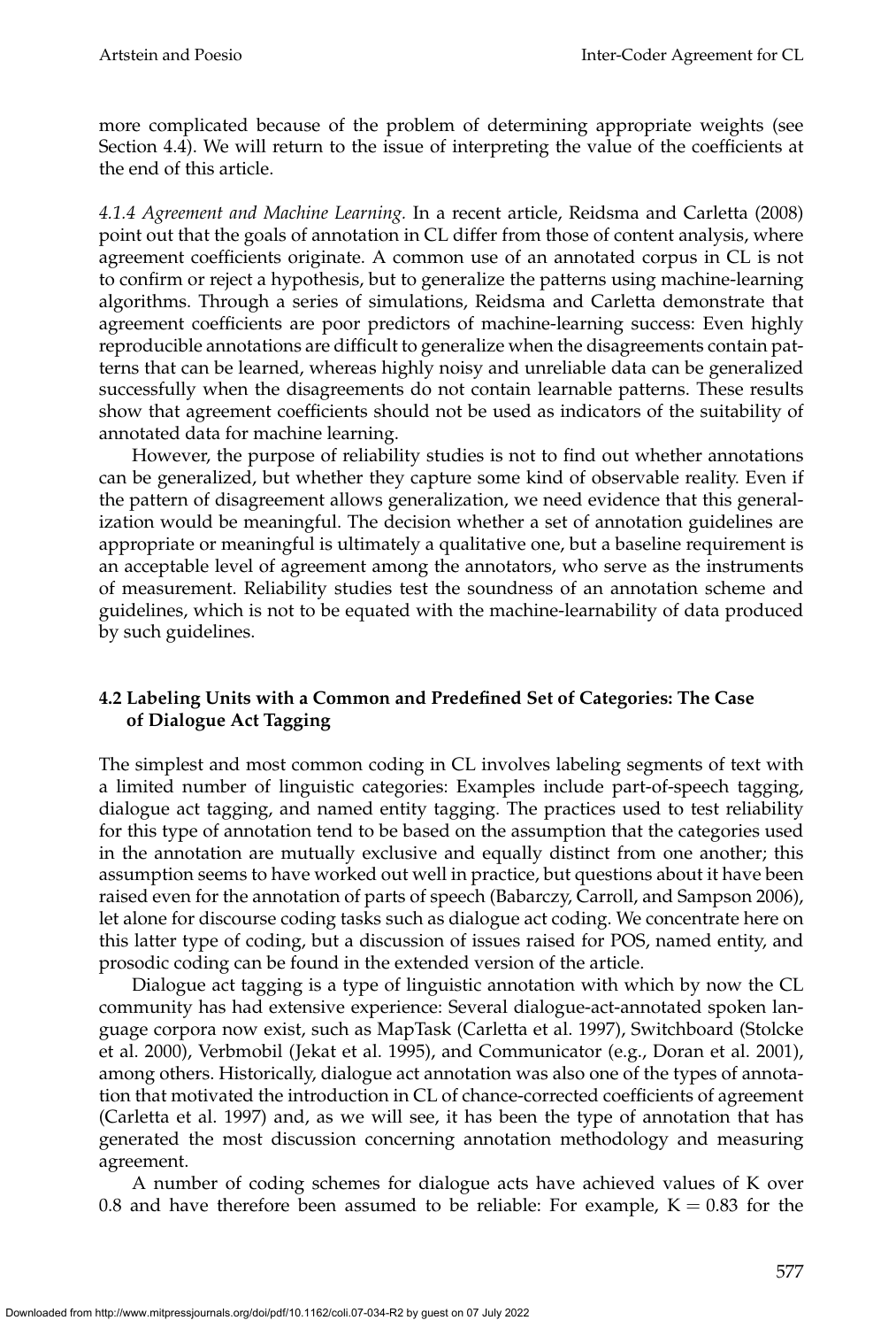more complicated because of the problem of determining appropriate weights (see Section 4.4). We will return to the issue of interpreting the value of the coefficients at the end of this article.

*4.1.4 Agreement and Machine Learning.* In a recent article, Reidsma and Carletta (2008) point out that the goals of annotation in CL differ from those of content analysis, where agreement coefficients originate. A common use of an annotated corpus in CL is not to confirm or reject a hypothesis, but to generalize the patterns using machine-learning algorithms. Through a series of simulations, Reidsma and Carletta demonstrate that agreement coefficients are poor predictors of machine-learning success: Even highly reproducible annotations are difficult to generalize when the disagreements contain patterns that can be learned, whereas highly noisy and unreliable data can be generalized successfully when the disagreements do not contain learnable patterns. These results show that agreement coefficients should not be used as indicators of the suitability of annotated data for machine learning.

However, the purpose of reliability studies is not to find out whether annotations can be generalized, but whether they capture some kind of observable reality. Even if the pattern of disagreement allows generalization, we need evidence that this generalization would be meaningful. The decision whether a set of annotation guidelines are appropriate or meaningful is ultimately a qualitative one, but a baseline requirement is an acceptable level of agreement among the annotators, who serve as the instruments of measurement. Reliability studies test the soundness of an annotation scheme and guidelines, which is not to be equated with the machine-learnability of data produced by such guidelines.

### 4.2 Labeling Units with a Common and Predefined Set of Categories: The Case of Dialogue Act Tagging

The simplest and most common coding in CL involves labeling segments of text with a limited number of linguistic categories: Examples include part-of-speech tagging, dialogue act tagging, and named entity tagging. The practices used to test reliability for this type of annotation tend to be based on the assumption that the categories used in the annotation are mutually exclusive and equally distinct from one another; this assumption seems to have worked out well in practice, but questions about it have been raised even for the annotation of parts of speech (Babarczy, Carroll, and Sampson 2006), let alone for discourse coding tasks such as dialogue act coding. We concentrate here on this latter type of coding, but a discussion of issues raised for POS, named entity, and prosodic coding can be found in the extended version of the article.

Dialogue act tagging is a type of linguistic annotation with which by now the CL community has had extensive experience: Several dialogue-act-annotated spoken language corpora now exist, such as MapTask (Carletta et al. 1997), Switchboard (Stolcke et al. 2000), Verbmobil (Jekat et al. 1995), and Communicator (e.g., Doran et al. 2001), among others. Historically, dialogue act annotation was also one of the types of annotation that motivated the introduction in CL of chance-corrected coefficients of agreement (Carletta et al. 1997) and, as we will see, it has been the type of annotation that has generated the most discussion concerning annotation methodology and measuring agreement.

A number of coding schemes for dialogue acts have achieved values of K over 0.8 and have therefore been assumed to be reliable: For example, $K = 0.83$ for the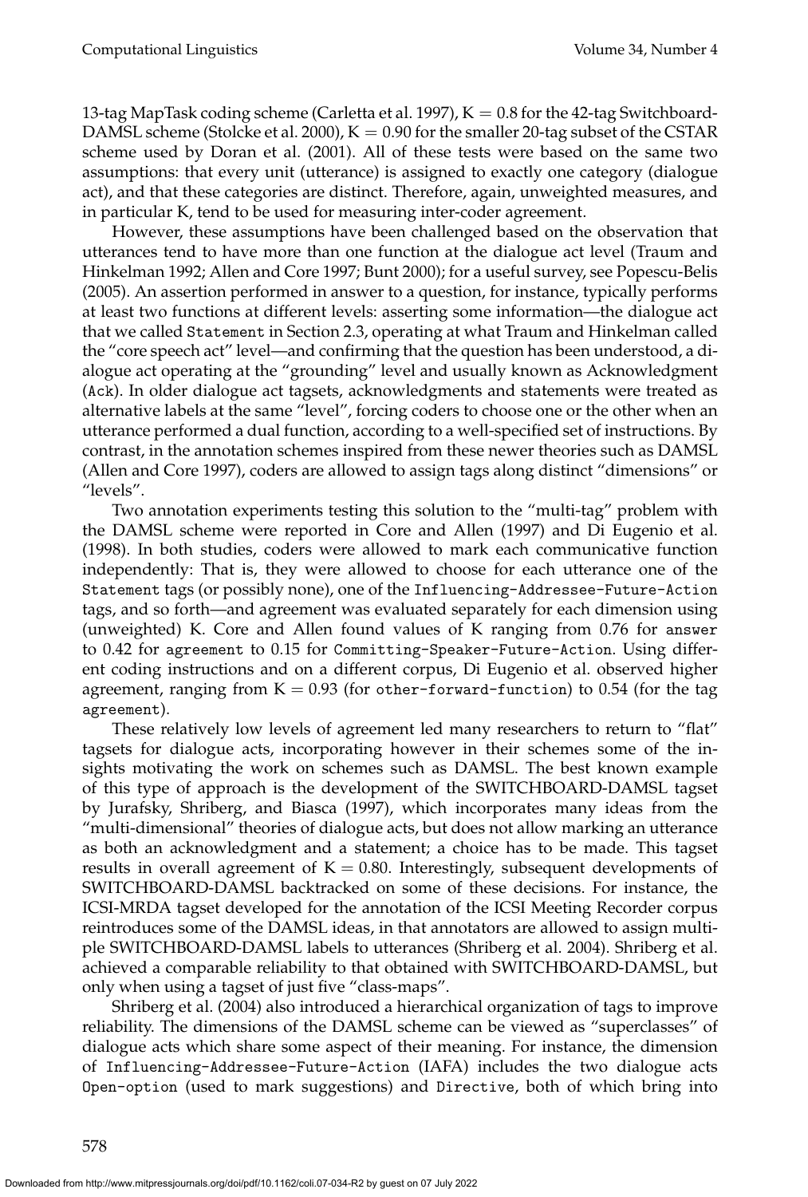13-tag MapTask coding scheme (Carletta et al. 1997), K = 0.8 for the 42-tag Switchboard-DAMSL scheme (Stolcke et al. 2000), K = 0.90 for the smaller 20-tag subset of the CSTAR scheme used by Doran et al. (2001). All of these tests were based on the same two assumptions: that every unit (utterance) is assigned to exactly one category (dialogue act), and that these categories are distinct. Therefore, again, unweighted measures, and in particular K, tend to be used for measuring inter-coder agreement.

However, these assumptions have been challenged based on the observation that utterances tend to have more than one function at the dialogue act level (Traum and Hinkelman 1992; Allen and Core 1997; Bunt 2000); for a useful survey, see Popescu-Belis (2005). An assertion performed in answer to a question, for instance, typically performs at least two functions at different levels: asserting some information—the dialogue act that we called `Statement` in Section 2.3, operating at what Traum and Hinkelman called the "core speech act" level—and confirming that the question has been understood, a dialogue act operating at the "grounding" level and usually known as Acknowledgment (`Ack`). In older dialogue act tagsets, acknowledgments and statements were treated as alternative labels at the same "level", forcing coders to choose one or the other when an utterance performed a dual function, according to a well-specified set of instructions. By contrast, in the annotation schemes inspired from these newer theories such as DAMSL (Allen and Core 1997), coders are allowed to assign tags along distinct "dimensions" or "levels".

Two annotation experiments testing this solution to the "multi-tag" problem with the DAMSL scheme were reported in Core and Allen (1997) and Di Eugenio et al. (1998). In both studies, coders were allowed to mark each communicative function independently: That is, they were allowed to choose for each utterance one of the `Statement` tags (or possibly none), one of the `Influencing-Addressee-Future-Action` tags, and so forth—and agreement was evaluated separately for each dimension using (unweighted) K. Core and Allen found values of K ranging from 0.76 for `answer` to 0.42 for `agreement` to 0.15 for `Committing-Speaker-Future-Action`. Using different coding instructions and on a different corpus, Di Eugenio et al. observed higher agreement, ranging from K = 0.93 (for `other-forward-function`) to 0.54 (for the tag `agreement`).

These relatively low levels of agreement led many researchers to return to "flat" tagsets for dialogue acts, incorporating however in their schemes some of the insights motivating the work on schemes such as DAMSL. The best known example of this type of approach is the development of the SWITCHBOARD-DAMSL tagset by Jurafsky, Shriberg, and Biasca (1997), which incorporates many ideas from the "multi-dimensional" theories of dialogue acts, but does not allow marking an utterance as both an acknowledgment and a statement; a choice has to be made. This tagset results in overall agreement of K = 0.80. Interestingly, subsequent developments of SWITCHBOARD-DAMSL backtracked on some of these decisions. For instance, the ICSI-MRDA tagset developed for the annotation of the ICSI Meeting Recorder corpus reintroduces some of the DAMSL ideas, in that annotators are allowed to assign multiple SWITCHBOARD-DAMSL labels to utterances (Shriberg et al. 2004). Shriberg et al. achieved a comparable reliability to that obtained with SWITCHBOARD-DAMSL, but only when using a tagset of just five "class-maps".

Shriberg et al. (2004) also introduced a hierarchical organization of tags to improve reliability. The dimensions of the DAMSL scheme can be viewed as "superclasses" of dialogue acts which share some aspect of their meaning. For instance, the dimension of `Influencing-Addressee-Future-Action` (IAFA) includes the two dialogue acts `Open-option` (used to mark suggestions) and `Directive`, both of which bring into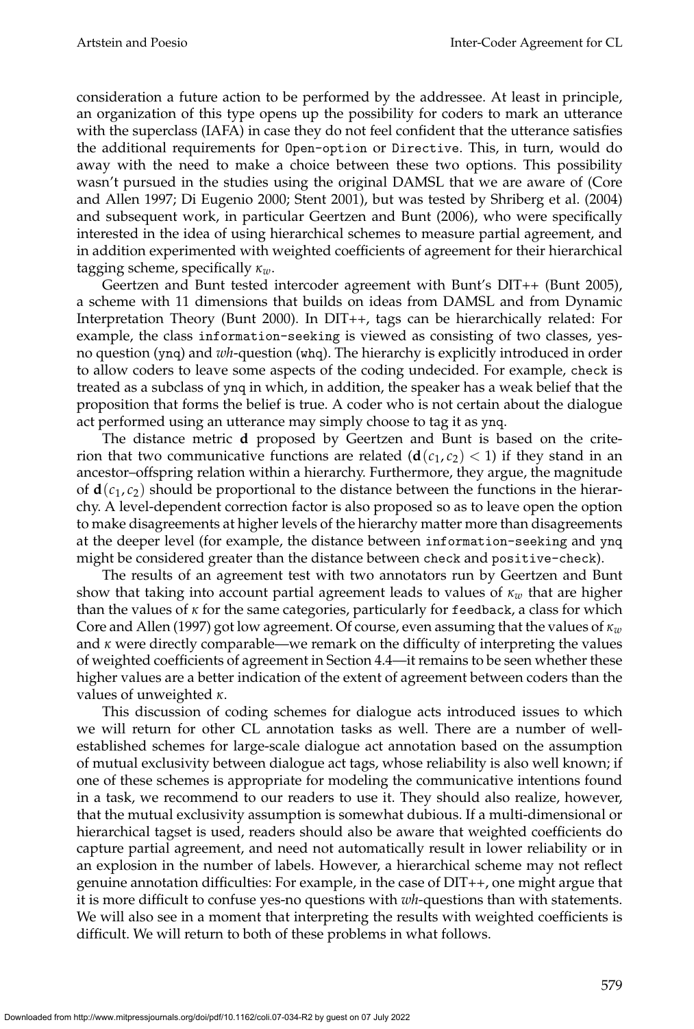consideration a future action to be performed by the addressee. At least in principle, an organization of this type opens up the possibility for coders to mark an utterance with the superclass (IAFA) in case they do not feel confident that the utterance satisfies the additional requirements for `Open-option` or `Directive`. This, in turn, would do away with the need to make a choice between these two options. This possibility wasn't pursued in the studies using the original DAMSL that we are aware of (Core and Allen 1997; Di Eugenio 2000; Stent 2001), but was tested by Shriberg et al. (2004) and subsequent work, in particular Geertzen and Bunt (2006), who were specifically interested in the idea of using hierarchical schemes to measure partial agreement, and in addition experimented with weighted coefficients of agreement for their hierarchical tagging scheme, specifically $\kappa_w$.

Geertzen and Bunt tested intercoder agreement with Bunt's DIT++ (Bunt 2005), a scheme with 11 dimensions that builds on ideas from DAMSL and from Dynamic Interpretation Theory (Bunt 2000). In DIT++, tags can be hierarchically related: For example, the class `information-seeking` is viewed as consisting of two classes, yes-no question (`ynq`) and *wh*-question (`whq`). The hierarchy is explicitly introduced in order to allow coders to leave some aspects of the coding undecided. For example, `check` is treated as a subclass of `ynq` in which, in addition, the speaker has a weak belief that the proposition that forms the belief is true. A coder who is not certain about the dialogue act performed using an utterance may simply choose to tag it as `ynq`.

The distance metric $\mathbf{d}$ proposed by Geertzen and Bunt is based on the criterion that two communicative functions are related ($\mathbf{d}(c_1, c_2) < 1$) if they stand in an ancestor–offspring relation within a hierarchy. Furthermore, they argue, the magnitude of $\mathbf{d}(c_1, c_2)$ should be proportional to the distance between the functions in the hierarchy. A level-dependent correction factor is also proposed so as to leave open the option to make disagreements at higher levels of the hierarchy matter more than disagreements at the deeper level (for example, the distance between `information-seeking` and `ynq` might be considered greater than the distance between `check` and `positive-check`).

The results of an agreement test with two annotators run by Geertzen and Bunt show that taking into account partial agreement leads to values of $\kappa_w$ that are higher than the values of $\kappa$ for the same categories, particularly for `feedback`, a class for which Core and Allen (1997) got low agreement. Of course, even assuming that the values of $\kappa_w$ and $\kappa$ were directly comparable—we remark on the difficulty of interpreting the values of weighted coefficients of agreement in Section 4.4—it remains to be seen whether these higher values are a better indication of the extent of agreement between coders than the values of unweighted $\kappa$.

This discussion of coding schemes for dialogue acts introduced issues to which we will return for other CL annotation tasks as well. There are a number of well-established schemes for large-scale dialogue act annotation based on the assumption of mutual exclusivity between dialogue act tags, whose reliability is also well known; if one of these schemes is appropriate for modeling the communicative intentions found in a task, we recommend to our readers to use it. They should also realize, however, that the mutual exclusivity assumption is somewhat dubious. If a multi-dimensional or hierarchical tagset is used, readers should also be aware that weighted coefficients do capture partial agreement, and need not automatically result in lower reliability or in an explosion in the number of labels. However, a hierarchical scheme may not reflect genuine annotation difficulties: For example, in the case of DIT++, one might argue that it is more difficult to confuse yes-no questions with *wh*-questions than with statements. We will also see in a moment that interpreting the results with weighted coefficients is difficult. We will return to both of these problems in what follows.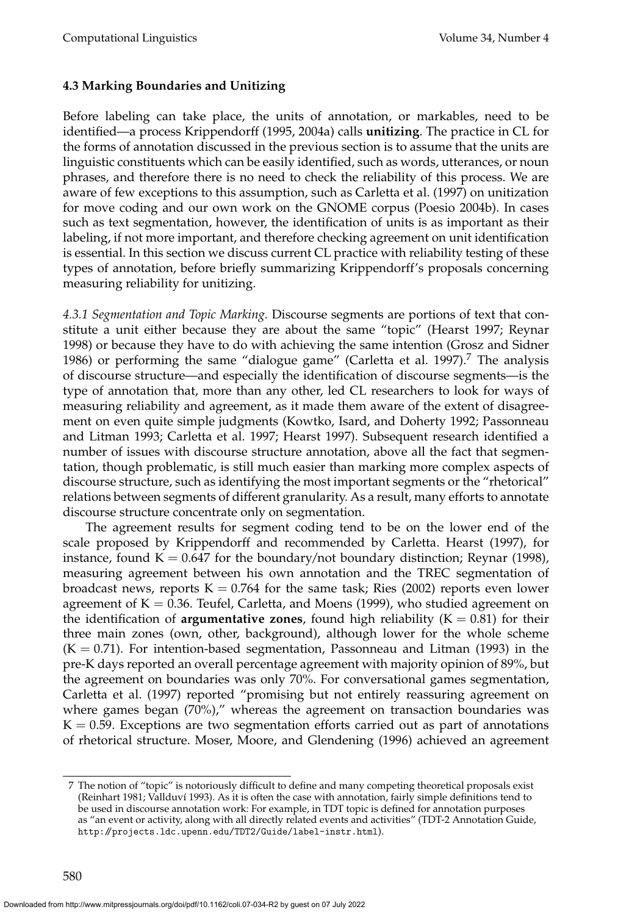### 4.3 Marking Boundaries and Unitizing

Before labeling can take place, the units of annotation, or markables, need to be identified—a process Krippendorff (1995, 2004a) calls **unitizing**. The practice in CL for the forms of annotation discussed in the previous section is to assume that the units are linguistic constituents which can be easily identified, such as words, utterances, or noun phrases, and therefore there is no need to check the reliability of this process. We are aware of few exceptions to this assumption, such as Carletta et al. (1997) on unitization for move coding and our own work on the GNOME corpus (Poesio 2004b). In cases such as text segmentation, however, the identification of units is as important as their labeling, if not more important, and therefore checking agreement on unit identification is essential. In this section we discuss current CL practice with reliability testing of these types of annotation, before briefly summarizing Krippendorff's proposals concerning measuring reliability for unitizing.

*4.3.1 Segmentation and Topic Marking.* Discourse segments are portions of text that constitute a unit either because they are about the same "topic" (Hearst 1997; Reynar 1998) or because they have to do with achieving the same intention (Grosz and Sidner 1986) or performing the same "dialogue game" (Carletta et al. 1997).[7] The analysis of discourse structure—and especially the identification of discourse segments—is the type of annotation that, more than any other, led CL researchers to look for ways of measuring reliability and agreement, as it made them aware of the extent of disagreement on even quite simple judgments (Kowtko, Isard, and Doherty 1992; Passonneau and Litman 1993; Carletta et al. 1997; Hearst 1997). Subsequent research identified a number of issues with discourse structure annotation, above all the fact that segmentation, though problematic, is still much easier than marking more complex aspects of discourse structure, such as identifying the most important segments or the "rhetorical" relations between segments of different granularity. As a result, many efforts to annotate discourse structure concentrate only on segmentation.

The agreement results for segment coding tend to be on the lower end of the scale proposed by Krippendorff and recommended by Carletta. Hearst (1997), for instance, found $K = 0.647$ for the boundary/not boundary distinction; Reynar (1998), measuring agreement between his own annotation and the TREC segmentation of broadcast news, reports $K = 0.764$ for the same task; Ries (2002) reports even lower agreement of $K = 0.36$. Teufel, Carletta, and Moens (1999), who studied agreement on the identification of **argumentative zones**, found high reliability ($K = 0.81$) for their three main zones (own, other, background), although lower for the whole scheme ($K = 0.71$). For intention-based segmentation, Passonneau and Litman (1993) in the pre-K days reported an overall percentage agreement with majority opinion of 89%, but the agreement on boundaries was only 70%. For conversational games segmentation, Carletta et al. (1997) reported "promising but not entirely reassuring agreement on where games began (70%)," whereas the agreement on transaction boundaries was $K = 0.59$. Exceptions are two segmentation efforts carried out as part of annotations of rhetorical structure. Moser, Moore, and Glendening (1996) achieved an agreement

---

7 The notion of "topic" is notoriously difficult to define and many competing theoretical proposals exist (Reinhart 1981; Vallduví 1993). As it is often the case with annotation, fairly simple definitions tend to be used in discourse annotation work: For example, in TDT topic is defined for annotation purposes as "an event or activity, along with all directly related events and activities" (TDT-2 Annotation Guide, http://projects.ldc.upenn.edu/TDT2/Guide/label-instr.html).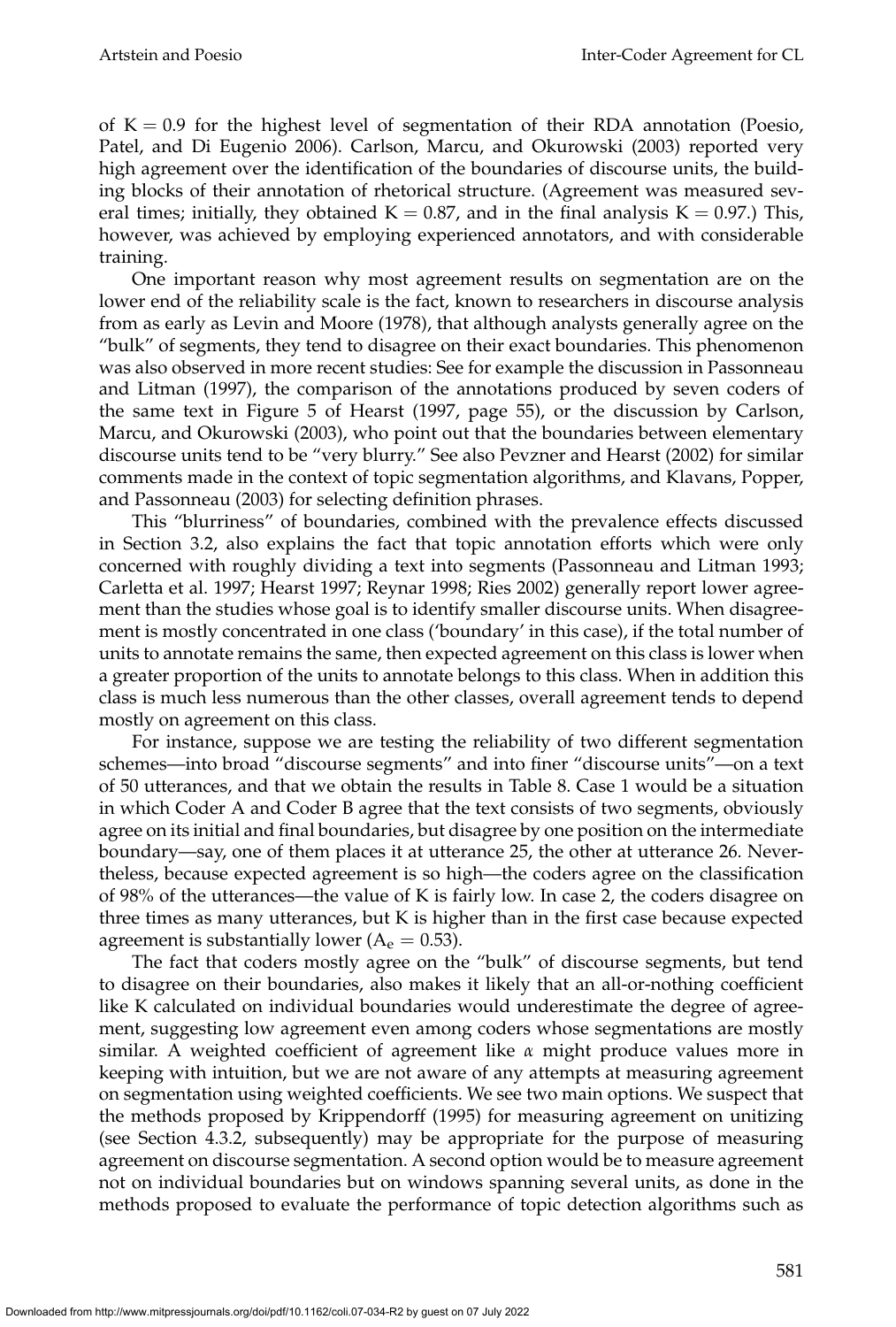of $K = 0.9$ for the highest level of segmentation of their RDA annotation (Poesio, Patel, and Di Eugenio 2006). Carlson, Marcu, and Okurowski (2003) reported very high agreement over the identification of the boundaries of discourse units, the building blocks of their annotation of rhetorical structure. (Agreement was measured several times; initially, they obtained $K = 0.87$, and in the final analysis $K = 0.97$.) This, however, was achieved by employing experienced annotators, and with considerable training.

One important reason why most agreement results on segmentation are on the lower end of the reliability scale is the fact, known to researchers in discourse analysis from as early as Levin and Moore (1978), that although analysts generally agree on the "bulk" of segments, they tend to disagree on their exact boundaries. This phenomenon was also observed in more recent studies: See for example the discussion in Passonneau and Litman (1997), the comparison of the annotations produced by seven coders of the same text in Figure 5 of Hearst (1997, page 55), or the discussion by Carlson, Marcu, and Okurowski (2003), who point out that the boundaries between elementary discourse units tend to be "very blurry." See also Pevzner and Hearst (2002) for similar comments made in the context of topic segmentation algorithms, and Klavans, Popper, and Passonneau (2003) for selecting definition phrases.

This "blurriness" of boundaries, combined with the prevalence effects discussed in Section 3.2, also explains the fact that topic annotation efforts which were only concerned with roughly dividing a text into segments (Passonneau and Litman 1993; Carletta et al. 1997; Hearst 1997; Reynar 1998; Ries 2002) generally report lower agreement than the studies whose goal is to identify smaller discourse units. When disagreement is mostly concentrated in one class ('boundary' in this case), if the total number of units to annotate remains the same, then expected agreement on this class is lower when a greater proportion of the units to annotate belongs to this class. When in addition this class is much less numerous than the other classes, overall agreement tends to depend mostly on agreement on this class.

For instance, suppose we are testing the reliability of two different segmentation schemes—into broad "discourse segments" and into finer "discourse units"—on a text of 50 utterances, and that we obtain the results in Table 8. Case 1 would be a situation in which Coder A and Coder B agree that the text consists of two segments, obviously agree on its initial and final boundaries, but disagree by one position on the intermediate boundary—say, one of them places it at utterance 25, the other at utterance 26. Nevertheless, because expected agreement is so high—the coders agree on the classification of 98% of the utterances—the value of K is fairly low. In case 2, the coders disagree on three times as many utterances, but K is higher than in the first case because expected agreement is substantially lower ($A_e = 0.53$).

The fact that coders mostly agree on the "bulk" of discourse segments, but tend to disagree on their boundaries, also makes it likely that an all-or-nothing coefficient like K calculated on individual boundaries would underestimate the degree of agreement, suggesting low agreement even among coders whose segmentations are mostly similar. A weighted coefficient of agreement like $\alpha$ might produce values more in keeping with intuition, but we are not aware of any attempts at measuring agreement on segmentation using weighted coefficients. We see two main options. We suspect that the methods proposed by Krippendorff (1995) for measuring agreement on unitizing (see Section 4.3.2, subsequently) may be appropriate for the purpose of measuring agreement on discourse segmentation. A second option would be to measure agreement not on individual boundaries but on windows spanning several units, as done in the methods proposed to evaluate the performance of topic detection algorithms such as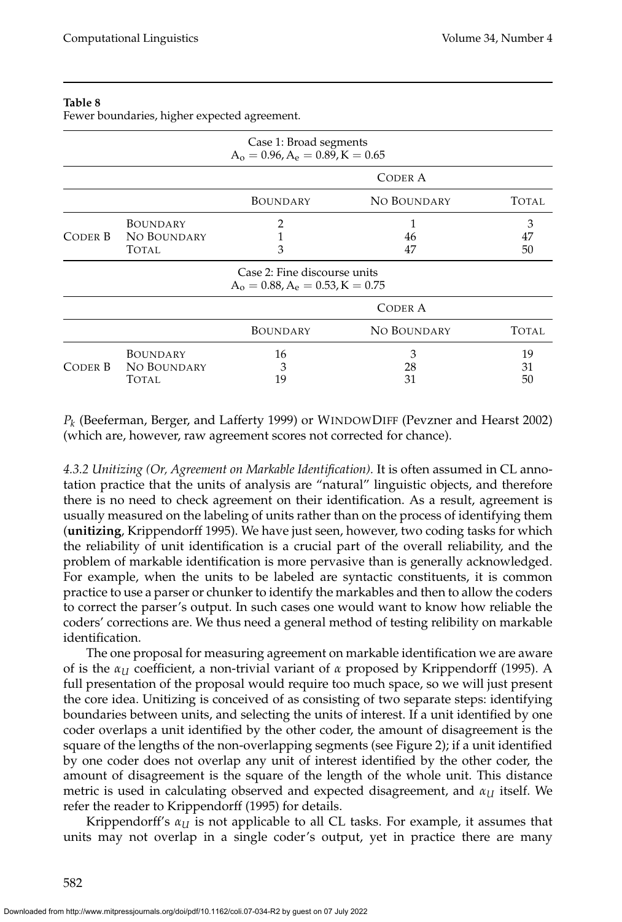**Table 8**
Fewer boundaries, higher expected agreement.

| Case 1: Broad segments $A_o = 0.96, A_e = 0.89, K = 0.65$ | | | | |
|---|---|---|---|---|
| | | Coder A | | |
| | | Boundary | No Boundary | Total |
| Coder B | Boundary | 2 | 1 | 3 |
| | No Boundary | 1 | 46 | 47 |
| | Total | 3 | 47 | 50 |

| Case 2: Fine discourse units $A_o = 0.88, A_e = 0.53, K = 0.75$ | | | | |
|---|---|---|---|---|
| | | Coder A | | |
| | | Boundary | No Boundary | Total |
| Coder B | Boundary | 16 | 3 | 19 |
| | No Boundary | 3 | 28 | 31 |
| | Total | 19 | 31 | 50 |

$P_k$ (Beeferman, Berger, and Lafferty 1999) or WindowDiff (Pevzner and Hearst 2002) (which are, however, raw agreement scores not corrected for chance).

*4.3.2 Unitizing (Or, Agreement on Markable Identification).* It is often assumed in CL annotation practice that the units of analysis are "natural" linguistic objects, and therefore there is no need to check agreement on their identification. As a result, agreement is usually measured on the labeling of units rather than on the process of identifying them (**unitizing**, Krippendorff 1995). We have just seen, however, two coding tasks for which the reliability of unit identification is a crucial part of the overall reliability, and the problem of markable identification is more pervasive than is generally acknowledged. For example, when the units to be labeled are syntactic constituents, it is common practice to use a parser or chunker to identify the markables and then to allow the coders to correct the parser's output. In such cases one would want to know how reliable the coders' corrections are. We thus need a general method of testing relibility on markable identification.

The one proposal for measuring agreement on markable identification we are aware of is the $\alpha_U$ coefficient, a non-trivial variant of $\alpha$ proposed by Krippendorff (1995). A full presentation of the proposal would require too much space, so we will just present the core idea. Unitizing is conceived of as consisting of two separate steps: identifying boundaries between units, and selecting the units of interest. If a unit identified by one coder overlaps a unit identified by the other coder, the amount of disagreement is the square of the lengths of the non-overlapping segments (see Figure 2); if a unit identified by one coder does not overlap any unit of interest identified by the other coder, the amount of disagreement is the square of the length of the whole unit. This distance metric is used in calculating observed and expected disagreement, and $\alpha_U$ itself. We refer the reader to Krippendorff (1995) for details.

Krippendorff's $\alpha_U$ is not applicable to all CL tasks. For example, it assumes that units may not overlap in a single coder's output, yet in practice there are many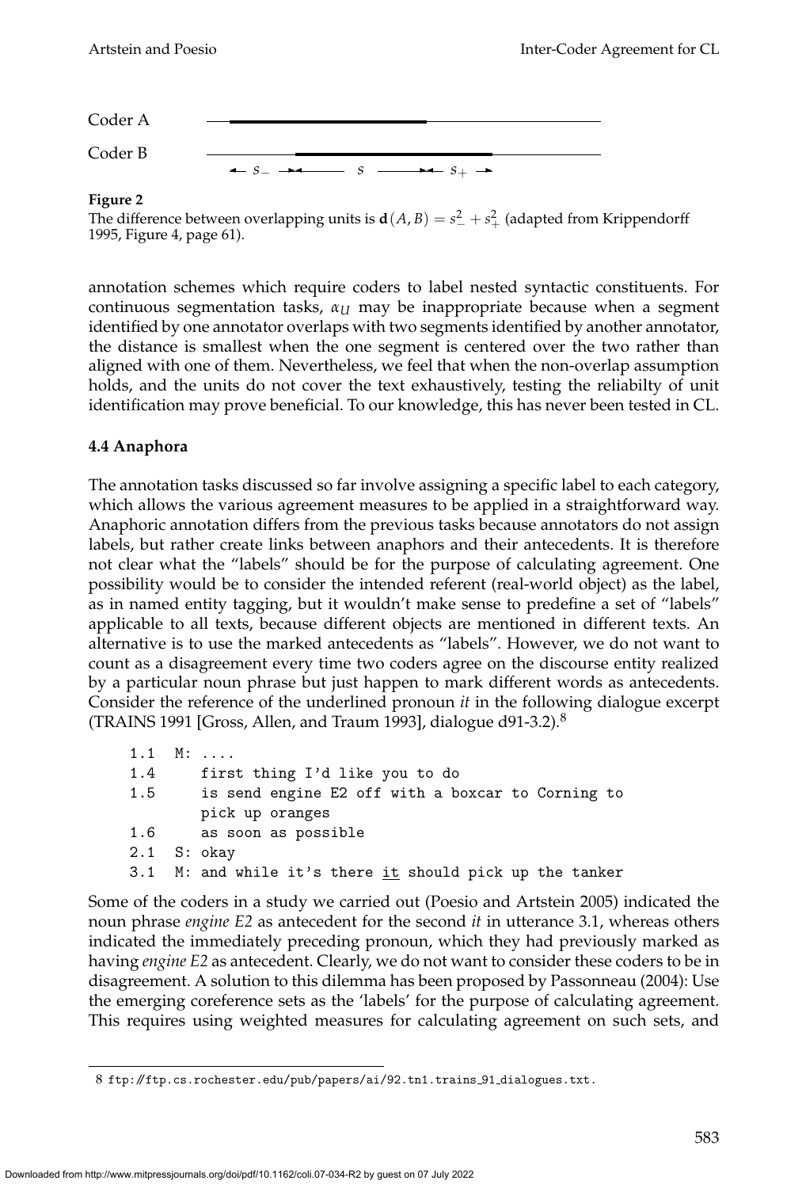Coder A

Coder B

$\leftarrow s_- \rightarrow\leftarrow \quad s \quad \rightarrow\leftarrow s_+ \rightarrow$

**Figure 2**
The difference between overlapping units is $\mathbf{d}(A, B) = s_-^2 + s_+^2$ (adapted from Krippendorff 1995, Figure 4, page 61).

annotation schemes which require coders to label nested syntactic constituents. For continuous segmentation tasks, $\alpha_U$ may be inappropriate because when a segment identified by one annotator overlaps with two segments identified by another annotator, the distance is smallest when the one segment is centered over the two rather than aligned with one of them. Nevertheless, we feel that when the non-overlap assumption holds, and the units do not cover the text exhaustively, testing the reliabilty of unit identification may prove beneficial. To our knowledge, this has never been tested in CL.

### 4.4 Anaphora

The annotation tasks discussed so far involve assigning a specific label to each category, which allows the various agreement measures to be applied in a straightforward way. Anaphoric annotation differs from the previous tasks because annotators do not assign labels, but rather create links between anaphors and their antecedents. It is therefore not clear what the "labels" should be for the purpose of calculating agreement. One possibility would be to consider the intended referent (real-world object) as the label, as in named entity tagging, but it wouldn't make sense to predefine a set of "labels" applicable to all texts, because different objects are mentioned in different texts. An alternative is to use the marked antecedents as "labels". However, we do not want to count as a disagreement every time two coders agree on the discourse entity realized by a particular noun phrase but just happen to mark different words as antecedents. Consider the reference of the underlined pronoun *it* in the following dialogue excerpt (TRAINS 1991 [Gross, Allen, and Traum 1993], dialogue d91-3.2).[8]

```
1.1  M: ....
1.4     first thing I'd like you to do
1.5     is send engine E2 off with a boxcar to Corning to
        pick up oranges
1.6     as soon as possible
2.1  S: okay
3.1  M: and while it's there it should pick up the tanker
```

Some of the coders in a study we carried out (Poesio and Artstein 2005) indicated the noun phrase *engine E2* as antecedent for the second *it* in utterance 3.1, whereas others indicated the immediately preceding pronoun, which they had previously marked as having *engine E2* as antecedent. Clearly, we do not want to consider these coders to be in disagreement. A solution to this dilemma has been proposed by Passonneau (2004): Use the emerging coreference sets as the 'labels' for the purpose of calculating agreement. This requires using weighted measures for calculating agreement on such sets, and

8 ftp://ftp.cs.rochester.edu/pub/papers/ai/92.tn1.trains_91_dialogues.txt.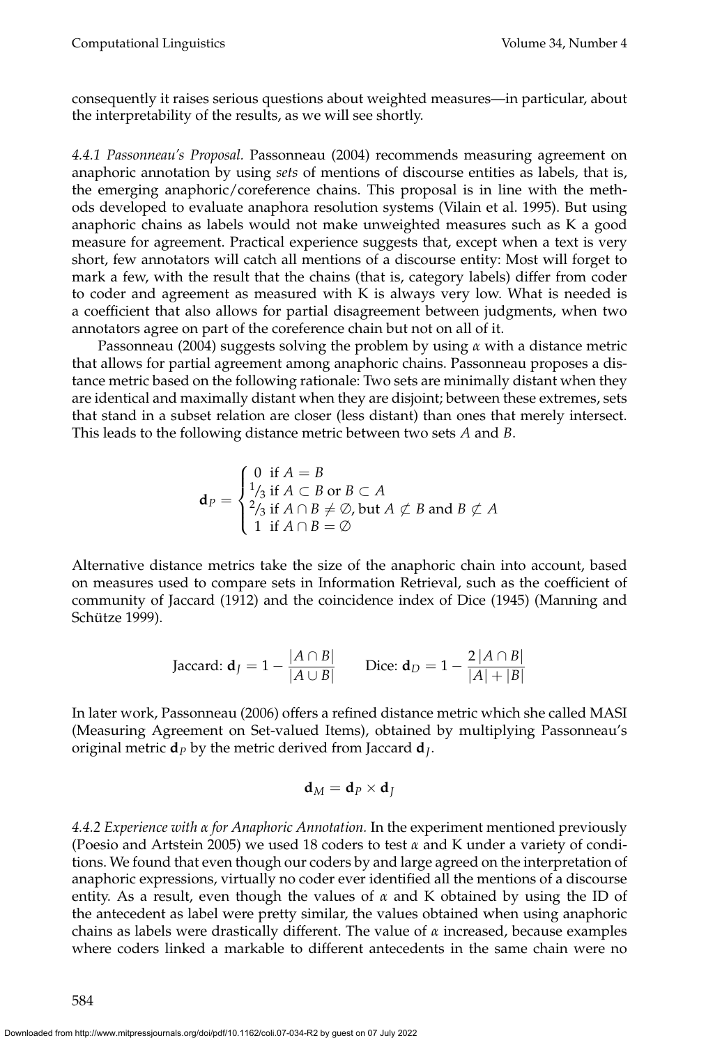consequently it raises serious questions about weighted measures—in particular, about the interpretability of the results, as we will see shortly.

*4.4.1 Passonneau's Proposal.* Passonneau (2004) recommends measuring agreement on anaphoric annotation by using *sets* of mentions of discourse entities as labels, that is, the emerging anaphoric/coreference chains. This proposal is in line with the methods developed to evaluate anaphora resolution systems (Vilain et al. 1995). But using anaphoric chains as labels would not make unweighted measures such as K a good measure for agreement. Practical experience suggests that, except when a text is very short, few annotators will catch all mentions of a discourse entity: Most will forget to mark a few, with the result that the chains (that is, category labels) differ from coder to coder and agreement as measured with K is always very low. What is needed is a coefficient that also allows for partial disagreement between judgments, when two annotators agree on part of the coreference chain but not on all of it.

Passonneau (2004) suggests solving the problem by using $\alpha$ with a distance metric that allows for partial agreement among anaphoric chains. Passonneau proposes a distance metric based on the following rationale: Two sets are minimally distant when they are identical and maximally distant when they are disjoint; between these extremes, sets that stand in a subset relation are closer (less distant) than ones that merely intersect. This leads to the following distance metric between two sets $A$ and $B$.

$$\mathbf{d}_P = \begin{cases} 0 & \text{if } A = B \\ 1/3 & \text{if } A \subset B \text{ or } B \subset A \\ 2/3 & \text{if } A \cap B \neq \emptyset \text{, but } A \not\subset B \text{ and } B \not\subset A \\ 1 & \text{if } A \cap B = \emptyset \end{cases}$$

Alternative distance metrics take the size of the anaphoric chain into account, based on measures used to compare sets in Information Retrieval, such as the coefficient of community of Jaccard (1912) and the coincidence index of Dice (1945) (Manning and Schütze 1999).

$$\text{Jaccard: } \mathbf{d}_J = 1 - \frac{|A \cap B|}{|A \cup B|} \qquad \text{Dice: } \mathbf{d}_D = 1 - \frac{2\,|A \cap B|}{|A| + |B|}$$

In later work, Passonneau (2006) offers a refined distance metric which she called MASI (Measuring Agreement on Set-valued Items), obtained by multiplying Passonneau's original metric $\mathbf{d}_P$ by the metric derived from Jaccard $\mathbf{d}_J$.

$$\mathbf{d}_M = \mathbf{d}_P \times \mathbf{d}_J$$

*4.4.2 Experience with $\alpha$ for Anaphoric Annotation.* In the experiment mentioned previously (Poesio and Artstein 2005) we used 18 coders to test $\alpha$ and K under a variety of conditions. We found that even though our coders by and large agreed on the interpretation of anaphoric expressions, virtually no coder ever identified all the mentions of a discourse entity. As a result, even though the values of $\alpha$ and K obtained by using the ID of the antecedent as label were pretty similar, the values obtained when using anaphoric chains as labels were drastically different. The value of $\alpha$ increased, because examples where coders linked a markable to different antecedents in the same chain were no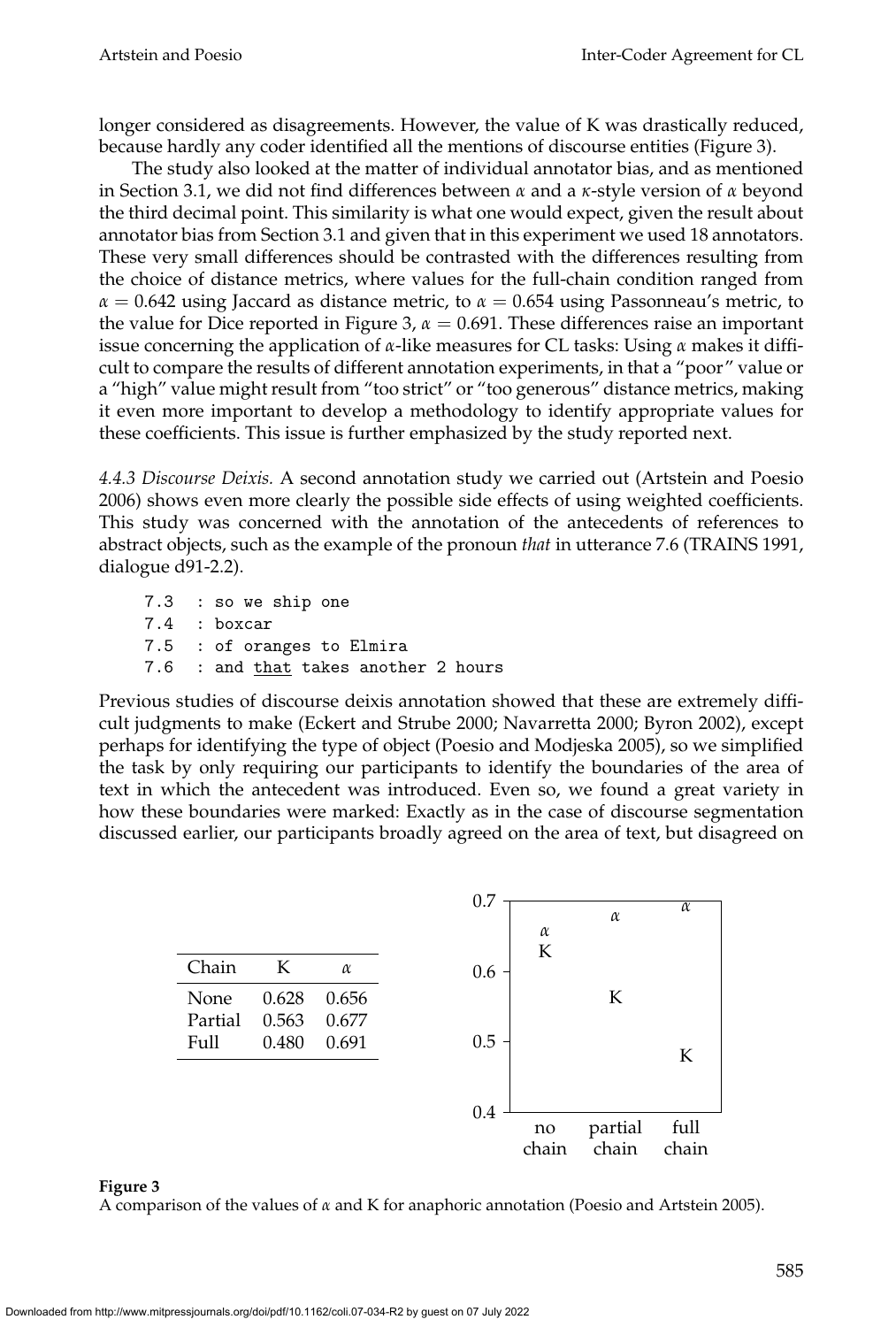longer considered as disagreements. However, the value of K was drastically reduced, because hardly any coder identified all the mentions of discourse entities (Figure 3).

The study also looked at the matter of individual annotator bias, and as mentioned in Section 3.1, we did not find differences between $\alpha$ and a $\kappa$-style version of $\alpha$ beyond the third decimal point. This similarity is what one would expect, given the result about annotator bias from Section 3.1 and given that in this experiment we used 18 annotators. These very small differences should be contrasted with the differences resulting from the choice of distance metrics, where values for the full-chain condition ranged from $\alpha = 0.642$ using Jaccard as distance metric, to $\alpha = 0.654$ using Passonneau's metric, to the value for Dice reported in Figure 3, $\alpha = 0.691$. These differences raise an important issue concerning the application of $\alpha$-like measures for CL tasks: Using $\alpha$ makes it difficult to compare the results of different annotation experiments, in that a "poor" value or a "high" value might result from "too strict" or "too generous" distance metrics, making it even more important to develop a methodology to identify appropriate values for these coefficients. This issue is further emphasized by the study reported next.

*4.4.3 Discourse Deixis.* A second annotation study we carried out (Artstein and Poesio 2006) shows even more clearly the possible side effects of using weighted coefficients. This study was concerned with the annotation of the antecedents of references to abstract objects, such as the example of the pronoun *that* in utterance 7.6 (TRAINS 1991, dialogue d91-2.2).

```
7.3  : so we ship one
7.4  : boxcar
7.5  : of oranges to Elmira
7.6  : and that takes another 2 hours
```

Previous studies of discourse deixis annotation showed that these are extremely difficult judgments to make (Eckert and Strube 2000; Navarretta 2000; Byron 2002), except perhaps for identifying the type of object (Poesio and Modjeska 2005), so we simplified the task by only requiring our participants to identify the boundaries of the area of text in which the antecedent was introduced. Even so, we found a great variety in how these boundaries were marked: Exactly as in the case of discourse segmentation discussed earlier, our participants broadly agreed on the area of text, but disagreed on

| Chain | K | $\alpha$ |
|---|---|---|
| None | 0.628 | 0.656 |
| Partial | 0.563 | 0.677 |
| Full | 0.480 | 0.691 |

**Figure 3**
A comparison of the values of $\alpha$ and K for anaphoric annotation (Poesio and Artstein 2005).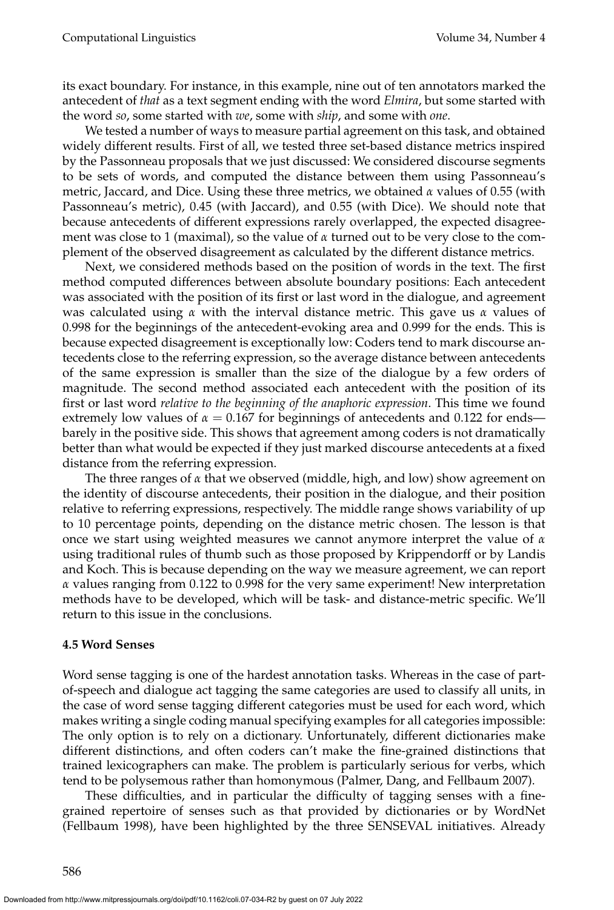its exact boundary. For instance, in this example, nine out of ten annotators marked the antecedent of *that* as a text segment ending with the word *Elmira*, but some started with the word *so*, some started with *we*, some with *ship*, and some with *one*.

We tested a number of ways to measure partial agreement on this task, and obtained widely different results. First of all, we tested three set-based distance metrics inspired by the Passonneau proposals that we just discussed: We considered discourse segments to be sets of words, and computed the distance between them using Passonneau's metric, Jaccard, and Dice. Using these three metrics, we obtained $\alpha$ values of 0.55 (with Passonneau's metric), 0.45 (with Jaccard), and 0.55 (with Dice). We should note that because antecedents of different expressions rarely overlapped, the expected disagreement was close to 1 (maximal), so the value of $\alpha$ turned out to be very close to the complement of the observed disagreement as calculated by the different distance metrics.

Next, we considered methods based on the position of words in the text. The first method computed differences between absolute boundary positions: Each antecedent was associated with the position of its first or last word in the dialogue, and agreement was calculated using $\alpha$ with the interval distance metric. This gave us $\alpha$ values of 0.998 for the beginnings of the antecedent-evoking area and 0.999 for the ends. This is because expected disagreement is exceptionally low: Coders tend to mark discourse antecedents close to the referring expression, so the average distance between antecedents of the same expression is smaller than the size of the dialogue by a few orders of magnitude. The second method associated each antecedent with the position of its first or last word *relative to the beginning of the anaphoric expression*. This time we found extremely low values of $\alpha = 0.167$ for beginnings of antecedents and 0.122 for ends—barely in the positive side. This shows that agreement among coders is not dramatically better than what would be expected if they just marked discourse antecedents at a fixed distance from the referring expression.

The three ranges of $\alpha$ that we observed (middle, high, and low) show agreement on the identity of discourse antecedents, their position in the dialogue, and their position relative to referring expressions, respectively. The middle range shows variability of up to 10 percentage points, depending on the distance metric chosen. The lesson is that once we start using weighted measures we cannot anymore interpret the value of $\alpha$ using traditional rules of thumb such as those proposed by Krippendorff or by Landis and Koch. This is because depending on the way we measure agreement, we can report $\alpha$ values ranging from 0.122 to 0.998 for the very same experiment! New interpretation methods have to be developed, which will be task- and distance-metric specific. We'll return to this issue in the conclusions.

### 4.5 Word Senses

Word sense tagging is one of the hardest annotation tasks. Whereas in the case of part-of-speech and dialogue act tagging the same categories are used to classify all units, in the case of word sense tagging different categories must be used for each word, which makes writing a single coding manual specifying examples for all categories impossible: The only option is to rely on a dictionary. Unfortunately, different dictionaries make different distinctions, and often coders can't make the fine-grained distinctions that trained lexicographers can make. The problem is particularly serious for verbs, which tend to be polysemous rather than homonymous (Palmer, Dang, and Fellbaum 2007).

These difficulties, and in particular the difficulty of tagging senses with a fine-grained repertoire of senses such as that provided by dictionaries or by WordNet (Fellbaum 1998), have been highlighted by the three SENSEVAL initiatives. Already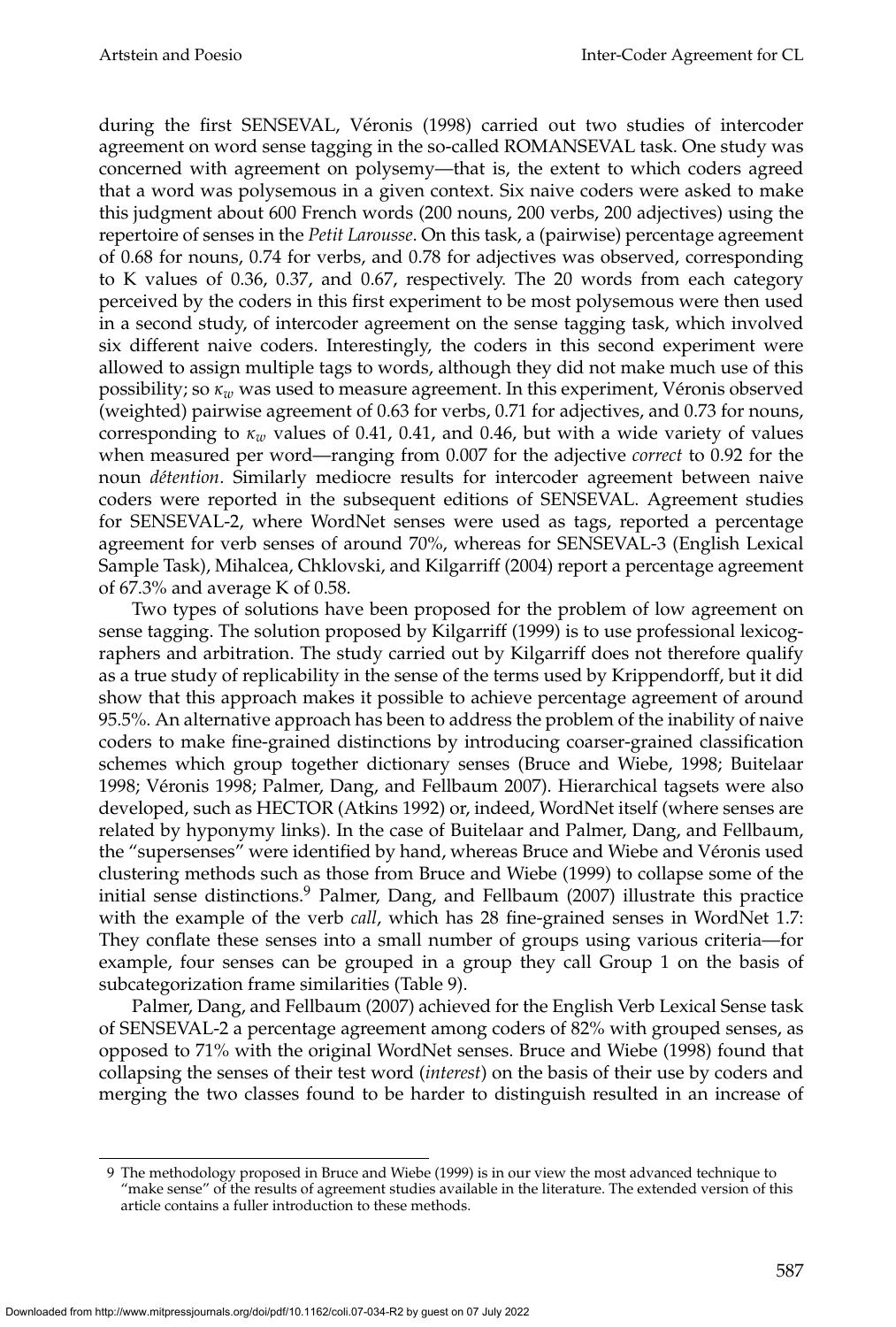during the first SENSEVAL, Véronis (1998) carried out two studies of intercoder agreement on word sense tagging in the so-called ROMANSEVAL task. One study was concerned with agreement on polysemy—that is, the extent to which coders agreed that a word was polysemous in a given context. Six naive coders were asked to make this judgment about 600 French words (200 nouns, 200 verbs, 200 adjectives) using the repertoire of senses in the *Petit Larousse*. On this task, a (pairwise) percentage agreement of 0.68 for nouns, 0.74 for verbs, and 0.78 for adjectives was observed, corresponding to K values of 0.36, 0.37, and 0.67, respectively. The 20 words from each category perceived by the coders in this first experiment to be most polysemous were then used in a second study, of intercoder agreement on the sense tagging task, which involved six different naive coders. Interestingly, the coders in this second experiment were allowed to assign multiple tags to words, although they did not make much use of this possibility; so $\kappa_w$ was used to measure agreement. In this experiment, Véronis observed (weighted) pairwise agreement of 0.63 for verbs, 0.71 for adjectives, and 0.73 for nouns, corresponding to $\kappa_w$ values of 0.41, 0.41, and 0.46, but with a wide variety of values when measured per word—ranging from 0.007 for the adjective *correct* to 0.92 for the noun *détention*. Similarly mediocre results for intercoder agreement between naive coders were reported in the subsequent editions of SENSEVAL. Agreement studies for SENSEVAL-2, where WordNet senses were used as tags, reported a percentage agreement for verb senses of around 70%, whereas for SENSEVAL-3 (English Lexical Sample Task), Mihalcea, Chklovski, and Kilgarriff (2004) report a percentage agreement of 67.3% and average K of 0.58.

Two types of solutions have been proposed for the problem of low agreement on sense tagging. The solution proposed by Kilgarriff (1999) is to use professional lexicographers and arbitration. The study carried out by Kilgarriff does not therefore qualify as a true study of replicability in the sense of the terms used by Krippendorff, but it did show that this approach makes it possible to achieve percentage agreement of around 95.5%. An alternative approach has been to address the problem of the inability of naive coders to make fine-grained distinctions by introducing coarser-grained classification schemes which group together dictionary senses (Bruce and Wiebe, 1998; Buitelaar 1998; Véronis 1998; Palmer, Dang, and Fellbaum 2007). Hierarchical tagsets were also developed, such as HECTOR (Atkins 1992) or, indeed, WordNet itself (where senses are related by hyponymy links). In the case of Buitelaar and Palmer, Dang, and Fellbaum, the "supersenses" were identified by hand, whereas Bruce and Wiebe and Véronis used clustering methods such as those from Bruce and Wiebe (1999) to collapse some of the initial sense distinctions.[9] Palmer, Dang, and Fellbaum (2007) illustrate this practice with the example of the verb *call*, which has 28 fine-grained senses in WordNet 1.7: They conflate these senses into a small number of groups using various criteria—for example, four senses can be grouped in a group they call Group 1 on the basis of subcategorization frame similarities (Table 9).

Palmer, Dang, and Fellbaum (2007) achieved for the English Verb Lexical Sense task of SENSEVAL-2 a percentage agreement among coders of 82% with grouped senses, as opposed to 71% with the original WordNet senses. Bruce and Wiebe (1998) found that collapsing the senses of their test word (*interest*) on the basis of their use by coders and merging the two classes found to be harder to distinguish resulted in an increase of

[9] The methodology proposed in Bruce and Wiebe (1999) is in our view the most advanced technique to "make sense" of the results of agreement studies available in the literature. The extended version of this article contains a fuller introduction to these methods.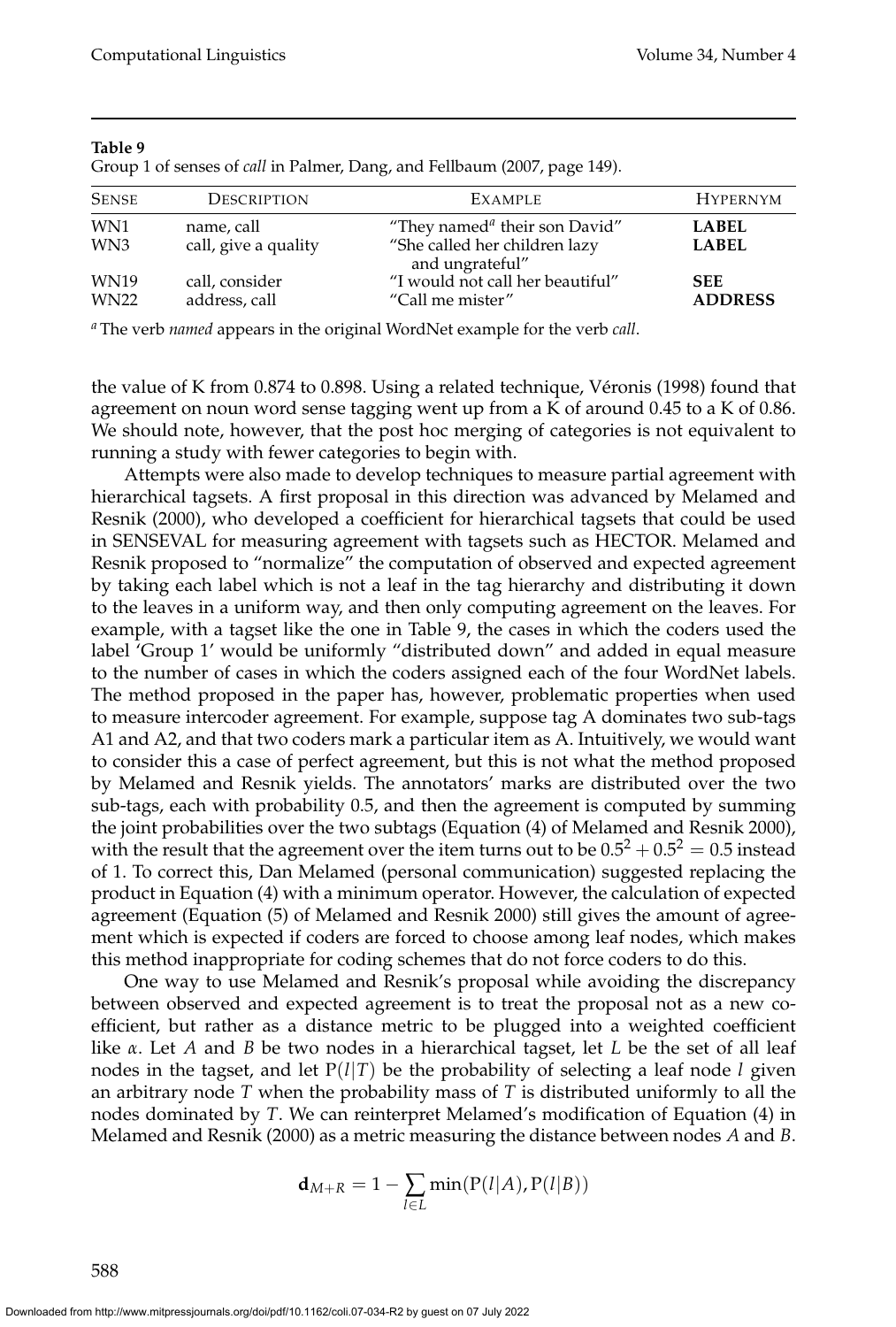**Table 9**
Group 1 of senses of *call* in Palmer, Dang, and Fellbaum (2007, page 149).

| Sense | Description | Example | Hypernym |
|---|---|---|---|
| WN1 | name, call | "They named[a] their son David" | **LABEL** |
| WN3 | call, give a quality | "She called her children lazy and ungrateful" | **LABEL** |
| WN19 | call, consider | "I would not call her beautiful" | **SEE** |
| WN22 | address, call | "Call me mister" | **ADDRESS** |

[a] The verb *named* appears in the original WordNet example for the verb *call*.

the value of K from 0.874 to 0.898. Using a related technique, Véronis (1998) found that agreement on noun word sense tagging went up from a K of around 0.45 to a K of 0.86. We should note, however, that the post hoc merging of categories is not equivalent to running a study with fewer categories to begin with.

Attempts were also made to develop techniques to measure partial agreement with hierarchical tagsets. A first proposal in this direction was advanced by Melamed and Resnik (2000), who developed a coefficient for hierarchical tagsets that could be used in SENSEVAL for measuring agreement with tagsets such as HECTOR. Melamed and Resnik proposed to "normalize" the computation of observed and expected agreement by taking each label which is not a leaf in the tag hierarchy and distributing it down to the leaves in a uniform way, and then only computing agreement on the leaves. For example, with a tagset like the one in Table 9, the cases in which the coders used the label 'Group 1' would be uniformly "distributed down" and added in equal measure to the number of cases in which the coders assigned each of the four WordNet labels. The method proposed in the paper has, however, problematic properties when used to measure intercoder agreement. For example, suppose tag A dominates two sub-tags A1 and A2, and that two coders mark a particular item as A. Intuitively, we would want to consider this a case of perfect agreement, but this is not what the method proposed by Melamed and Resnik yields. The annotators' marks are distributed over the two sub-tags, each with probability 0.5, and then the agreement is computed by summing the joint probabilities over the two subtags (Equation (4) of Melamed and Resnik 2000), with the result that the agreement over the item turns out to be $0.5^2 + 0.5^2 = 0.5$ instead of 1. To correct this, Dan Melamed (personal communication) suggested replacing the product in Equation (4) with a minimum operator. However, the calculation of expected agreement (Equation (5) of Melamed and Resnik 2000) still gives the amount of agreement which is expected if coders are forced to choose among leaf nodes, which makes this method inappropriate for coding schemes that do not force coders to do this.

One way to use Melamed and Resnik's proposal while avoiding the discrepancy between observed and expected agreement is to treat the proposal not as a new coefficient, but rather as a distance metric to be plugged into a weighted coefficient like $\alpha$. Let $A$ and $B$ be two nodes in a hierarchical tagset, let $L$ be the set of all leaf nodes in the tagset, and let $\mathrm{P}(l|T)$ be the probability of selecting a leaf node $l$ given an arbitrary node $T$ when the probability mass of $T$ is distributed uniformly to all the nodes dominated by $T$. We can reinterpret Melamed's modification of Equation (4) in Melamed and Resnik (2000) as a metric measuring the distance between nodes $A$ and $B$.

$$\mathbf{d}_{M+R} = 1 - \sum_{l \in L} \min(\mathrm{P}(l|A), \mathrm{P}(l|B))$$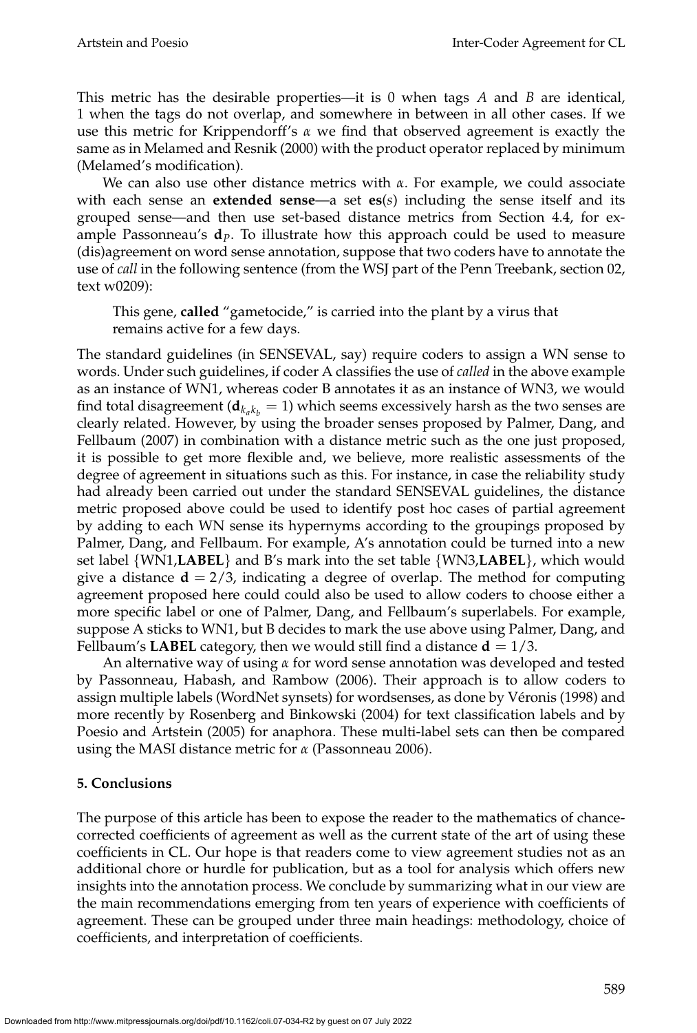This metric has the desirable properties—it is 0 when tags $A$ and $B$ are identical, 1 when the tags do not overlap, and somewhere in between in all other cases. If we use this metric for Krippendorff's $\alpha$ we find that observed agreement is exactly the same as in Melamed and Resnik (2000) with the product operator replaced by minimum (Melamed's modification).

We can also use other distance metrics with $\alpha$. For example, we could associate with each sense an **extended sense**—a set $\mathbf{es}(s)$ including the sense itself and its grouped sense—and then use set-based distance metrics from Section 4.4, for example Passonneau's $\mathbf{d}_P$. To illustrate how this approach could be used to measure (dis)agreement on word sense annotation, suppose that two coders have to annotate the use of *call* in the following sentence (from the WSJ part of the Penn Treebank, section 02, text w0209):

> This gene, **called** "gametocide," is carried into the plant by a virus that remains active for a few days.

The standard guidelines (in SENSEVAL, say) require coders to assign a WN sense to words. Under such guidelines, if coder A classifies the use of *called* in the above example as an instance of WN1, whereas coder B annotates it as an instance of WN3, we would find total disagreement ($\mathbf{d}_{k_a k_b} = 1$) which seems excessively harsh as the two senses are clearly related. However, by using the broader senses proposed by Palmer, Dang, and Fellbaum (2007) in combination with a distance metric such as the one just proposed, it is possible to get more flexible and, we believe, more realistic assessments of the degree of agreement in situations such as this. For instance, in case the reliability study had already been carried out under the standard SENSEVAL guidelines, the distance metric proposed above could be used to identify post hoc cases of partial agreement by adding to each WN sense its hypernyms according to the groupings proposed by Palmer, Dang, and Fellbaum. For example, A's annotation could be turned into a new set label {WN1,**LABEL**} and B's mark into the set table {WN3,**LABEL**}, which would give a distance $\mathbf{d} = 2/3$, indicating a degree of overlap. The method for computing agreement proposed here could could also be used to allow coders to choose either a more specific label or one of Palmer, Dang, and Fellbaum's superlabels. For example, suppose A sticks to WN1, but B decides to mark the use above using Palmer, Dang, and Fellbaum's **LABEL** category, then we would still find a distance $\mathbf{d} = 1/3$.

An alternative way of using $\alpha$ for word sense annotation was developed and tested by Passonneau, Habash, and Rambow (2006). Their approach is to allow coders to assign multiple labels (WordNet synsets) for wordsenses, as done by Véronis (1998) and more recently by Rosenberg and Binkowski (2004) for text classification labels and by Poesio and Artstein (2005) for anaphora. These multi-label sets can then be compared using the MASI distance metric for $\alpha$ (Passonneau 2006).

## 5. Conclusions

The purpose of this article has been to expose the reader to the mathematics of chance-corrected coefficients of agreement as well as the current state of the art of using these coefficients in CL. Our hope is that readers come to view agreement studies not as an additional chore or hurdle for publication, but as a tool for analysis which offers new insights into the annotation process. We conclude by summarizing what in our view are the main recommendations emerging from ten years of experience with coefficients of agreement. These can be grouped under three main headings: methodology, choice of coefficients, and interpretation of coefficients.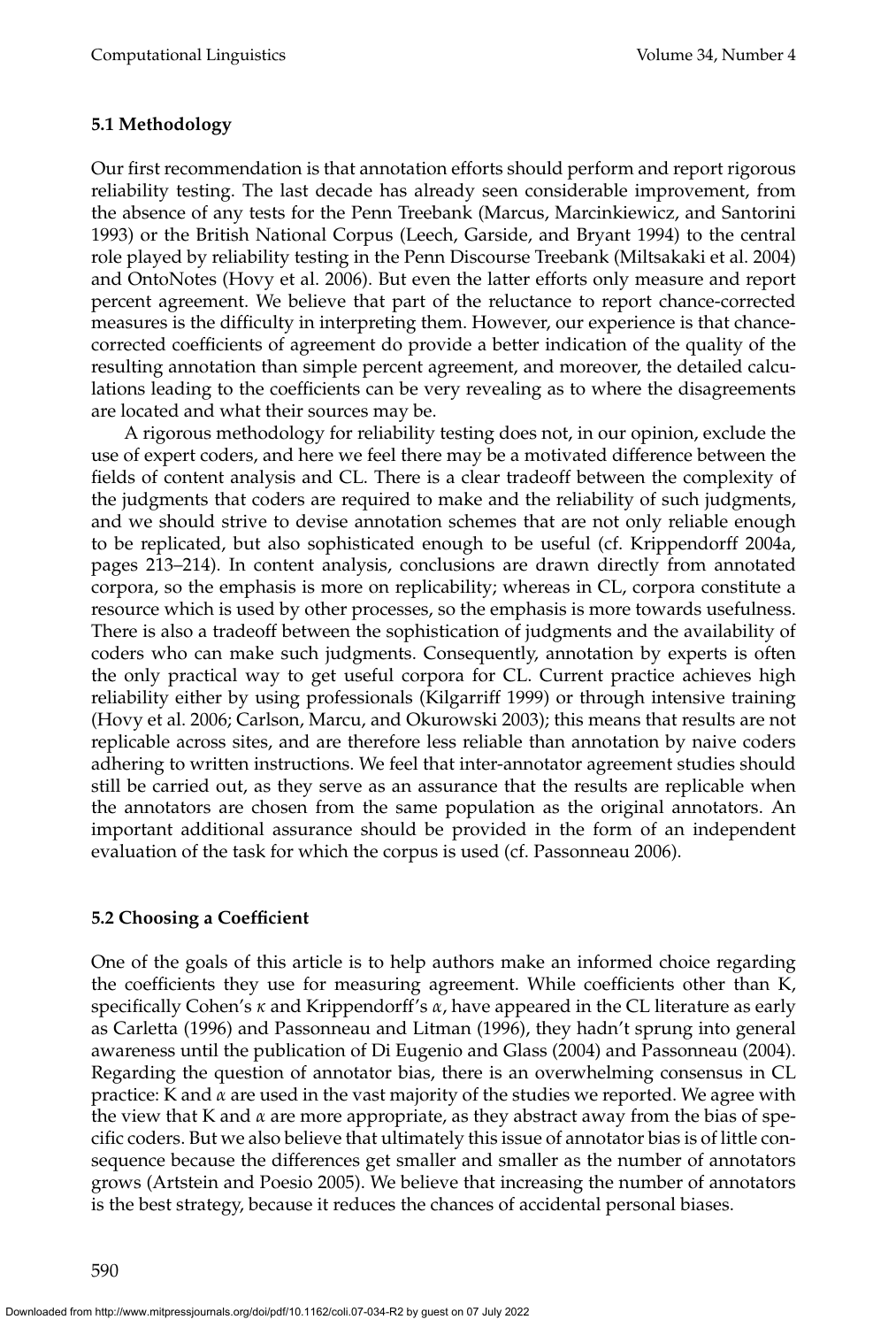### 5.1 Methodology

Our first recommendation is that annotation efforts should perform and report rigorous reliability testing. The last decade has already seen considerable improvement, from the absence of any tests for the Penn Treebank (Marcus, Marcinkiewicz, and Santorini 1993) or the British National Corpus (Leech, Garside, and Bryant 1994) to the central role played by reliability testing in the Penn Discourse Treebank (Miltsakaki et al. 2004) and OntoNotes (Hovy et al. 2006). But even the latter efforts only measure and report percent agreement. We believe that part of the reluctance to report chance-corrected measures is the difficulty in interpreting them. However, our experience is that chance-corrected coefficients of agreement do provide a better indication of the quality of the resulting annotation than simple percent agreement, and moreover, the detailed calculations leading to the coefficients can be very revealing as to where the disagreements are located and what their sources may be.

A rigorous methodology for reliability testing does not, in our opinion, exclude the use of expert coders, and here we feel there may be a motivated difference between the fields of content analysis and CL. There is a clear tradeoff between the complexity of the judgments that coders are required to make and the reliability of such judgments, and we should strive to devise annotation schemes that are not only reliable enough to be replicated, but also sophisticated enough to be useful (cf. Krippendorff 2004a, pages 213–214). In content analysis, conclusions are drawn directly from annotated corpora, so the emphasis is more on replicability; whereas in CL, corpora constitute a resource which is used by other processes, so the emphasis is more towards usefulness. There is also a tradeoff between the sophistication of judgments and the availability of coders who can make such judgments. Consequently, annotation by experts is often the only practical way to get useful corpora for CL. Current practice achieves high reliability either by using professionals (Kilgarriff 1999) or through intensive training (Hovy et al. 2006; Carlson, Marcu, and Okurowski 2003); this means that results are not replicable across sites, and are therefore less reliable than annotation by naive coders adhering to written instructions. We feel that inter-annotator agreement studies should still be carried out, as they serve as an assurance that the results are replicable when the annotators are chosen from the same population as the original annotators. An important additional assurance should be provided in the form of an independent evaluation of the task for which the corpus is used (cf. Passonneau 2006).

### 5.2 Choosing a Coefficient

One of the goals of this article is to help authors make an informed choice regarding the coefficients they use for measuring agreement. While coefficients other than K, specifically Cohen's $\kappa$ and Krippendorff's $\alpha$, have appeared in the CL literature as early as Carletta (1996) and Passonneau and Litman (1996), they hadn't sprung into general awareness until the publication of Di Eugenio and Glass (2004) and Passonneau (2004). Regarding the question of annotator bias, there is an overwhelming consensus in CL practice: K and $\alpha$ are used in the vast majority of the studies we reported. We agree with the view that K and $\alpha$ are more appropriate, as they abstract away from the bias of specific coders. But we also believe that ultimately this issue of annotator bias is of little consequence because the differences get smaller and smaller as the number of annotators grows (Artstein and Poesio 2005). We believe that increasing the number of annotators is the best strategy, because it reduces the chances of accidental personal biases.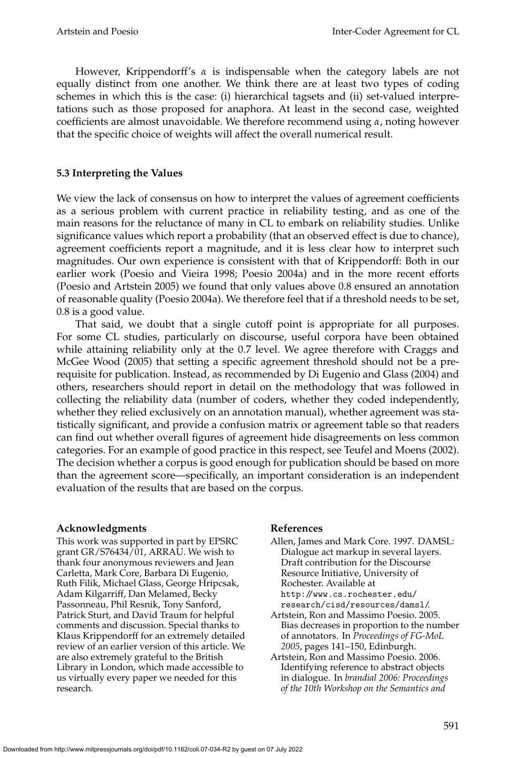However, Krippendorff's $\alpha$ is indispensable when the category labels are not equally distinct from one another. We think there are at least two types of coding schemes in which this is the case: (i) hierarchical tagsets and (ii) set-valued interpretations such as those proposed for anaphora. At least in the second case, weighted coefficients are almost unavoidable. We therefore recommend using $\alpha$, noting however that the specific choice of weights will affect the overall numerical result.

### 5.3 Interpreting the Values

We view the lack of consensus on how to interpret the values of agreement coefficients as a serious problem with current practice in reliability testing, and as one of the main reasons for the reluctance of many in CL to embark on reliability studies. Unlike significance values which report a probability (that an observed effect is due to chance), agreement coefficients report a magnitude, and it is less clear how to interpret such magnitudes. Our own experience is consistent with that of Krippendorff: Both in our earlier work (Poesio and Vieira 1998; Poesio 2004a) and in the more recent efforts (Poesio and Artstein 2005) we found that only values above 0.8 ensured an annotation of reasonable quality (Poesio 2004a). We therefore feel that if a threshold needs to be set, 0.8 is a good value.

That said, we doubt that a single cutoff point is appropriate for all purposes. For some CL studies, particularly on discourse, useful corpora have been obtained while attaining reliability only at the 0.7 level. We agree therefore with Craggs and McGee Wood (2005) that setting a specific agreement threshold should not be a prerequisite for publication. Instead, as recommended by Di Eugenio and Glass (2004) and others, researchers should report in detail on the methodology that was followed in collecting the reliability data (number of coders, whether they coded independently, whether they relied exclusively on an annotation manual), whether agreement was statistically significant, and provide a confusion matrix or agreement table so that readers can find out whether overall figures of agreement hide disagreements on less common categories. For an example of good practice in this respect, see Teufel and Moens (2002). The decision whether a corpus is good enough for publication should be based on more than the agreement score—specifically, an important consideration is an independent evaluation of the results that are based on the corpus.

#### Acknowledgments

This work was supported in part by EPSRC grant GR/S76434/01, ARRAU. We wish to thank four anonymous reviewers and Jean Carletta, Mark Core, Barbara Di Eugenio, Ruth Filik, Michael Glass, George Hripcsak, Adam Kilgarriff, Dan Melamed, Becky Passonneau, Phil Resnik, Tony Sanford, Patrick Sturt, and David Traum for helpful comments and discussion. Special thanks to Klaus Krippendorff for an extremely detailed review of an earlier version of this article. We are also extremely grateful to the British Library in London, which made accessible to us virtually every paper we needed for this research.

#### References

Allen, James and Mark Core. 1997. DAMSL: Dialogue act markup in several layers. Draft contribution for the Discourse Resource Initiative, University of Rochester. Available at http://www.cs.rochester.edu/research/cisd/resources/damsl/.

Artstein, Ron and Massimo Poesio. 2005. Bias decreases in proportion to the number of annotators. In *Proceedings of FG-MoL 2005*, pages 141–150, Edinburgh.

Artstein, Ron and Massimo Poesio. 2006. Identifying reference to abstract objects in dialogue. In *brandial 2006: Proceedings of the 10th Workshop on the Semantics and*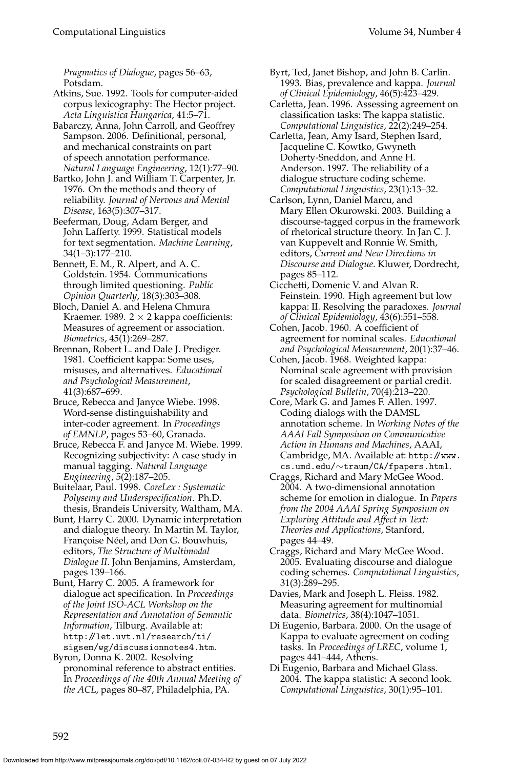*Pragmatics of Dialogue*, pages 56–63, Potsdam.

Atkins, Sue. 1992. Tools for computer-aided corpus lexicography: The Hector project. *Acta Linguistica Hungarica*, 41:5–71.

Babarczy, Anna, John Carroll, and Geoffrey Sampson. 2006. Definitional, personal, and mechanical constraints on part of speech annotation performance. *Natural Language Engineering*, 12(1):77–90.

Bartko, John J. and William T. Carpenter, Jr. 1976. On the methods and theory of reliability. *Journal of Nervous and Mental Disease*, 163(5):307–317.

Beeferman, Doug, Adam Berger, and John Lafferty. 1999. Statistical models for text segmentation. *Machine Learning*, 34(1–3):177–210.

Bennett, E. M., R. Alpert, and A. C. Goldstein. 1954. Communications through limited questioning. *Public Opinion Quarterly*, 18(3):303–308.

Bloch, Daniel A. and Helena Chmura Kraemer. 1989. $2 \times 2$ kappa coefficients: Measures of agreement or association. *Biometrics*, 45(1):269–287.

Brennan, Robert L. and Dale J. Prediger. 1981. Coefficient kappa: Some uses, misuses, and alternatives. *Educational and Psychological Measurement*, 41(3):687–699.

Bruce, Rebecca and Janyce Wiebe. 1998. Word-sense distinguishability and inter-coder agreement. In *Proceedings of EMNLP*, pages 53–60, Granada.

Bruce, Rebecca F. and Janyce M. Wiebe. 1999. Recognizing subjectivity: A case study in manual tagging. *Natural Language Engineering*, 5(2):187–205.

Buitelaar, Paul. 1998. *CoreLex : Systematic Polysemy and Underspecification*. Ph.D. thesis, Brandeis University, Waltham, MA.

Bunt, Harry C. 2000. Dynamic interpretation and dialogue theory. In Martin M. Taylor, Françoise Néel, and Don G. Bouwhuis, editors, *The Structure of Multimodal Dialogue II*. John Benjamins, Amsterdam, pages 139–166.

Bunt, Harry C. 2005. A framework for dialogue act specification. In *Proceedings of the Joint ISO-ACL Workshop on the Representation and Annotation of Semantic Information*, Tilburg. Available at: http://let.uvt.nl/research/ti/sigsem/wg/discussionnotes4.htm.

Byron, Donna K. 2002. Resolving pronominal reference to abstract entities. In *Proceedings of the 40th Annual Meeting of the ACL*, pages 80–87, Philadelphia, PA.

Byrt, Ted, Janet Bishop, and John B. Carlin. 1993. Bias, prevalence and kappa. *Journal of Clinical Epidemiology*, 46(5):423–429.

Carletta, Jean. 1996. Assessing agreement on classification tasks: The kappa statistic. *Computational Linguistics*, 22(2):249–254.

Carletta, Jean, Amy Isard, Stephen Isard, Jacqueline C. Kowtko, Gwyneth Doherty-Sneddon, and Anne H. Anderson. 1997. The reliability of a dialogue structure coding scheme. *Computational Linguistics*, 23(1):13–32.

Carlson, Lynn, Daniel Marcu, and Mary Ellen Okurowski. 2003. Building a discourse-tagged corpus in the framework of rhetorical structure theory. In Jan C. J. van Kuppevelt and Ronnie W. Smith, editors, *Current and New Directions in Discourse and Dialogue*. Kluwer, Dordrecht, pages 85–112.

Cicchetti, Domenic V. and Alvan R. Feinstein. 1990. High agreement but low kappa: II. Resolving the paradoxes. *Journal of Clinical Epidemiology*, 43(6):551–558.

Cohen, Jacob. 1960. A coefficient of agreement for nominal scales. *Educational and Psychological Measurement*, 20(1):37–46.

Cohen, Jacob. 1968. Weighted kappa: Nominal scale agreement with provision for scaled disagreement or partial credit. *Psychological Bulletin*, 70(4):213–220.

Core, Mark G. and James F. Allen. 1997. Coding dialogs with the DAMSL annotation scheme. In *Working Notes of the AAAI Fall Symposium on Communicative Action in Humans and Machines*, AAAI, Cambridge, MA. Available at: http://www.cs.umd.edu/∼traum/CA/fpapers.html.

Craggs, Richard and Mary McGee Wood. 2004. A two-dimensional annotation scheme for emotion in dialogue. In *Papers from the 2004 AAAI Spring Symposium on Exploring Attitude and Affect in Text: Theories and Applications*, Stanford, pages 44–49.

Craggs, Richard and Mary McGee Wood. 2005. Evaluating discourse and dialogue coding schemes. *Computational Linguistics*, 31(3):289–295.

Davies, Mark and Joseph L. Fleiss. 1982. Measuring agreement for multinomial data. *Biometrics*, 38(4):1047–1051.

Di Eugenio, Barbara. 2000. On the usage of Kappa to evaluate agreement on coding tasks. In *Proceedings of LREC*, volume 1, pages 441–444, Athens.

Di Eugenio, Barbara and Michael Glass. 2004. The kappa statistic: A second look. *Computational Linguistics*, 30(1):95–101.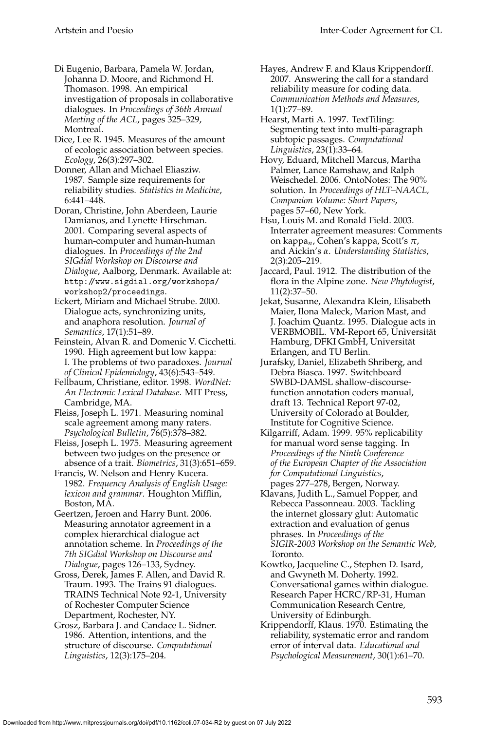Di Eugenio, Barbara, Pamela W. Jordan, Johanna D. Moore, and Richmond H. Thomason. 1998. An empirical investigation of proposals in collaborative dialogues. In *Proceedings of 36th Annual Meeting of the ACL*, pages 325–329, Montreal.

Dice, Lee R. 1945. Measures of the amount of ecologic association between species. *Ecology*, 26(3):297–302.

Donner, Allan and Michael Eliasziw. 1987. Sample size requirements for reliability studies. *Statistics in Medicine*, 6:441–448.

Doran, Christine, John Aberdeen, Laurie Damianos, and Lynette Hirschman. 2001. Comparing several aspects of human-computer and human-human dialogues. In *Proceedings of the 2nd SIGdial Workshop on Discourse and Dialogue*, Aalborg, Denmark. Available at: http://www.sigdial.org/workshops/workshop2/proceedings.

Eckert, Miriam and Michael Strube. 2000. Dialogue acts, synchronizing units, and anaphora resolution. *Journal of Semantics*, 17(1):51–89.

Feinstein, Alvan R. and Domenic V. Cicchetti. 1990. High agreement but low kappa: I. The problems of two paradoxes. *Journal of Clinical Epidemiology*, 43(6):543–549.

Fellbaum, Christiane, editor. 1998. *WordNet: An Electronic Lexical Database*. MIT Press, Cambridge, MA.

Fleiss, Joseph L. 1971. Measuring nominal scale agreement among many raters. *Psychological Bulletin*, 76(5):378–382.

Fleiss, Joseph L. 1975. Measuring agreement between two judges on the presence or absence of a trait. *Biometrics*, 31(3):651–659.

Francis, W. Nelson and Henry Kucera. 1982. *Frequency Analysis of English Usage: lexicon and grammar*. Houghton Mifflin, Boston, MA.

Geertzen, Jeroen and Harry Bunt. 2006. Measuring annotator agreement in a complex hierarchical dialogue act annotation scheme. In *Proceedings of the 7th SIGdial Workshop on Discourse and Dialogue*, pages 126–133, Sydney.

Gross, Derek, James F. Allen, and David R. Traum. 1993. The Trains 91 dialogues. TRAINS Technical Note 92-1, University of Rochester Computer Science Department, Rochester, NY.

Grosz, Barbara J. and Candace L. Sidner. 1986. Attention, intentions, and the structure of discourse. *Computational Linguistics*, 12(3):175–204.

Hayes, Andrew F. and Klaus Krippendorff. 2007. Answering the call for a standard reliability measure for coding data. *Communication Methods and Measures*, 1(1):77–89.

Hearst, Marti A. 1997. TextTiling: Segmenting text into multi-paragraph subtopic passages. *Computational Linguistics*, 23(1):33–64.

Hovy, Eduard, Mitchell Marcus, Martha Palmer, Lance Ramshaw, and Ralph Weischedel. 2006. OntoNotes: The 90% solution. In *Proceedings of HLT–NAACL, Companion Volume: Short Papers*, pages 57–60, New York.

Hsu, Louis M. and Ronald Field. 2003. Interrater agreement measures: Comments on kappa$_n$, Cohen's kappa, Scott's $\pi$, and Aickin's $\alpha$. *Understanding Statistics*, 2(3):205–219.

Jaccard, Paul. 1912. The distribution of the flora in the Alpine zone. *New Phytologist*, 11(2):37–50.

Jekat, Susanne, Alexandra Klein, Elisabeth Maier, Ilona Maleck, Marion Mast, and J. Joachim Quantz. 1995. Dialogue acts in VERBMOBIL. VM-Report 65, Universität Hamburg, DFKI GmbH, Universität Erlangen, and TU Berlin.

Jurafsky, Daniel, Elizabeth Shriberg, and Debra Biasca. 1997. Switchboard SWBD-DAMSL shallow-discourse-function annotation coders manual, draft 13. Technical Report 97-02, University of Colorado at Boulder, Institute for Cognitive Science.

Kilgarriff, Adam. 1999. 95% replicability for manual word sense tagging. In *Proceedings of the Ninth Conference of the European Chapter of the Association for Computational Linguistics*, pages 277–278, Bergen, Norway.

Klavans, Judith L., Samuel Popper, and Rebecca Passonneau. 2003. Tackling the internet glossary glut: Automatic extraction and evaluation of genus phrases. In *Proceedings of the SIGIR-2003 Workshop on the Semantic Web*, Toronto.

Kowtko, Jacqueline C., Stephen D. Isard, and Gwyneth M. Doherty. 1992. Conversational games within dialogue. Research Paper HCRC/RP-31, Human Communication Research Centre, University of Edinburgh.

Krippendorff, Klaus. 1970. Estimating the reliability, systematic error and random error of interval data. *Educational and Psychological Measurement*, 30(1):61–70.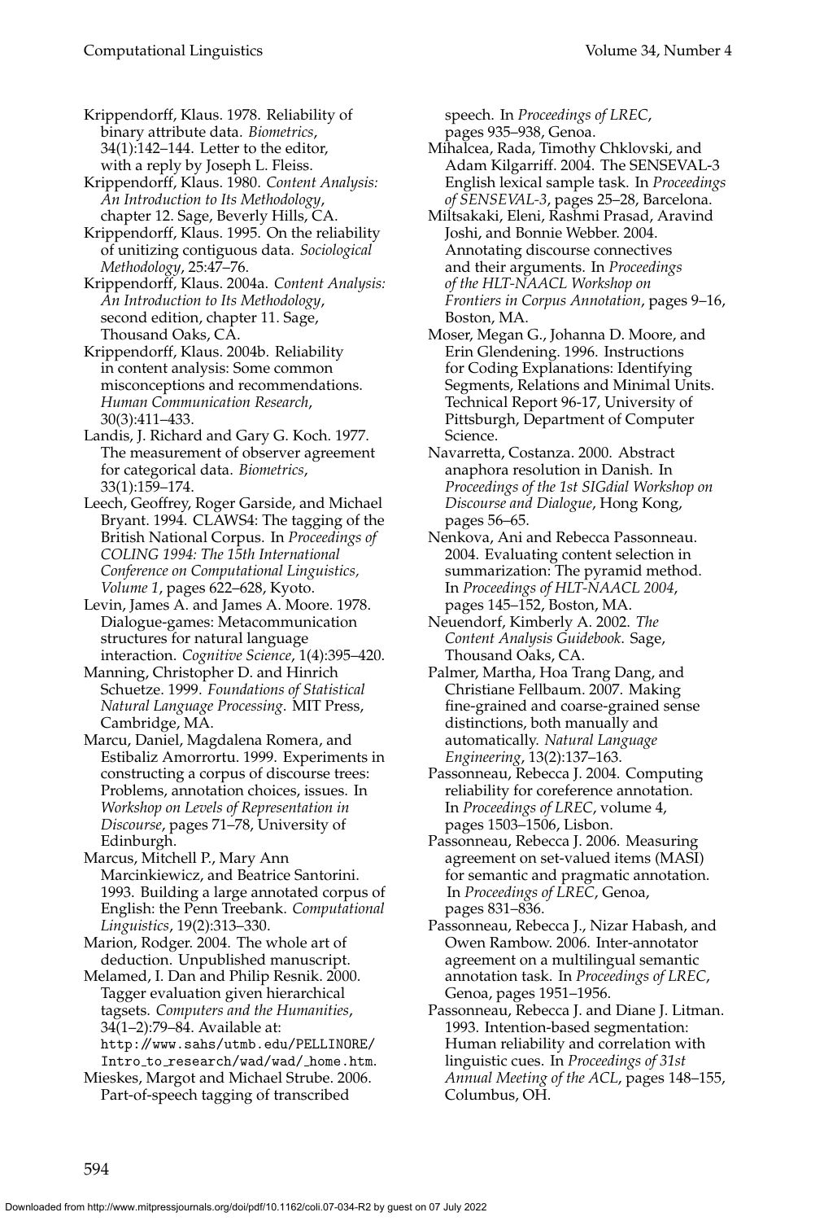Krippendorff, Klaus. 1978. Reliability of binary attribute data. *Biometrics*, 34(1):142–144. Letter to the editor, with a reply by Joseph L. Fleiss.

Krippendorff, Klaus. 1980. *Content Analysis: An Introduction to Its Methodology*, chapter 12. Sage, Beverly Hills, CA.

Krippendorff, Klaus. 1995. On the reliability of unitizing contiguous data. *Sociological Methodology*, 25:47–76.

Krippendorff, Klaus. 2004a. *Content Analysis: An Introduction to Its Methodology*, second edition, chapter 11. Sage, Thousand Oaks, CA.

Krippendorff, Klaus. 2004b. Reliability in content analysis: Some common misconceptions and recommendations. *Human Communication Research*, 30(3):411–433.

Landis, J. Richard and Gary G. Koch. 1977. The measurement of observer agreement for categorical data. *Biometrics*, 33(1):159–174.

Leech, Geoffrey, Roger Garside, and Michael Bryant. 1994. CLAWS4: The tagging of the British National Corpus. In *Proceedings of COLING 1994: The 15th International Conference on Computational Linguistics, Volume 1*, pages 622–628, Kyoto.

Levin, James A. and James A. Moore. 1978. Dialogue-games: Metacommunication structures for natural language interaction. *Cognitive Science*, 1(4):395–420.

Manning, Christopher D. and Hinrich Schuetze. 1999. *Foundations of Statistical Natural Language Processing*. MIT Press, Cambridge, MA.

Marcu, Daniel, Magdalena Romera, and Estibaliz Amorrortu. 1999. Experiments in constructing a corpus of discourse trees: Problems, annotation choices, issues. In *Workshop on Levels of Representation in Discourse*, pages 71–78, University of Edinburgh.

Marcus, Mitchell P., Mary Ann Marcinkiewicz, and Beatrice Santorini. 1993. Building a large annotated corpus of English: the Penn Treebank. *Computational Linguistics*, 19(2):313–330.

Marion, Rodger. 2004. The whole art of deduction. Unpublished manuscript.

Melamed, I. Dan and Philip Resnik. 2000. Tagger evaluation given hierarchical tagsets. *Computers and the Humanities*, 34(1–2):79–84. Available at: http://www.sahs/utmb.edu/PELLINORE/Intro_to_research/wad/wad/_home.htm.

Mieskes, Margot and Michael Strube. 2006. Part-of-speech tagging of transcribed speech. In *Proceedings of LREC*, pages 935–938, Genoa.

Mihalcea, Rada, Timothy Chklovski, and Adam Kilgarriff. 2004. The SENSEVAL-3 English lexical sample task. In *Proceedings of SENSEVAL-3*, pages 25–28, Barcelona.

Miltsakaki, Eleni, Rashmi Prasad, Aravind Joshi, and Bonnie Webber. 2004. Annotating discourse connectives and their arguments. In *Proceedings of the HLT-NAACL Workshop on Frontiers in Corpus Annotation*, pages 9–16, Boston, MA.

Moser, Megan G., Johanna D. Moore, and Erin Glendening. 1996. Instructions for Coding Explanations: Identifying Segments, Relations and Minimal Units. Technical Report 96-17, University of Pittsburgh, Department of Computer Science.

Navarretta, Costanza. 2000. Abstract anaphora resolution in Danish. In *Proceedings of the 1st SIGdial Workshop on Discourse and Dialogue*, Hong Kong, pages 56–65.

Nenkova, Ani and Rebecca Passonneau. 2004. Evaluating content selection in summarization: The pyramid method. In *Proceedings of HLT-NAACL 2004*, pages 145–152, Boston, MA.

Neuendorf, Kimberly A. 2002. *The Content Analysis Guidebook*. Sage, Thousand Oaks, CA.

Palmer, Martha, Hoa Trang Dang, and Christiane Fellbaum. 2007. Making fine-grained and coarse-grained sense distinctions, both manually and automatically. *Natural Language Engineering*, 13(2):137–163.

Passonneau, Rebecca J. 2004. Computing reliability for coreference annotation. In *Proceedings of LREC*, volume 4, pages 1503–1506, Lisbon.

Passonneau, Rebecca J. 2006. Measuring agreement on set-valued items (MASI) for semantic and pragmatic annotation. In *Proceedings of LREC*, Genoa, pages 831–836.

Passonneau, Rebecca J., Nizar Habash, and Owen Rambow. 2006. Inter-annotator agreement on a multilingual semantic annotation task. In *Proceedings of LREC*, Genoa, pages 1951–1956.

Passonneau, Rebecca J. and Diane J. Litman. 1993. Intention-based segmentation: Human reliability and correlation with linguistic cues. In *Proceedings of 31st Annual Meeting of the ACL*, pages 148–155, Columbus, OH.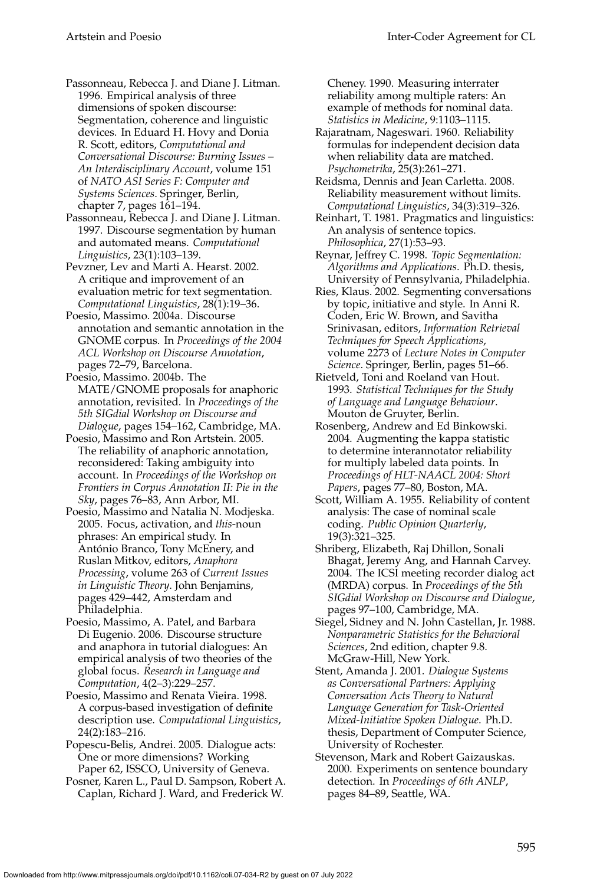Passonneau, Rebecca J. and Diane J. Litman. 1996. Empirical analysis of three dimensions of spoken discourse: Segmentation, coherence and linguistic devices. In Eduard H. Hovy and Donia R. Scott, editors, *Computational and Conversational Discourse: Burning Issues – An Interdisciplinary Account*, volume 151 of *NATO ASI Series F: Computer and Systems Sciences*. Springer, Berlin, chapter 7, pages 161–194.

Passonneau, Rebecca J. and Diane J. Litman. 1997. Discourse segmentation by human and automated means. *Computational Linguistics*, 23(1):103–139.

Pevzner, Lev and Marti A. Hearst. 2002. A critique and improvement of an evaluation metric for text segmentation. *Computational Linguistics*, 28(1):19–36.

Poesio, Massimo. 2004a. Discourse annotation and semantic annotation in the GNOME corpus. In *Proceedings of the 2004 ACL Workshop on Discourse Annotation*, pages 72–79, Barcelona.

Poesio, Massimo. 2004b. The MATE/GNOME proposals for anaphoric annotation, revisited. In *Proceedings of the 5th SIGdial Workshop on Discourse and Dialogue*, pages 154–162, Cambridge, MA.

Poesio, Massimo and Ron Artstein. 2005. The reliability of anaphoric annotation, reconsidered: Taking ambiguity into account. In *Proceedings of the Workshop on Frontiers in Corpus Annotation II: Pie in the Sky*, pages 76–83, Ann Arbor, MI.

Poesio, Massimo and Natalia N. Modjeska. 2005. Focus, activation, and *this*-noun phrases: An empirical study. In António Branco, Tony McEnery, and Ruslan Mitkov, editors, *Anaphora Processing*, volume 263 of *Current Issues in Linguistic Theory*. John Benjamins, pages 429–442, Amsterdam and Philadelphia.

Poesio, Massimo, A. Patel, and Barbara Di Eugenio. 2006. Discourse structure and anaphora in tutorial dialogues: An empirical analysis of two theories of the global focus. *Research in Language and Computation*, 4(2–3):229–257.

Poesio, Massimo and Renata Vieira. 1998. A corpus-based investigation of definite description use. *Computational Linguistics*, 24(2):183–216.

Popescu-Belis, Andrei. 2005. Dialogue acts: One or more dimensions? Working Paper 62, ISSCO, University of Geneva.

Posner, Karen L., Paul D. Sampson, Robert A. Caplan, Richard J. Ward, and Frederick W. Cheney. 1990. Measuring interrater reliability among multiple raters: An example of methods for nominal data. *Statistics in Medicine*, 9:1103–1115.

Rajaratnam, Nageswari. 1960. Reliability formulas for independent decision data when reliability data are matched. *Psychometrika*, 25(3):261–271.

Reidsma, Dennis and Jean Carletta. 2008. Reliability measurement without limits. *Computational Linguistics*, 34(3):319–326.

Reinhart, T. 1981. Pragmatics and linguistics: An analysis of sentence topics. *Philosophica*, 27(1):53–93.

Reynar, Jeffrey C. 1998. *Topic Segmentation: Algorithms and Applications*. Ph.D. thesis, University of Pennsylvania, Philadelphia.

Ries, Klaus. 2002. Segmenting conversations by topic, initiative and style. In Anni R. Coden, Eric W. Brown, and Savitha Srinivasan, editors, *Information Retrieval Techniques for Speech Applications*, volume 2273 of *Lecture Notes in Computer Science*. Springer, Berlin, pages 51–66.

Rietveld, Toni and Roeland van Hout. 1993. *Statistical Techniques for the Study of Language and Language Behaviour*. Mouton de Gruyter, Berlin.

Rosenberg, Andrew and Ed Binkowski. 2004. Augmenting the kappa statistic to determine interannotator reliability for multiply labeled data points. In *Proceedings of HLT-NAACL 2004: Short Papers*, pages 77–80, Boston, MA.

Scott, William A. 1955. Reliability of content analysis: The case of nominal scale coding. *Public Opinion Quarterly*, 19(3):321–325.

Shriberg, Elizabeth, Raj Dhillon, Sonali Bhagat, Jeremy Ang, and Hannah Carvey. 2004. The ICSI meeting recorder dialog act (MRDA) corpus. In *Proceedings of the 5th SIGdial Workshop on Discourse and Dialogue*, pages 97–100, Cambridge, MA.

Siegel, Sidney and N. John Castellan, Jr. 1988. *Nonparametric Statistics for the Behavioral Sciences*, 2nd edition, chapter 9.8. McGraw-Hill, New York.

Stent, Amanda J. 2001. *Dialogue Systems as Conversational Partners: Applying Conversation Acts Theory to Natural Language Generation for Task-Oriented Mixed-Initiative Spoken Dialogue*. Ph.D. thesis, Department of Computer Science, University of Rochester.

Stevenson, Mark and Robert Gaizauskas. 2000. Experiments on sentence boundary detection. In *Proceedings of 6th ANLP*, pages 84–89, Seattle, WA.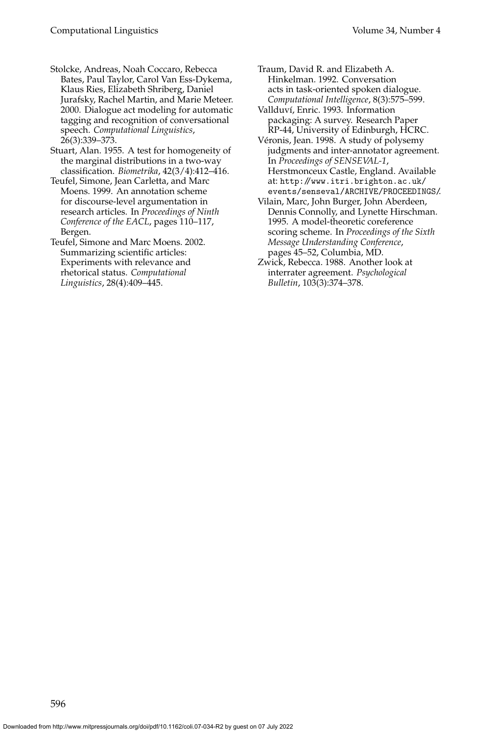Stolcke, Andreas, Noah Coccaro, Rebecca Bates, Paul Taylor, Carol Van Ess-Dykema, Klaus Ries, Elizabeth Shriberg, Daniel Jurafsky, Rachel Martin, and Marie Meteer. 2000. Dialogue act modeling for automatic tagging and recognition of conversational speech. *Computational Linguistics*, 26(3):339–373.

Stuart, Alan. 1955. A test for homogeneity of the marginal distributions in a two-way classification. *Biometrika*, 42(3/4):412–416.

Teufel, Simone, Jean Carletta, and Marc Moens. 1999. An annotation scheme for discourse-level argumentation in research articles. In *Proceedings of Ninth Conference of the EACL*, pages 110–117, Bergen.

Teufel, Simone and Marc Moens. 2002. Summarizing scientific articles: Experiments with relevance and rhetorical status. *Computational Linguistics*, 28(4):409–445.

Traum, David R. and Elizabeth A. Hinkelman. 1992. Conversation acts in task-oriented spoken dialogue. *Computational Intelligence*, 8(3):575–599.

Vallduví, Enric. 1993. Information packaging: A survey. Research Paper RP-44, University of Edinburgh, HCRC.

Véronis, Jean. 1998. A study of polysemy judgments and inter-annotator agreement. In *Proceedings of SENSEVAL-1*, Herstmonceux Castle, England. Available at: `http://www.itri.brighton.ac.uk/events/senseval/ARCHIVE/PROCEEDINGS/`.

Vilain, Marc, John Burger, John Aberdeen, Dennis Connolly, and Lynette Hirschman. 1995. A model-theoretic coreference scoring scheme. In *Proceedings of the Sixth Message Understanding Conference*, pages 45–52, Columbia, MD.

Zwick, Rebecca. 1988. Another look at interrater agreement. *Psychological Bulletin*, 103(3):374–378.

Downloaded from http://www.mitpressjournals.org/doi/pdf/10.1162/coli.07-034-R2 by guest on 07 July 2022